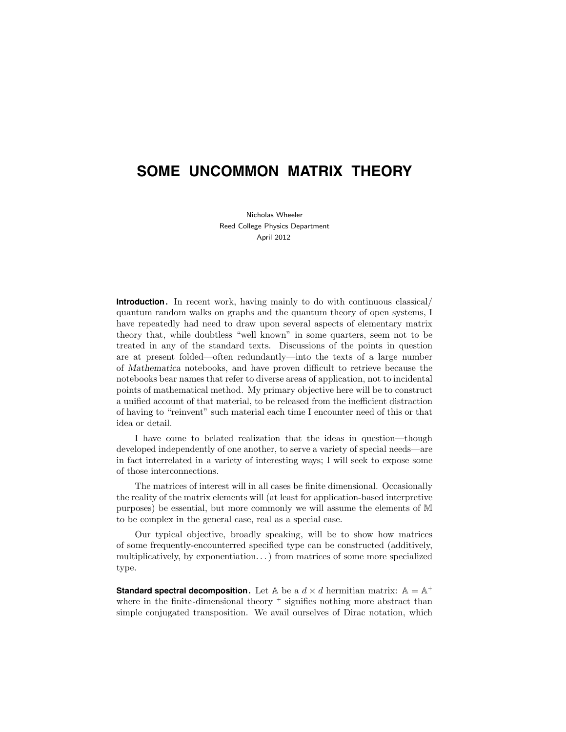# SOME UNCOMMON MATRIX THEORY

Nicholas Wheeler
Reed College Physics Department
April 2012

**Introduction.** In recent work, having mainly to do with continuous classical/ quantum random walks on graphs and the quantum theory of open systems, I have repeatedly had need to draw upon several aspects of elementary matrix theory that, while doubtless "well known" in some quarters, seem not to be treated in any of the standard texts. Discussions of the points in question are at present folded—often redundantly—into the texts of a large number of *Mathematica* notebooks, and have proven difficult to retrieve because the notebooks bear names that refer to diverse areas of application, not to incidental points of mathematical method. My primary objective here will be to construct a unified account of that material, to be released from the inefficient distraction of having to "reinvent" such material each time I encounter need of this or that idea or detail.

I have come to belated realization that the ideas in question—though developed independently of one another, to serve a variety of special needs—are in fact interrelated in a variety of interesting ways; I will seek to expose some of those interconnections.

The matrices of interest will in all cases be finite dimensional. Occasionally the reality of the matrix elements will (at least for application-based interpretive purposes) be essential, but more commonly we will assume the elements of $\mathbb{M}$ to be complex in the general case, real as a special case.

Our typical objective, broadly speaking, will be to show how matrices of some frequently-encounterred specified type can be constructed (additively, multiplicatively, by exponentiation. . . ) from matrices of some more specialized type.

**Standard spectral decomposition.** Let $\mathbb{A}$ be a $d \times d$ hermitian matrix: $\mathbb{A} = \mathbb{A}^+$ where in the finite-dimensional theory $^+$ signifies nothing more abstract than simple conjugated transposition. We avail ourselves of Dirac notation, which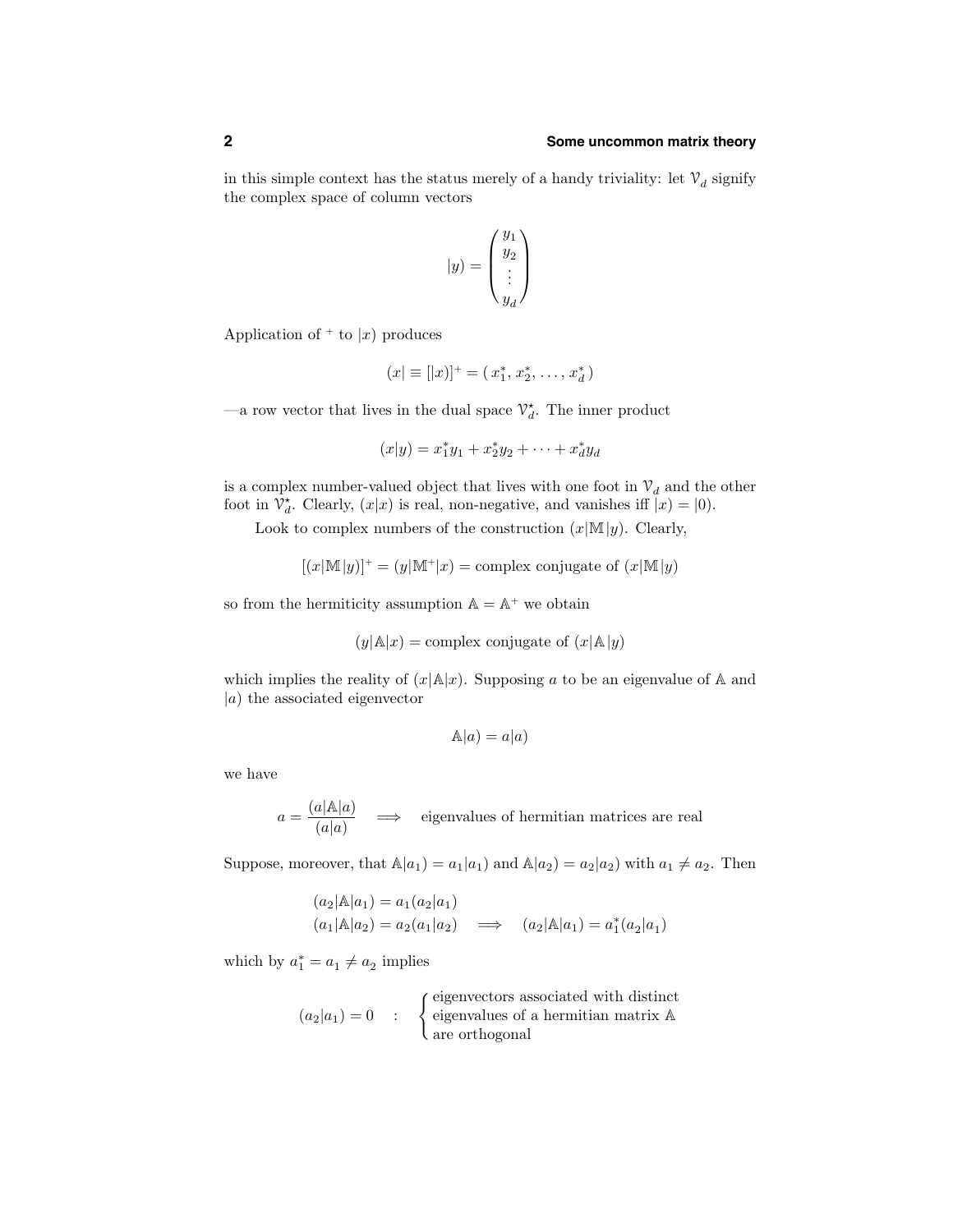in this simple context has the status merely of a handy triviality: let $\mathcal{V}_d$ signify the complex space of column vectors

$$|y) = \begin{pmatrix} y_1 \\ y_2 \\ \vdots \\ y_d \end{pmatrix}$$

Application of $^+$ to $|x)$ produces

$$(x| \equiv [|x)]^+ = (\, x_1^*, x_2^*, \ldots, x_d^* \,)$$

—a row vector that lives in the dual space $\mathcal{V}_d^\star$. The inner product

$$(x|y) = x_1^* y_1 + x_2^* y_2 + \cdots + x_d^* y_d$$

is a complex number-valued object that lives with one foot in $\mathcal{V}_d$ and the other foot in $\mathcal{V}_d^\star$. Clearly, $(x|x)$ is real, non-negative, and vanishes iff $|x) = |0)$.

Look to complex numbers of the construction $(x|\mathbb{M}|y)$. Clearly,

$$[(x|\mathbb{M}|y)]^+ = (y|\mathbb{M}^+|x) = \text{complex conjugate of } (x|\mathbb{M}|y)$$

so from the hermiticity assumption $\mathbb{A} = \mathbb{A}^+$ we obtain

$$(y|\mathbb{A}|x) = \text{complex conjugate of } (x|\mathbb{A}|y)$$

which implies the reality of $(x|\mathbb{A}|x)$. Supposing $a$ to be an eigenvalue of $\mathbb{A}$ and $|a)$ the associated eigenvector

$$\mathbb{A}|a) = a|a)$$

we have

$$a = \frac{(a|\mathbb{A}|a)}{(a|a)} \quad \Longrightarrow \quad \text{eigenvalues of hermitian matrices are real}$$

Suppose, moreover, that $\mathbb{A}|a_1) = a_1|a_1)$ and $\mathbb{A}|a_2) = a_2|a_2)$ with $a_1 \neq a_2$. Then

$$\begin{aligned} (a_2|\mathbb{A}|a_1) &= a_1(a_2|a_1) \\ (a_1|\mathbb{A}|a_2) &= a_2(a_1|a_2) \quad \Longrightarrow \quad (a_2|\mathbb{A}|a_1) = a_1^*(a_2|a_1) \end{aligned}$$

which by $a_1^* = a_1 \neq a_2$ implies

$$(a_2|a_1) = 0 \quad : \quad \begin{cases} \text{eigenvectors associated with distinct} \\ \text{eigenvalues of a hermitian matrix } \mathbb{A} \\ \text{are orthogonal} \end{cases}$$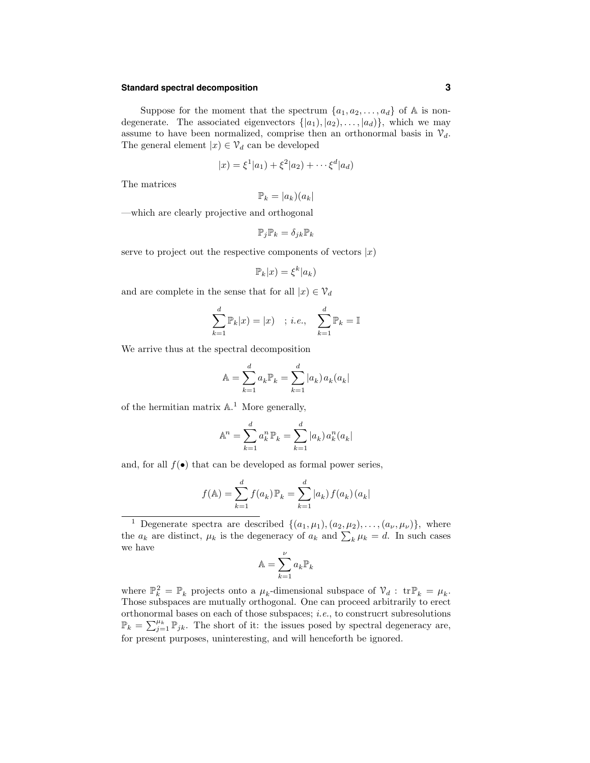Suppose for the moment that the spectrum $\{a_1, a_2, \ldots, a_d\}$ of $\mathbb{A}$ is non-degenerate. The associated eigenvectors $\{|a_1), |a_2), \ldots, |a_d)\}$, which we may assume to have been normalized, comprise then an orthonormal basis in $\mathcal{V}_d$. The general element $|x) \in \mathcal{V}_d$ can be developed

$$|x) = \xi^1|a_1) + \xi^2|a_2) + \cdots \xi^d|a_d)$$

The matrices

$$\mathbb{P}_k = |a_k)(a_k|$$

—which are clearly projective and orthogonal

$$\mathbb{P}_j\mathbb{P}_k = \delta_{jk}\mathbb{P}_k$$

serve to project out the respective components of vectors $|x)$

$$\mathbb{P}_k|x) = \xi^k|a_k)$$

and are complete in the sense that for all $|x) \in \mathcal{V}_d$

$$\sum_{k=1}^{d} \mathbb{P}_k|x) = |x) \quad ; \textit{i.e.}, \quad \sum_{k=1}^{d} \mathbb{P}_k = \mathbb{I}$$

We arrive thus at the spectral decomposition

$$\mathbb{A} = \sum_{k=1}^{d} a_k \mathbb{P}_k = \sum_{k=1}^{d} |a_k)\, a_k (a_k|$$

of the hermitian matrix $\mathbb{A}$.[1] More generally,

$$\mathbb{A}^n = \sum_{k=1}^{d} a_k^n \mathbb{P}_k = \sum_{k=1}^{d} |a_k)\, a_k^n (a_k|$$

and, for all $f(\bullet)$ that can be developed as formal power series,

$$f(\mathbb{A}) = \sum_{k=1}^{d} f(a_k)\, \mathbb{P}_k = \sum_{k=1}^{d} |a_k)\, f(a_k)\, (a_k|$$

---

[1] Degenerate spectra are described $\{(a_1, \mu_1), (a_2, \mu_2), \ldots, (a_\nu, \mu_\nu)\}$, where the $a_k$ are distinct, $\mu_k$ is the degeneracy of $a_k$ and $\sum_k \mu_k = d$. In such cases we have

$$\mathbb{A} = \sum_{k=1}^{\nu} a_k \mathbb{P}_k$$

where $\mathbb{P}_k^2 = \mathbb{P}_k$ projects onto a $\mu_k$-dimensional subspace of $\mathcal{V}_d$ : $\mathrm{tr}\,\mathbb{P}_k = \mu_k$. Those subspaces are mutually orthogonal. One can proceed arbitrarily to erect orthonormal bases on each of those subspaces; *i.e.*, to construcrt subresolutions $\mathbb{P}_k = \sum_{j=1}^{\mu_k} \mathbb{P}_{jk}$. The short of it: the issues posed by spectral degeneracy are, for present purposes, uninteresting, and will henceforth be ignored.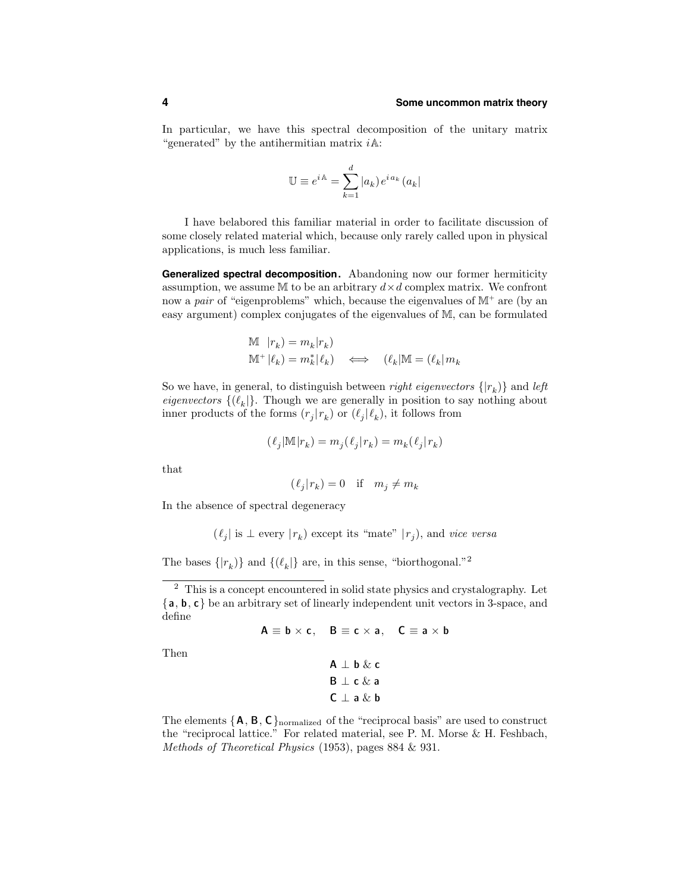In particular, we have this spectral decomposition of the unitary matrix "generated" by the antihermitian matrix $i\mathbb{A}$:

$$\mathbb{U} \equiv e^{i\mathbb{A}} = \sum_{k=1}^{d} |a_k)\, e^{i\,a_k}\, (a_k|$$

I have belabored this familiar material in order to facilitate discussion of some closely related material which, because only rarely called upon in physical applications, is much less familiar.

**Generalized spectral decomposition.** Abandoning now our former hermiticity assumption, we assume $\mathbb{M}$ to be an arbitrary $d\times d$ complex matrix. We confront now a *pair* of "eigenproblems" which, because the eigenvalues of $\mathbb{M}^+$ are (by an easy argument) complex conjugates of the eigenvalues of $\mathbb{M}$, can be formulated

$$\begin{aligned}
\mathbb{M} \;\; |r_k) &= m_k |r_k) \\
\mathbb{M}^+ |\ell_k) &= m_k^* |\ell_k) \quad \Longleftrightarrow \quad (\ell_k|\mathbb{M} = (\ell_k| m_k
\end{aligned}$$

So we have, in general, to distinguish between *right eigenvectors* $\{|r_k)\}$ and *left eigenvectors* $\{(\ell_k|\}$. Though we are generally in position to say nothing about inner products of the forms $(r_j|r_k)$ or $(\ell_j|\ell_k)$, it follows from

$$(\ell_j|\mathbb{M}|r_k) = m_j(\ell_j|r_k) = m_k(\ell_j|r_k)$$

that

$$(\ell_j|r_k) = 0 \quad \text{if} \quad m_j \neq m_k$$

In the absence of spectral degeneracy

$$(\ell_j| \text{ is } \perp \text{ every } |r_k) \text{ except its "mate" } |r_j)\text{, and } \textit{vice versa}$$

The bases $\{|r_k)\}$ and $\{(\ell_k|\}$ are, in this sense, "biorthogonal."[2]

---

[2] This is a concept encountered in solid state physics and crystalography. Let $\{\mathbf{a}, \mathbf{b}, \mathbf{c}\}$ be an arbitrary set of linearly independent unit vectors in 3-space, and define

$$\mathbf{A} \equiv \mathbf{b}\times\mathbf{c}, \quad \mathbf{B} \equiv \mathbf{c}\times\mathbf{a}, \quad \mathbf{C} \equiv \mathbf{a}\times\mathbf{b}$$

Then

$$\begin{aligned}
\mathbf{A} &\perp \mathbf{b} \;\&\; \mathbf{c} \\
\mathbf{B} &\perp \mathbf{c} \;\&\; \mathbf{a} \\
\mathbf{C} &\perp \mathbf{a} \;\&\; \mathbf{b}
\end{aligned}$$

The elements $\{\mathbf{A}, \mathbf{B}, \mathbf{C}\}_{\text{normalized}}$ of the "reciprocal basis" are used to construct the "reciprocal lattice." For related material, see P. M. Morse & H. Feshbach, *Methods of Theoretical Physics* (1953), pages 884 & 931.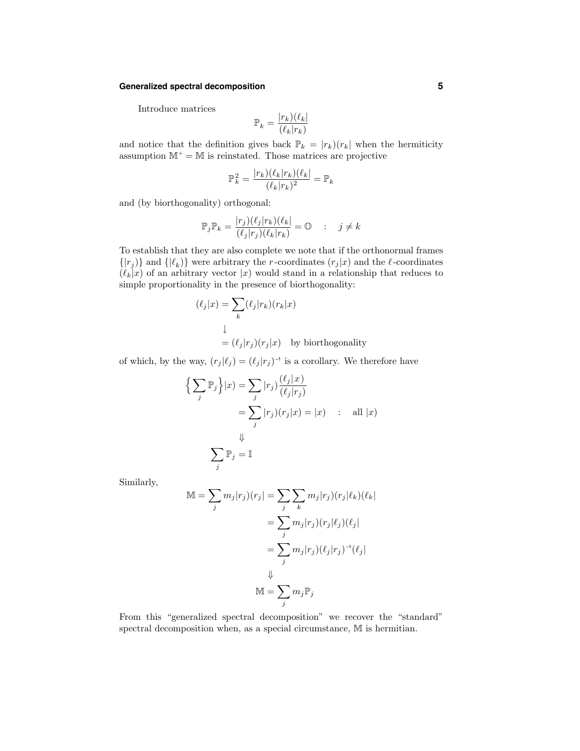Introduce matrices

$$\mathbb{P}_k = \frac{|r_k)(\ell_k|}{(\ell_k|r_k)}$$

and notice that the definition gives back $\mathbb{P}_k = |r_k)(r_k|$ when the hermiticity assumption $\mathbb{M}^+ = \mathbb{M}$ is reinstated. Those matrices are projective

$$\mathbb{P}_k^2 = \frac{|r_k)(\ell_k|r_k)(\ell_k|}{(\ell_k|r_k)^2} = \mathbb{P}_k$$

and (by biorthogonality) orthogonal:

$$\mathbb{P}_j\mathbb{P}_k = \frac{|r_j)(\ell_j|r_k)(\ell_k|}{(\ell_j|r_j)(\ell_k|r_k)} = \mathbb{O} \quad : \quad j \neq k$$

To establish that they are also complete we note that if the orthonormal frames $\{|r_j)\}$ and $\{|\ell_k)\}$ were arbitrary the $r$-coordinates $(r_j|x)$ and the $\ell$-coordinates $(\ell_k|x)$ of an arbitrary vector $|x)$ would stand in a relationship that reduces to simple proportionality in the presence of biorthogonality:

$$\begin{aligned}
(\ell_j|x) &= \sum_k (\ell_j|r_k)(r_k|x) \\
&\downarrow \\
&= (\ell_j|r_j)(r_j|x) \quad \text{by biorthogonality}
\end{aligned}$$

of which, by the way, $(r_j|\ell_j) = (\ell_j|r_j)^{-1}$ is a corollary. We therefore have

$$\begin{aligned}
\Big\{\sum_j \mathbb{P}_j\Big\}|x) &= \sum_j |r_j)\frac{(\ell_j|x)}{(\ell_j|r_j)} \\
&= \sum_j |r_j)(r_j|x) = |x) \quad : \quad \text{all } |x) \\
&\Downarrow \\
\sum_j \mathbb{P}_j &= \mathbb{I}
\end{aligned}$$

Similarly,

$$\begin{aligned}
\mathbb{M} = \sum_j m_j |r_j)(r_j| &= \sum_j \sum_k m_j |r_j)(r_j|\ell_k)(\ell_k| \\
&= \sum_j m_j |r_j)(r_j|\ell_j)(\ell_j| \\
&= \sum_j m_j |r_j)(\ell_j|r_j)^{-1}(\ell_j| \\
&\Downarrow \\
\mathbb{M} &= \sum_j m_j \mathbb{P}_j
\end{aligned}$$

From this "generalized spectral decomposition" we recover the "standard" spectral decomposition when, as a special circumstance, $\mathbb{M}$ is hermitian.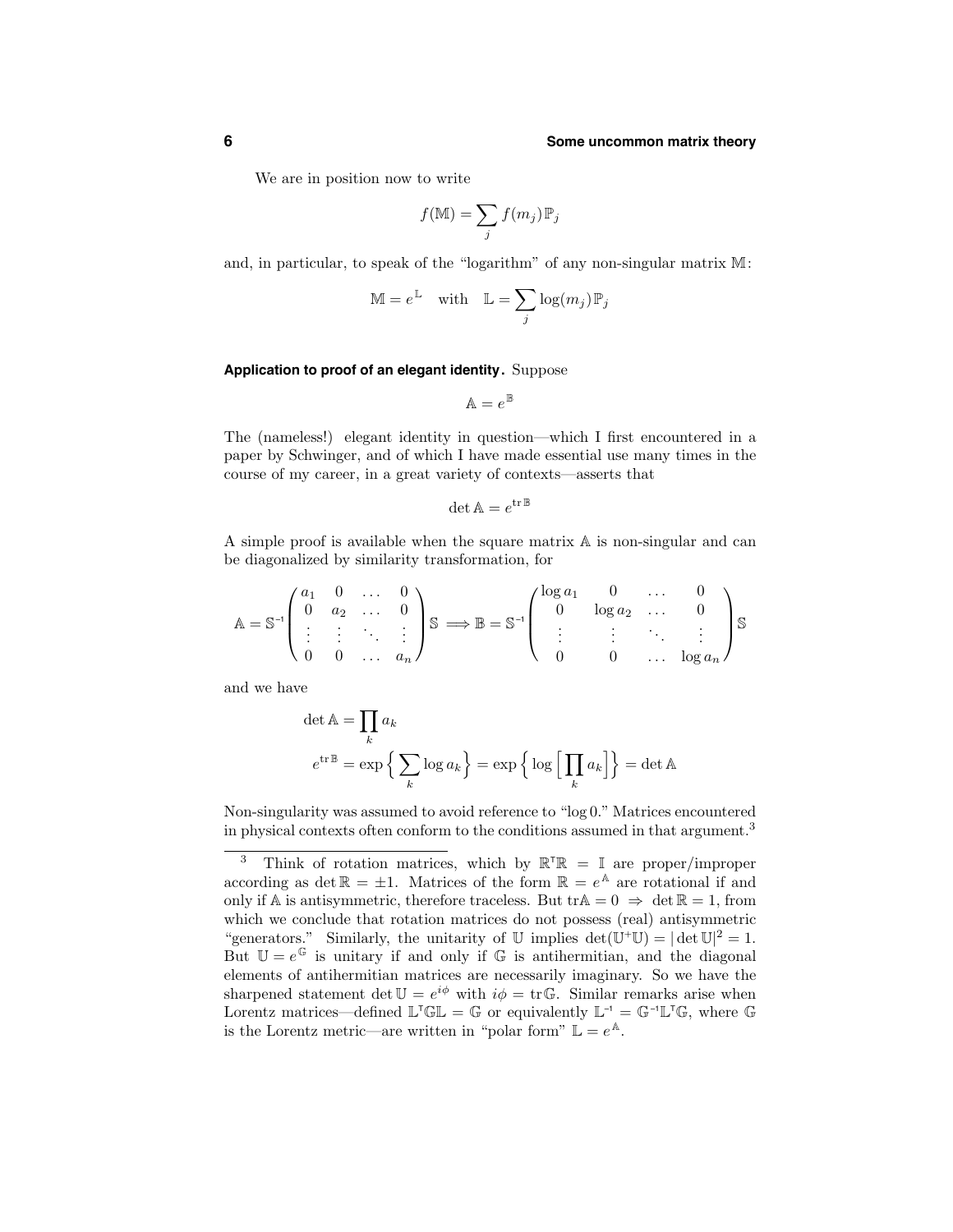We are in position now to write

$$f(\mathbb{M}) = \sum_j f(m_j)\mathbb{P}_j$$

and, in particular, to speak of the "logarithm" of any non-singular matrix $\mathbb{M}$:

$$\mathbb{M} = e^{\mathbb{L}} \quad \text{with} \quad \mathbb{L} = \sum_j \log(m_j)\mathbb{P}_j$$

**Application to proof of an elegant identity.** Suppose

$$\mathbb{A} = e^{\mathbb{B}}$$

The (nameless!) elegant identity in question—which I first encountered in a paper by Schwinger, and of which I have made essential use many times in the course of my career, in a great variety of contexts—asserts that

$$\det \mathbb{A} = e^{\operatorname{tr} \mathbb{B}}$$

A simple proof is available when the square matrix $\mathbb{A}$ is non-singular and can be diagonalized by similarity transformation, for

$$\mathbb{A} = \mathbb{S}^{-1}\begin{pmatrix} a_1 & 0 & \dots & 0 \\ 0 & a_2 & \dots & 0 \\ \vdots & \vdots & \ddots & \vdots \\ 0 & 0 & \dots & a_n \end{pmatrix}\mathbb{S} \Longrightarrow \mathbb{B} = \mathbb{S}^{-1}\begin{pmatrix} \log a_1 & 0 & \dots & 0 \\ 0 & \log a_2 & \dots & 0 \\ \vdots & \vdots & \ddots & \vdots \\ 0 & 0 & \dots & \log a_n \end{pmatrix}\mathbb{S}$$

and we have

$$\begin{aligned} \det \mathbb{A} &= \prod_k a_k \\ e^{\operatorname{tr} \mathbb{B}} &= \exp\Big\{ \sum_k \log a_k \Big\} = \exp\Big\{ \log\Big[ \prod_k a_k \Big] \Big\} = \det \mathbb{A} \end{aligned}$$

Non-singularity was assumed to avoid reference to "log 0." Matrices encountered in physical contexts often conform to the conditions assumed in that argument.[3]

[3] Think of rotation matrices, which by $\mathbb{R}^{\mathsf{T}}\mathbb{R} = \mathbb{I}$ are proper/improper according as $\det \mathbb{R} = \pm 1$. Matrices of the form $\mathbb{R} = e^{\mathbb{A}}$ are rotational if and only if $\mathbb{A}$ is antisymmetric, therefore traceless. But $\operatorname{tr}\mathbb{A} = 0 \Rightarrow \det \mathbb{R} = 1$, from which we conclude that rotation matrices do not possess (real) antisymmetric "generators." Similarly, the unitarity of $\mathbb{U}$ implies $\det(\mathbb{U}^{+}\mathbb{U}) = |\det \mathbb{U}|^2 = 1$. But $\mathbb{U} = e^{\mathbb{G}}$ is unitary if and only if $\mathbb{G}$ is antihermitian, and the diagonal elements of antihermitian matrices are necessarily imaginary. So we have the sharpened statement $\det \mathbb{U} = e^{i\phi}$ with $i\phi = \operatorname{tr}\mathbb{G}$. Similar remarks arise when Lorentz matrices—defined $\mathbb{L}^{\mathsf{T}}\mathbb{G}\mathbb{L} = \mathbb{G}$ or equivalently $\mathbb{L}^{-1} = \mathbb{G}^{-1}\mathbb{L}^{\mathsf{T}}\mathbb{G}$, where $\mathbb{G}$ is the Lorentz metric—are written in "polar form" $\mathbb{L} = e^{\mathbb{A}}$.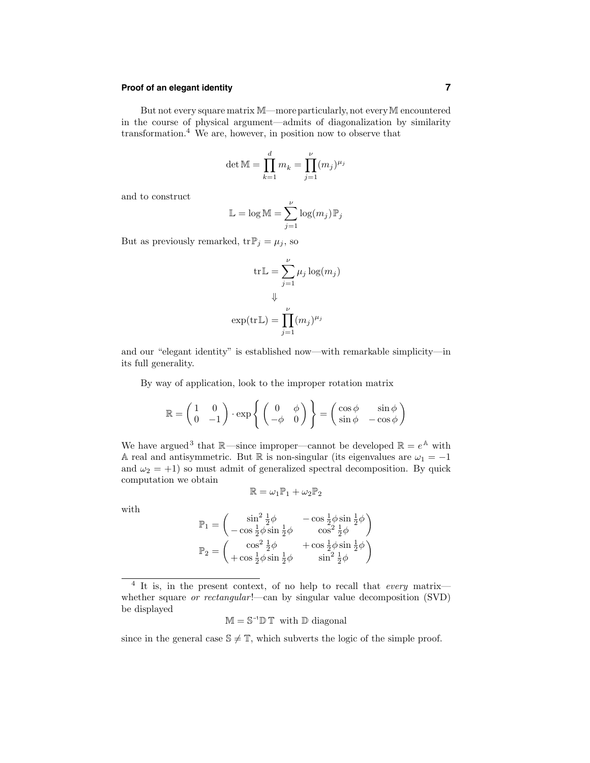But not every square matrix $\mathbb{M}$—more particularly, not every $\mathbb{M}$ encountered in the course of physical argument—admits of diagonalization by similarity transformation.[4] We are, however, in position now to observe that

$$\det \mathbb{M} = \prod_{k=1}^{d} m_k = \prod_{j=1}^{\nu} (m_j)^{\mu_j}$$

and to construct

$$\mathbb{L} = \log \mathbb{M} = \sum_{j=1}^{\nu} \log(m_j)\,\mathbb{P}_j$$

But as previously remarked, $\mathrm{tr}\,\mathbb{P}_j = \mu_j$, so

$$\mathrm{tr}\,\mathbb{L} = \sum_{j=1}^{\nu} \mu_j \log(m_j)$$

$$\Downarrow$$

$$\exp(\mathrm{tr}\,\mathbb{L}) = \prod_{j=1}^{\nu} (m_j)^{\mu_j}$$

and our "elegant identity" is established now—with remarkable simplicity—in its full generality.

By way of application, look to the improper rotation matrix

$$\mathbb{R} = \begin{pmatrix} 1 & 0 \\ 0 & -1 \end{pmatrix} \cdot \exp\left\{ \begin{pmatrix} 0 & \phi \\ -\phi & 0 \end{pmatrix} \right\} = \begin{pmatrix} \cos\phi & \sin\phi \\ \sin\phi & -\cos\phi \end{pmatrix}$$

We have argued[3] that $\mathbb{R}$—since improper—cannot be developed $\mathbb{R} = e^{\mathbb{A}}$ with $\mathbb{A}$ real and antisymmetric. But $\mathbb{R}$ is non-singular (its eigenvalues are $\omega_1 = -1$ and $\omega_2 = +1$) so must admit of generalized spectral decomposition. By quick computation we obtain

$$\mathbb{R} = \omega_1 \mathbb{P}_1 + \omega_2 \mathbb{P}_2$$

with

$$\mathbb{P}_1 = \begin{pmatrix} \sin^2 \tfrac{1}{2}\phi & -\cos\tfrac{1}{2}\phi \sin\tfrac{1}{2}\phi \\ -\cos\tfrac{1}{2}\phi \sin\tfrac{1}{2}\phi & \cos^2 \tfrac{1}{2}\phi \end{pmatrix}$$

$$\mathbb{P}_2 = \begin{pmatrix} \cos^2 \tfrac{1}{2}\phi & +\cos\tfrac{1}{2}\phi \sin\tfrac{1}{2}\phi \\ +\cos\tfrac{1}{2}\phi \sin\tfrac{1}{2}\phi & \sin^2 \tfrac{1}{2}\phi \end{pmatrix}$$

---

[4] It is, in the present context, of no help to recall that *every* matrix—whether square *or rectangular*!—can by singular value decomposition (SVD) be displayed

$$\mathbb{M} = \mathbb{S}^{-1}\mathbb{D}\,\mathbb{T} \quad \text{with } \mathbb{D} \text{ diagonal}$$

since in the general case $\mathbb{S} \neq \mathbb{T}$, which subverts the logic of the simple proof.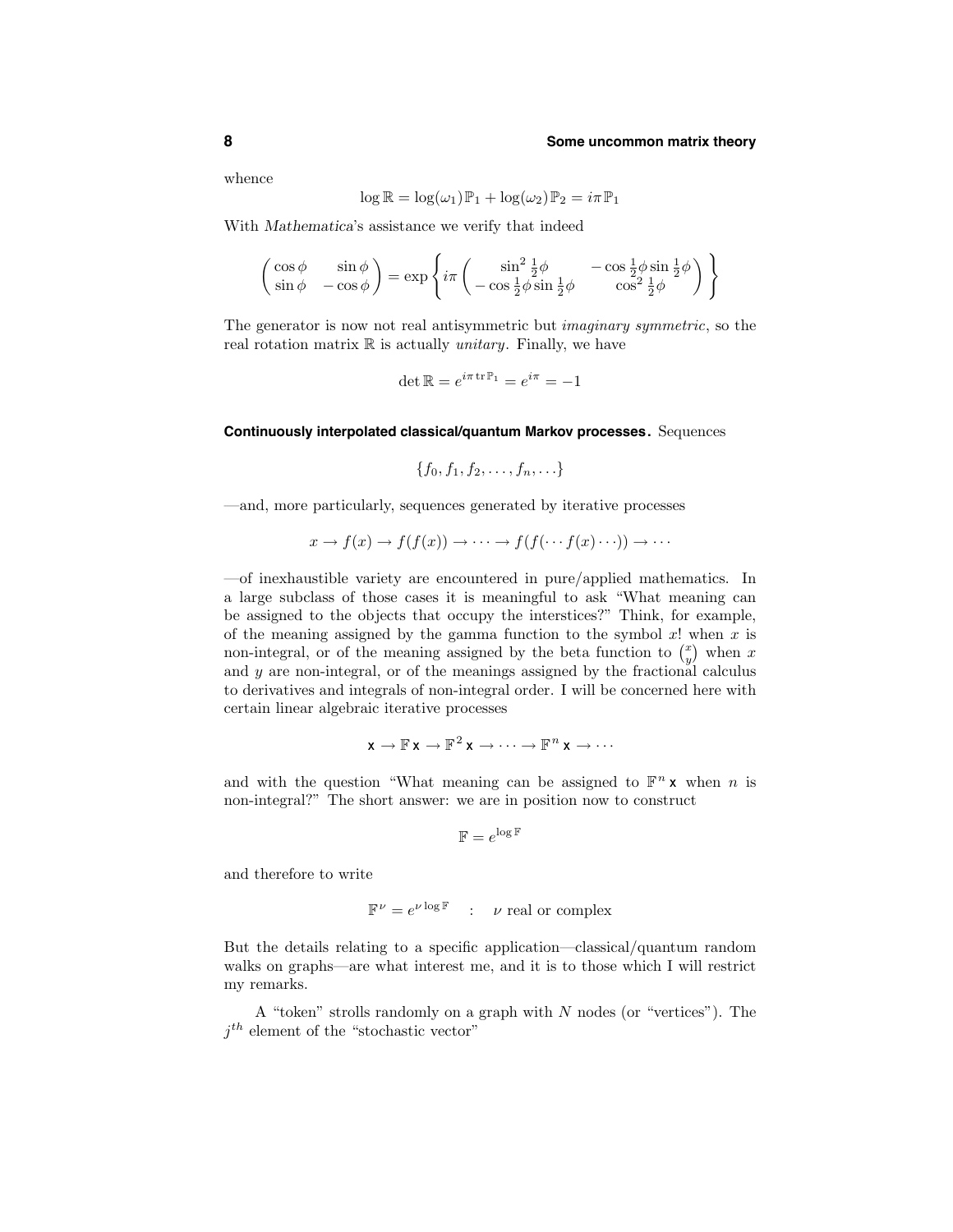whence

$$\log \mathbb{R} = \log(\omega_1)\mathbb{P}_1 + \log(\omega_2)\mathbb{P}_2 = i\pi\,\mathbb{P}_1$$

With *Mathematica*'s assistance we verify that indeed

$$\begin{pmatrix} \cos\phi & \sin\phi \\ \sin\phi & -\cos\phi \end{pmatrix} = \exp\left\{ i\pi \begin{pmatrix} \sin^2\frac{1}{2}\phi & -\cos\frac{1}{2}\phi\sin\frac{1}{2}\phi \\ -\cos\frac{1}{2}\phi\sin\frac{1}{2}\phi & \cos^2\frac{1}{2}\phi \end{pmatrix} \right\}$$

The generator is now not real antisymmetric but *imaginary symmetric*, so the real rotation matrix $\mathbb{R}$ is actually *unitary*. Finally, we have

$$\det \mathbb{R} = e^{i\pi\,\mathrm{tr}\,\mathbb{P}_1} = e^{i\pi} = -1$$

**Continuously interpolated classical/quantum Markov processes.** Sequences

$$\{f_0, f_1, f_2, \ldots, f_n, \ldots\}$$

—and, more particularly, sequences generated by iterative processes

$$x \to f(x) \to f(f(x)) \to \cdots \to f(f(\cdots f(x)\cdots)) \to \cdots$$

—of inexhaustible variety are encountered in pure/applied mathematics. In a large subclass of those cases it is meaningful to ask "What meaning can be assigned to the objects that occupy the interstices?" Think, for example, of the meaning assigned by the gamma function to the symbol $x!$ when $x$ is non-integral, or of the meaning assigned by the beta function to $\binom{x}{y}$ when $x$ and $y$ are non-integral, or of the meanings assigned by the fractional calculus to derivatives and integrals of non-integral order. I will be concerned here with certain linear algebraic iterative processes

$$\mathsf{x} \to \mathbb{F}\,\mathsf{x} \to \mathbb{F}^2\,\mathsf{x} \to \cdots \to \mathbb{F}^n\,\mathsf{x} \to \cdots$$

and with the question "What meaning can be assigned to $\mathbb{F}^n\,\mathsf{x}$ when $n$ is non-integral?" The short answer: we are in position now to construct

$$\mathbb{F} = e^{\log \mathbb{F}}$$

and therefore to write

$$\mathbb{F}^\nu = e^{\nu \log \mathbb{F}} \quad : \quad \nu \text{ real or complex}$$

But the details relating to a specific application—classical/quantum random walks on graphs—are what interest me, and it is to those which I will restrict my remarks.

A "token" strolls randomly on a graph with $N$ nodes (or "vertices"). The $j^{th}$ element of the "stochastic vector"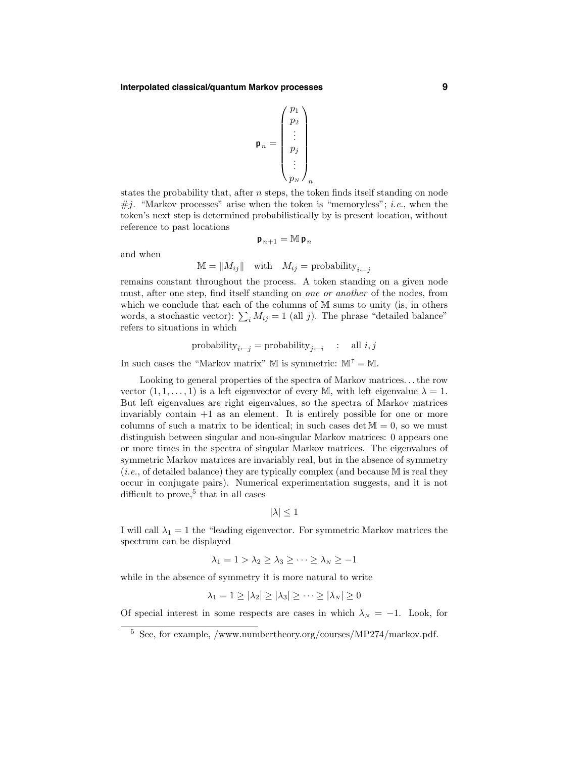$$\mathsf{p}_n = \begin{pmatrix} p_1 \\ p_2 \\ \vdots \\ p_j \\ \vdots \\ p_N \end{pmatrix}_n$$

states the probability that, after $n$ steps, the token finds itself standing on node $\#j$. "Markov processes" arise when the token is "memoryless"; *i.e.*, when the token's next step is determined probabilistically by is present location, without reference to past locations

$$\mathsf{p}_{n+1} = \mathbb{M}\,\mathsf{p}_n$$

and when

$$\mathbb{M} = \|M_{ij}\| \quad \text{with} \quad M_{ij} = \text{probability}_{i \leftarrow j}$$

remains constant throughout the process. A token standing on a given node must, after one step, find itself standing on *one or another* of the nodes, from which we conclude that each of the columns of $\mathbb{M}$ sums to unity (is, in others words, a stochastic vector): $\sum_i M_{ij} = 1$ (all $j$). The phrase "detailed balance" refers to situations in which

$$\text{probability}_{i \leftarrow j} = \text{probability}_{j \leftarrow i} \quad : \quad \text{all } i, j$$

In such cases the "Markov matrix" $\mathbb{M}$ is symmetric: $\mathbb{M}^{\mathsf{T}} = \mathbb{M}$.

Looking to general properties of the spectra of Markov matrices... the row vector $(1, 1, \ldots, 1)$ is a left eigenvector of every $\mathbb{M}$, with left eigenvalue $\lambda = 1$. But left eigenvalues are right eigenvalues, so the spectra of Markov matrices invariably contain $+1$ as an element. It is entirely possible for one or more columns of such a matrix to be identical; in such cases $\det \mathbb{M} = 0$, so we must distinguish between singular and non-singular Markov matrices: 0 appears one or more times in the spectra of singular Markov matrices. The eigenvalues of symmetric Markov matrices are invariably real, but in the absence of symmetry (*i.e.*, of detailed balance) they are typically complex (and because $\mathbb{M}$ is real they occur in conjugate pairs). Numerical experimentation suggests, and it is not difficult to prove,[5] that in all cases

$$|\lambda| \leq 1$$

I will call $\lambda_1 = 1$ the "leading eigenvector. For symmetric Markov matrices the spectrum can be displayed

$$\lambda_1 = 1 > \lambda_2 \geq \lambda_3 \geq \cdots \geq \lambda_N \geq -1$$

while in the absence of symmetry it is more natural to write

$$\lambda_1 = 1 \geq |\lambda_2| \geq |\lambda_3| \geq \cdots \geq |\lambda_N| \geq 0$$

Of special interest in some respects are cases in which $\lambda_N = -1$. Look, for

[5] See, for example, /www.numbertheory.org/courses/MP274/markov.pdf.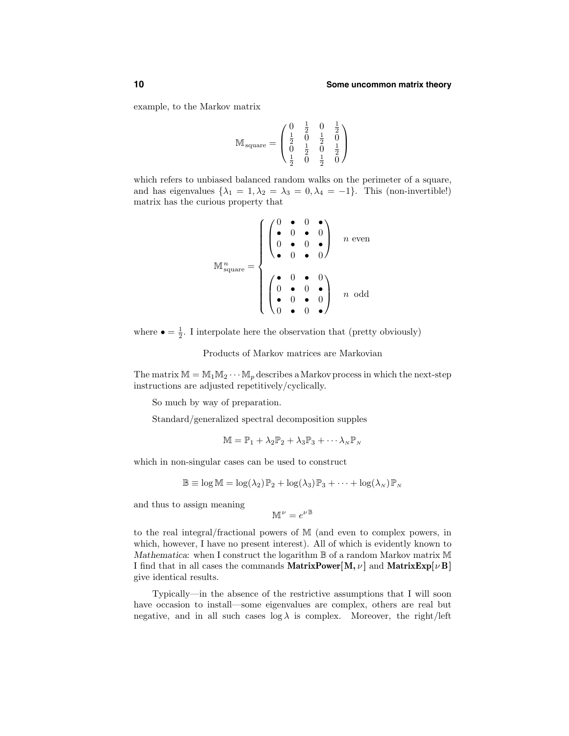example, to the Markov matrix

$$\mathbb{M}_{\text{square}} = \begin{pmatrix} 0 & \frac{1}{2} & 0 & \frac{1}{2} \\ \frac{1}{2} & 0 & \frac{1}{2} & 0 \\ 0 & \frac{1}{2} & 0 & \frac{1}{2} \\ \frac{1}{2} & 0 & \frac{1}{2} & 0 \end{pmatrix}$$

which refers to unbiased balanced random walks on the perimeter of a square, and has eigenvalues $\{\lambda_1 = 1, \lambda_2 = \lambda_3 = 0, \lambda_4 = -1\}$. This (non-invertible!) matrix has the curious property that

$$\mathbb{M}^n_{\text{square}} = \begin{cases} \begin{pmatrix} 0 & \bullet & 0 & \bullet \\ \bullet & 0 & \bullet & 0 \\ 0 & \bullet & 0 & \bullet \\ \bullet & 0 & \bullet & 0 \end{pmatrix} & n \text{ even} \\[2em] \begin{pmatrix} \bullet & 0 & \bullet & 0 \\ 0 & \bullet & 0 & \bullet \\ \bullet & 0 & \bullet & 0 \\ 0 & \bullet & 0 & \bullet \end{pmatrix} & n \text{ odd} \end{cases}$$

where $\bullet = \frac{1}{2}$. I interpolate here the observation that (pretty obviously)

Products of Markov matrices are Markovian

The matrix $\mathbb{M} = \mathbb{M}_1\mathbb{M}_2 \cdots \mathbb{M}_p$ describes a Markov process in which the next-step instructions are adjusted repetitively/cyclically.

So much by way of preparation.

Standard/generalized spectral decomposition supples

$$\mathbb{M} = \mathbb{P}_1 + \lambda_2\mathbb{P}_2 + \lambda_3\mathbb{P}_3 + \cdots \lambda_N\mathbb{P}_N$$

which in non-singular cases can be used to construct

$$\mathbb{B} \equiv \log \mathbb{M} = \log(\lambda_2)\,\mathbb{P}_2 + \log(\lambda_3)\,\mathbb{P}_3 + \cdots + \log(\lambda_N)\,\mathbb{P}_N$$

and thus to assign meaning

$$\mathbb{M}^\nu = e^{\nu\,\mathbb{B}}$$

to the real integral/fractional powers of $\mathbb{M}$ (and even to complex powers, in which, however, I have no present interest). All of which is evidently known to *Mathematica*: when I construct the logarithm $\mathbb{B}$ of a random Markov matrix $\mathbb{M}$ I find that in all cases the commands **MatrixPower[M,** $\nu$**]** and **MatrixExp[**$\nu$ **B]** give identical results.

Typically—in the absence of the restrictive assumptions that I will soon have occasion to install—some eigenvalues are complex, others are real but negative, and in all such cases $\log \lambda$ is complex. Moreover, the right/left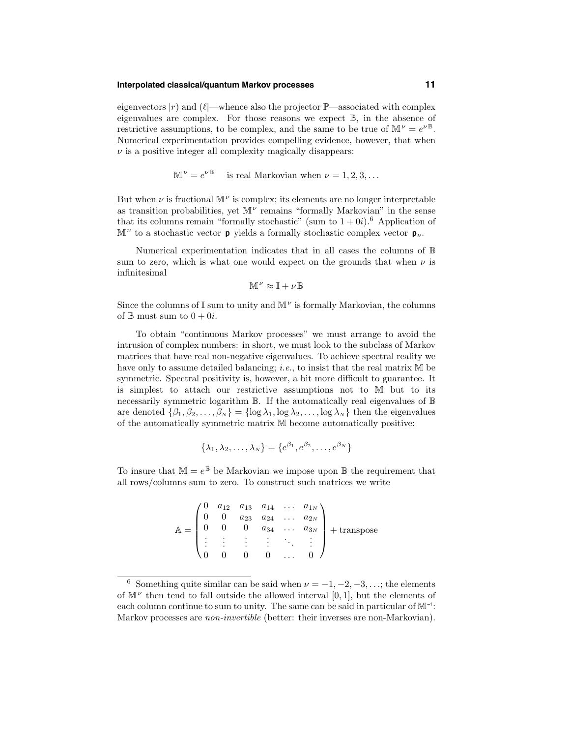eigenvectors $|r)$ and $(\ell|$—whence also the projector $\mathbb{P}$—associated with complex eigenvalues are complex. For those reasons we expect $\mathbb{B}$, in the absence of restrictive assumptions, to be complex, and the same to be true of $\mathbb{M}^\nu = e^{\nu\mathbb{B}}$. Numerical experimentation provides compelling evidence, however, that when $\nu$ is a positive integer all complexity magically disappears:

$$\mathbb{M}^\nu = e^{\nu\mathbb{B}} \quad \text{is real Markovian when } \nu = 1, 2, 3, \ldots$$

But when $\nu$ is fractional $\mathbb{M}^\nu$ is complex; its elements are no longer interpretable as transition probabilities, yet $\mathbb{M}^\nu$ remains "formally Markovian" in the sense that its columns remain "formally stochastic" (sum to $1 + 0i$).[6] Application of $\mathbb{M}^\nu$ to a stochastic vector $\mathsf{p}$ yields a formally stochastic complex vector $\mathsf{p}_\nu$.

Numerical experimentation indicates that in all cases the columns of $\mathbb{B}$ sum to zero, which is what one would expect on the grounds that when $\nu$ is infinitesimal

$$\mathbb{M}^\nu \approx \mathbb{I} + \nu\mathbb{B}$$

Since the columns of $\mathbb{I}$ sum to unity and $\mathbb{M}^\nu$ is formally Markovian, the columns of $\mathbb{B}$ must sum to $0 + 0i$.

To obtain "continuous Markov processes" we must arrange to avoid the intrusion of complex numbers: in short, we must look to the subclass of Markov matrices that have real non-negative eigenvalues. To achieve spectral reality we have only to assume detailed balancing; *i.e.*, to insist that the real matrix $\mathbb{M}$ be symmetric. Spectral positivity is, however, a bit more difficult to guarantee. It is simplest to attach our restrictive assumptions not to $\mathbb{M}$ but to its necessarily symmetric logarithm $\mathbb{B}$. If the automatically real eigenvalues of $\mathbb{B}$ are denoted $\{\beta_1, \beta_2, \ldots, \beta_N\} = \{\log\lambda_1, \log\lambda_2, \ldots, \log\lambda_N\}$ then the eigenvalues of the automatically symmetric matrix $\mathbb{M}$ become automatically positive:

$$\{\lambda_1, \lambda_2, \ldots, \lambda_N\} = \{e^{\beta_1}, e^{\beta_2}, \ldots, e^{\beta_N}\}$$

To insure that $\mathbb{M} = e^{\mathbb{B}}$ be Markovian we impose upon $\mathbb{B}$ the requirement that all rows/columns sum to zero. To construct such matrices we write

$$\mathbb{A} = \begin{pmatrix} 0 & a_{12} & a_{13} & a_{14} & \ldots & a_{1N} \\ 0 & 0 & a_{23} & a_{24} & \ldots & a_{2N} \\ 0 & 0 & 0 & a_{34} & \ldots & a_{3N} \\ \vdots & \vdots & \vdots & \vdots & \ddots & \vdots \\ 0 & 0 & 0 & 0 & \ldots & 0 \end{pmatrix} + \text{transpose}$$

---

[6] Something quite similar can be said when $\nu = -1, -2, -3, \ldots$; the elements of $\mathbb{M}^\nu$ then tend to fall outside the allowed interval $[0, 1]$, but the elements of each column continue to sum to unity. The same can be said in particular of $\mathbb{M}^{-1}$: Markov processes are *non-invertible* (better: their inverses are non-Markovian).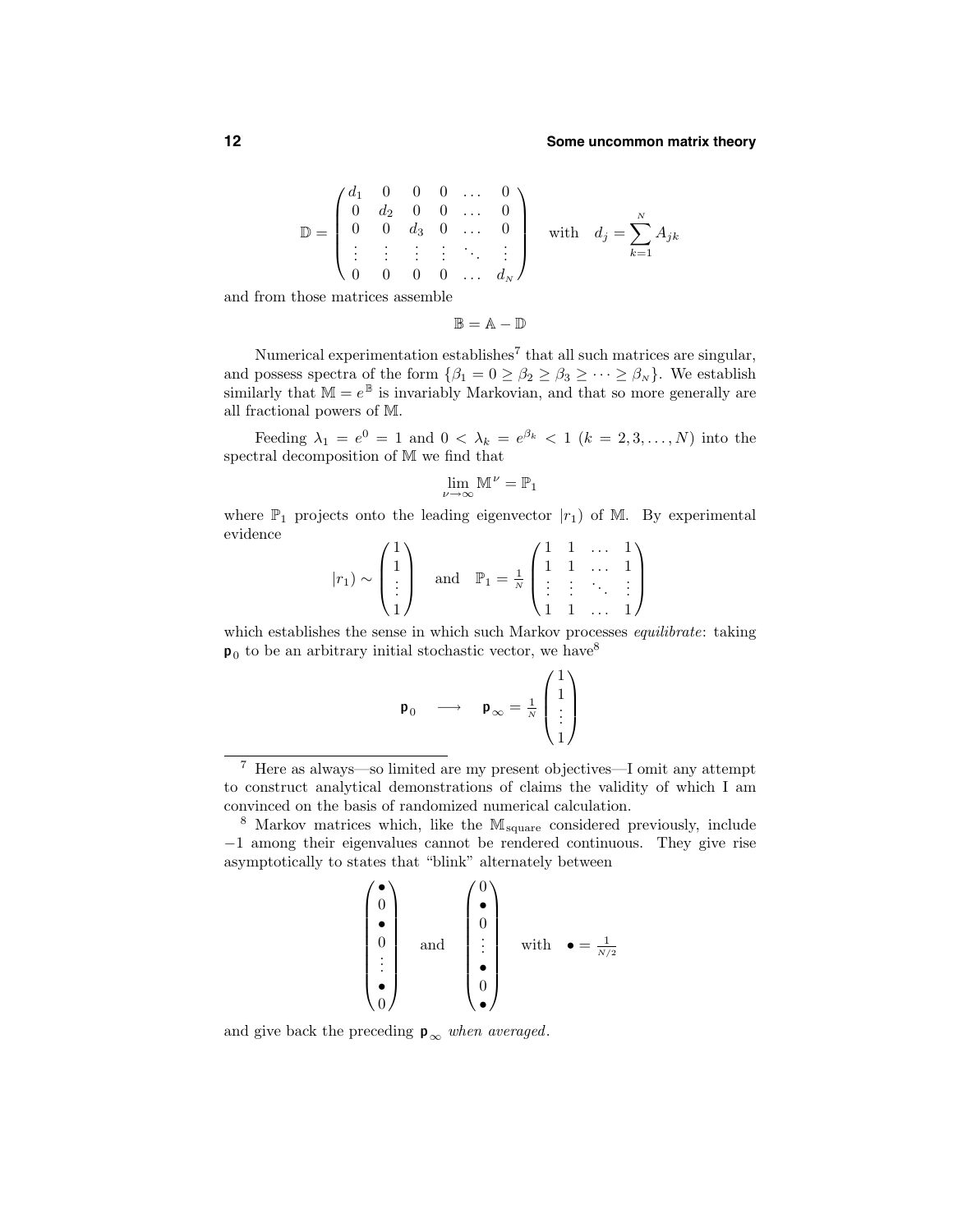$$\mathbb{D} = \begin{pmatrix} d_1 & 0 & 0 & 0 & \dots & 0 \\ 0 & d_2 & 0 & 0 & \dots & 0 \\ 0 & 0 & d_3 & 0 & \dots & 0 \\ \vdots & \vdots & \vdots & \vdots & \ddots & \vdots \\ 0 & 0 & 0 & 0 & \dots & d_N \end{pmatrix} \quad \text{with} \quad d_j = \sum_{k=1}^{N} A_{jk}$$

and from those matrices assemble

$$\mathbb{B} = \mathbb{A} - \mathbb{D}$$

Numerical experimentation establishes[7] that all such matrices are singular, and possess spectra of the form $\{\beta_1 = 0 \geq \beta_2 \geq \beta_3 \geq \cdots \geq \beta_N\}$. We establish similarly that $\mathbb{M} = e^{\mathbb{B}}$ is invariably Markovian, and that so more generally are all fractional powers of $\mathbb{M}$.

Feeding $\lambda_1 = e^0 = 1$ and $0 < \lambda_k = e^{\beta_k} < 1$ $(k = 2, 3, \dots, N)$ into the spectral decomposition of $\mathbb{M}$ we find that

$$\lim_{\nu \to \infty} \mathbb{M}^\nu = \mathbb{P}_1$$

where $\mathbb{P}_1$ projects onto the leading eigenvector $|r_1)$ of $\mathbb{M}$. By experimental evidence

$$|r_1) \sim \begin{pmatrix} 1 \\ 1 \\ \vdots \\ 1 \end{pmatrix} \quad \text{and} \quad \mathbb{P}_1 = \tfrac{1}{N} \begin{pmatrix} 1 & 1 & \dots & 1 \\ 1 & 1 & \dots & 1 \\ \vdots & \vdots & \ddots & \vdots \\ 1 & 1 & \dots & 1 \end{pmatrix}$$

which establishes the sense in which such Markov processes *equilibrate*: taking $\mathbf{p}_0$ to be an arbitrary initial stochastic vector, we have[8]

$$\mathbf{p}_0 \quad \longrightarrow \quad \mathbf{p}_\infty = \tfrac{1}{N} \begin{pmatrix} 1 \\ 1 \\ \vdots \\ 1 \end{pmatrix}$$

---

[7] Here as always—so limited are my present objectives—I omit any attempt to construct analytical demonstrations of claims the validity of which I am convinced on the basis of randomized numerical calculation.

[8] Markov matrices which, like the $\mathbb{M}_{\text{square}}$ considered previously, include $-1$ among their eigenvalues cannot be rendered continuous. They give rise asymptotically to states that "blink" alternately between

$$\begin{pmatrix} \bullet \\ 0 \\ \bullet \\ 0 \\ \vdots \\ \bullet \\ 0 \end{pmatrix} \quad \text{and} \quad \begin{pmatrix} 0 \\ \bullet \\ 0 \\ \vdots \\ \bullet \\ 0 \\ \bullet \end{pmatrix} \quad \text{with} \quad \bullet = \tfrac{1}{N/2}$$

and give back the preceding $\mathbf{p}_\infty$ *when averaged*.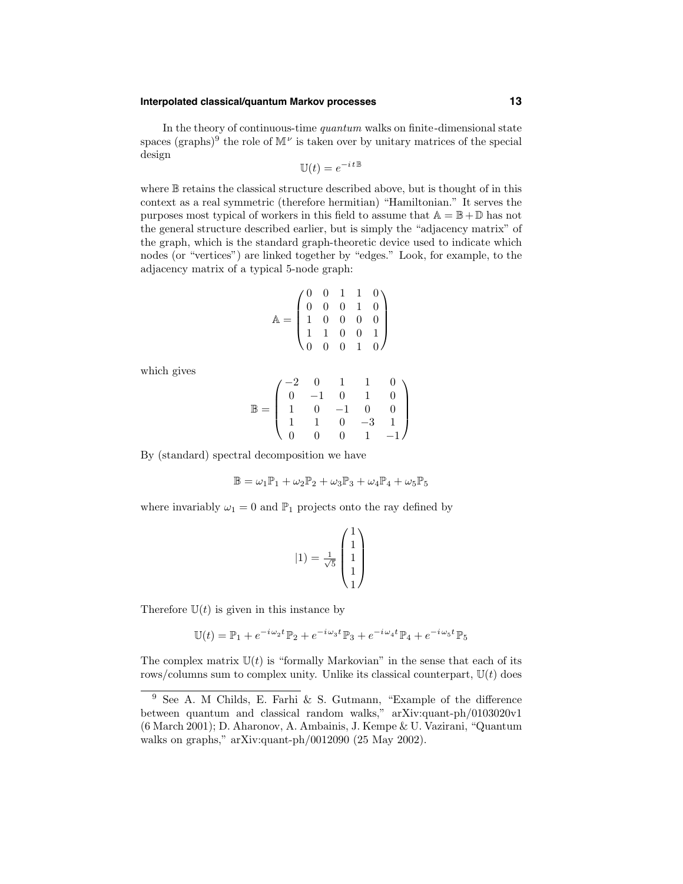In the theory of continuous-time *quantum* walks on finite-dimensional state spaces (graphs)[9] the role of $\mathbb{M}^\nu$ is taken over by unitary matrices of the special design

$$\mathbb{U}(t) = e^{-i\,t\,\mathbb{B}}$$

where $\mathbb{B}$ retains the classical structure described above, but is thought of in this context as a real symmetric (therefore hermitian) "Hamiltonian." It serves the purposes most typical of workers in this field to assume that $\mathbb{A} = \mathbb{B} + \mathbb{D}$ has not the general structure described earlier, but is simply the "adjacency matrix" of the graph, which is the standard graph-theoretic device used to indicate which nodes (or "vertices") are linked together by "edges." Look, for example, to the adjacency matrix of a typical 5-node graph:

$$\mathbb{A} = \begin{pmatrix} 0 & 0 & 1 & 1 & 0 \\ 0 & 0 & 0 & 1 & 0 \\ 1 & 0 & 0 & 0 & 0 \\ 1 & 1 & 0 & 0 & 1 \\ 0 & 0 & 0 & 1 & 0 \end{pmatrix}$$

which gives

$$\mathbb{B} = \begin{pmatrix} -2 & 0 & 1 & 1 & 0 \\ 0 & -1 & 0 & 1 & 0 \\ 1 & 0 & -1 & 0 & 0 \\ 1 & 1 & 0 & -3 & 1 \\ 0 & 0 & 0 & 1 & -1 \end{pmatrix}$$

By (standard) spectral decomposition we have

$$\mathbb{B} = \omega_1\mathbb{P}_1 + \omega_2\mathbb{P}_2 + \omega_3\mathbb{P}_3 + \omega_4\mathbb{P}_4 + \omega_5\mathbb{P}_5$$

where invariably $\omega_1 = 0$ and $\mathbb{P}_1$ projects onto the ray defined by

$$|1) = \tfrac{1}{\sqrt{5}}\begin{pmatrix} 1 \\ 1 \\ 1 \\ 1 \\ 1 \end{pmatrix}$$

Therefore $\mathbb{U}(t)$ is given in this instance by

$$\mathbb{U}(t) = \mathbb{P}_1 + e^{-i\omega_2 t}\,\mathbb{P}_2 + e^{-i\omega_3 t}\,\mathbb{P}_3 + e^{-i\omega_4 t}\,\mathbb{P}_4 + e^{-i\omega_5 t}\,\mathbb{P}_5$$

The complex matrix $\mathbb{U}(t)$ is "formally Markovian" in the sense that each of its rows/columns sum to complex unity. Unlike its classical counterpart, $\mathbb{U}(t)$ does

---

[9] See A. M Childs, E. Farhi & S. Gutmann, "Example of the difference between quantum and classical random walks," arXiv:quant-ph/0103020v1 (6 March 2001); D. Aharonov, A. Ambainis, J. Kempe & U. Vazirani, "Quantum walks on graphs," arXiv:quant-ph/0012090 (25 May 2002).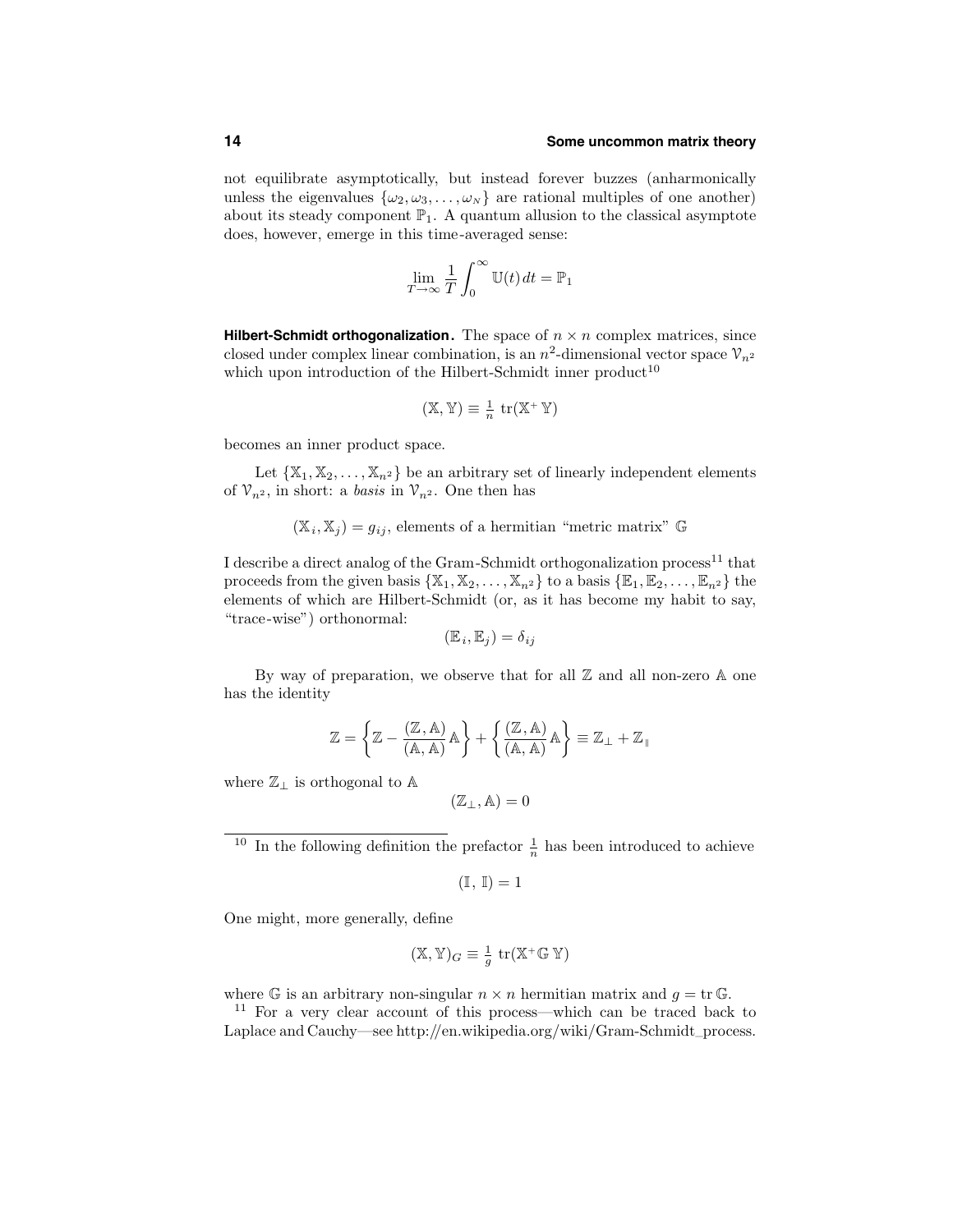not equilibrate asymptotically, but instead forever buzzes (anharmonically unless the eigenvalues $\{\omega_2, \omega_3, \ldots, \omega_N\}$ are rational multiples of one another) about its steady component $\mathbb{P}_1$. A quantum allusion to the classical asymptote does, however, emerge in this time-averaged sense:

$$\lim_{T\to\infty} \frac{1}{T}\int_0^\infty \mathbb{U}(t)\,dt = \mathbb{P}_1$$

**Hilbert-Schmidt orthogonalization.** The space of $n \times n$ complex matrices, since closed under complex linear combination, is an $n^2$-dimensional vector space $\mathcal{V}_{n^2}$ which upon introduction of the Hilbert-Schmidt inner product[10]

$$(\mathbb{X}, \mathbb{Y}) \equiv \tfrac{1}{n}\,\text{tr}(\mathbb{X}^+\,\mathbb{Y})$$

becomes an inner product space.

Let $\{\mathbb{X}_1, \mathbb{X}_2, \ldots, \mathbb{X}_{n^2}\}$ be an arbitrary set of linearly independent elements of $\mathcal{V}_{n^2}$, in short: a *basis* in $\mathcal{V}_{n^2}$. One then has

$$(\mathbb{X}_i, \mathbb{X}_j) = g_{ij}, \text{ elements of a hermitian "metric matrix" } \mathbb{G}$$

I describe a direct analog of the Gram-Schmidt orthogonalization process[11] that proceeds from the given basis $\{\mathbb{X}_1, \mathbb{X}_2, \ldots, \mathbb{X}_{n^2}\}$ to a basis $\{\mathbb{E}_1, \mathbb{E}_2, \ldots, \mathbb{E}_{n^2}\}$ the elements of which are Hilbert-Schmidt (or, as it has become my habit to say, "trace-wise") orthonormal:

$$(\mathbb{E}_i, \mathbb{E}_j) = \delta_{ij}$$

By way of preparation, we observe that for all $\mathbb{Z}$ and all non-zero $\mathbb{A}$ one has the identity

$$\mathbb{Z} = \left\{\mathbb{Z} - \frac{(\mathbb{Z},\mathbb{A})}{(\mathbb{A},\mathbb{A})}\mathbb{A}\right\} + \left\{\frac{(\mathbb{Z},\mathbb{A})}{(\mathbb{A},\mathbb{A})}\mathbb{A}\right\} \equiv \mathbb{Z}_\perp + \mathbb{Z}_\parallel$$

where $\mathbb{Z}_\perp$ is orthogonal to $\mathbb{A}$

$$(\mathbb{Z}_\perp, \mathbb{A}) = 0$$

---

[10] In the following definition the prefactor $\frac{1}{n}$ has been introduced to achieve

$$(\mathbb{I},\,\mathbb{I}) = 1$$

One might, more generally, define

$$(\mathbb{X}, \mathbb{Y})_G \equiv \tfrac{1}{g}\,\text{tr}(\mathbb{X}^+\mathbb{G}\,\mathbb{Y})$$

where $\mathbb{G}$ is an arbitrary non-singular $n \times n$ hermitian matrix and $g = \text{tr}\,\mathbb{G}$.

[11] For a very clear account of this process—which can be traced back to Laplace and Cauchy—see http://en.wikipedia.org/wiki/Gram-Schmidt_process.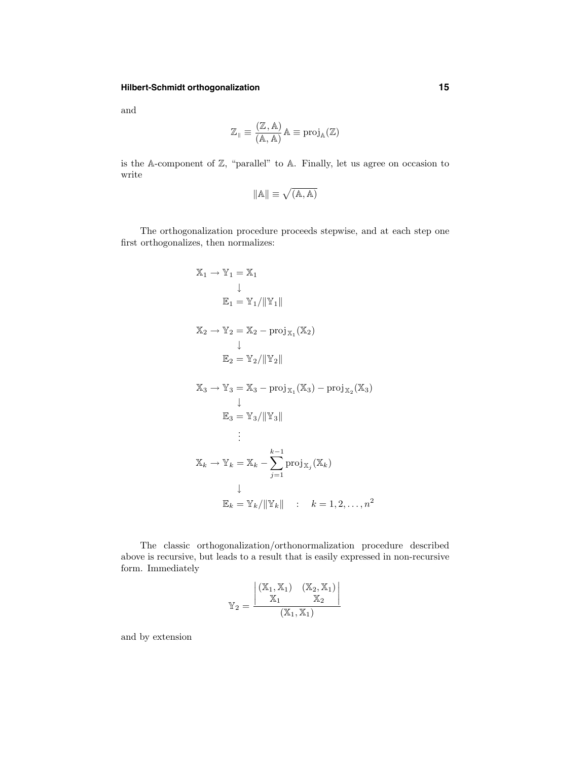and

$$\mathbb{Z}_{\parallel} \equiv \frac{(\mathbb{Z}, \mathbb{A})}{(\mathbb{A}, \mathbb{A})} \mathbb{A} \equiv \text{proj}_{\mathbb{A}}(\mathbb{Z})$$

is the $\mathbb{A}$-component of $\mathbb{Z}$, "parallel" to $\mathbb{A}$. Finally, let us agree on occasion to write

$$\|\mathbb{A}\| \equiv \sqrt{(\mathbb{A}, \mathbb{A})}$$

The orthogonalization procedure proceeds stepwise, and at each step one first orthogonalizes, then normalizes:

$$\begin{aligned}
\mathbb{X}_1 \to \mathbb{Y}_1 &= \mathbb{X}_1 \\
&\downarrow \\
\mathbb{E}_1 &= \mathbb{Y}_1 / \|\mathbb{Y}_1\| \\[2ex]
\mathbb{X}_2 \to \mathbb{Y}_2 &= \mathbb{X}_2 - \text{proj}_{\mathbb{X}_1}(\mathbb{X}_2) \\
&\downarrow \\
\mathbb{E}_2 &= \mathbb{Y}_2 / \|\mathbb{Y}_2\| \\[2ex]
\mathbb{X}_3 \to \mathbb{Y}_3 &= \mathbb{X}_3 - \text{proj}_{\mathbb{X}_1}(\mathbb{X}_3) - \text{proj}_{\mathbb{X}_2}(\mathbb{X}_3) \\
&\downarrow \\
\mathbb{E}_3 &= \mathbb{Y}_3 / \|\mathbb{Y}_3\| \\
&\vdots \\
\mathbb{X}_k \to \mathbb{Y}_k &= \mathbb{X}_k - \sum_{j=1}^{k-1} \text{proj}_{\mathbb{X}_j}(\mathbb{X}_k) \\
&\downarrow \\
\mathbb{E}_k &= \mathbb{Y}_k / \|\mathbb{Y}_k\| \quad : \quad k = 1, 2, \ldots, n^2
\end{aligned}$$

The classic orthogonalization/orthonormalization procedure described above is recursive, but leads to a result that is easily expressed in non-recursive form. Immediately

$$\mathbb{Y}_2 = \frac{\begin{vmatrix} (\mathbb{X}_1, \mathbb{X}_1) & (\mathbb{X}_2, \mathbb{X}_1) \\ \mathbb{X}_1 & \mathbb{X}_2 \end{vmatrix}}{(\mathbb{X}_1, \mathbb{X}_1)}$$

and by extension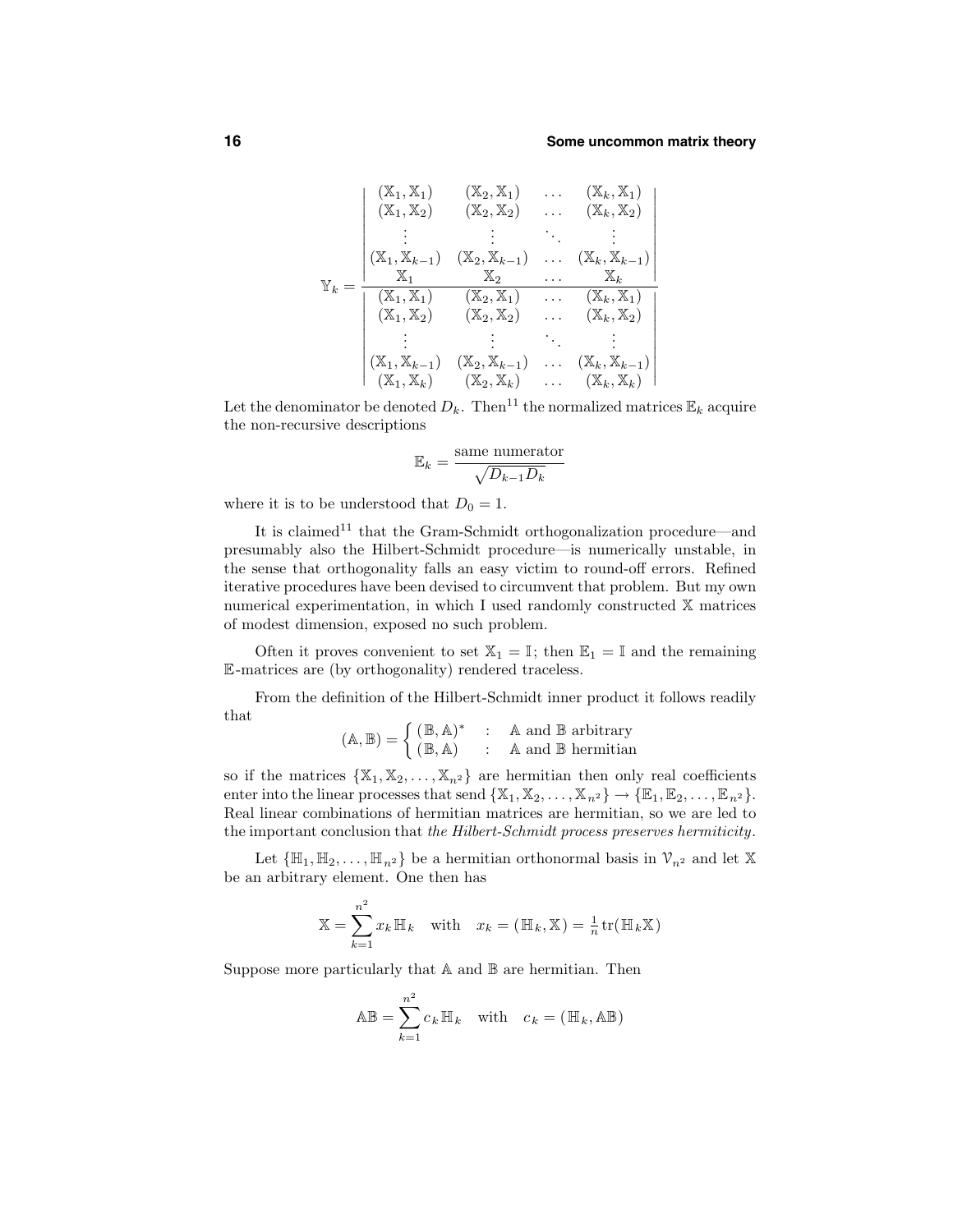$$
\mathbb{Y}_k = \frac{\begin{vmatrix} (\mathbb{X}_1,\mathbb{X}_1) & (\mathbb{X}_2,\mathbb{X}_1) & \dots & (\mathbb{X}_k,\mathbb{X}_1) \\ (\mathbb{X}_1,\mathbb{X}_2) & (\mathbb{X}_2,\mathbb{X}_2) & \dots & (\mathbb{X}_k,\mathbb{X}_2) \\ \vdots & \vdots & \ddots & \vdots \\ (\mathbb{X}_1,\mathbb{X}_{k-1}) & (\mathbb{X}_2,\mathbb{X}_{k-1}) & \dots & (\mathbb{X}_k,\mathbb{X}_{k-1}) \\ \mathbb{X}_1 & \mathbb{X}_2 & \dots & \mathbb{X}_k \end{vmatrix}}{\begin{vmatrix} (\mathbb{X}_1,\mathbb{X}_1) & (\mathbb{X}_2,\mathbb{X}_1) & \dots & (\mathbb{X}_k,\mathbb{X}_1) \\ (\mathbb{X}_1,\mathbb{X}_2) & (\mathbb{X}_2,\mathbb{X}_2) & \dots & (\mathbb{X}_k,\mathbb{X}_2) \\ \vdots & \vdots & \ddots & \vdots \\ (\mathbb{X}_1,\mathbb{X}_{k-1}) & (\mathbb{X}_2,\mathbb{X}_{k-1}) & \dots & (\mathbb{X}_k,\mathbb{X}_{k-1}) \\ (\mathbb{X}_1,\mathbb{X}_k) & (\mathbb{X}_2,\mathbb{X}_k) & \dots & (\mathbb{X}_k,\mathbb{X}_k) \end{vmatrix}}
$$

Let the denominator be denoted $D_k$. Then[11] the normalized matrices $\mathbb{E}_k$ acquire the non-recursive descriptions

$$
\mathbb{E}_k = \frac{\text{same numerator}}{\sqrt{D_{k-1}D_k}}
$$

where it is to be understood that $D_0 = 1$.

It is claimed[11] that the Gram-Schmidt orthogonalization procedure—and presumably also the Hilbert-Schmidt procedure—is numerically unstable, in the sense that orthogonality falls an easy victim to round-off errors. Refined iterative procedures have been devised to circumvent that problem. But my own numerical experimentation, in which I used randomly constructed $\mathbb{X}$ matrices of modest dimension, exposed no such problem.

Often it proves convenient to set $\mathbb{X}_1 = \mathbb{I}$; then $\mathbb{E}_1 = \mathbb{I}$ and the remaining $\mathbb{E}$-matrices are (by orthogonality) rendered traceless.

From the definition of the Hilbert-Schmidt inner product it follows readily that

$$
(\mathbb{A},\mathbb{B}) = \begin{cases} (\mathbb{B},\mathbb{A})^* & : \quad \mathbb{A} \text{ and } \mathbb{B} \text{ arbitrary} \\ (\mathbb{B},\mathbb{A}) & : \quad \mathbb{A} \text{ and } \mathbb{B} \text{ hermitian} \end{cases}
$$

so if the matrices $\{\mathbb{X}_1, \mathbb{X}_2, \dots, \mathbb{X}_{n^2}\}$ are hermitian then only real coefficients enter into the linear processes that send $\{\mathbb{X}_1, \mathbb{X}_2, \dots, \mathbb{X}_{n^2}\} \to \{\mathbb{E}_1, \mathbb{E}_2, \dots, \mathbb{E}_{n^2}\}$. Real linear combinations of hermitian matrices are hermitian, so we are led to the important conclusion that *the Hilbert-Schmidt process preserves hermiticity*.

Let $\{\mathbb{H}_1, \mathbb{H}_2, \dots, \mathbb{H}_{n^2}\}$ be a hermitian orthonormal basis in $\mathcal{V}_{n^2}$ and let $\mathbb{X}$ be an arbitrary element. One then has

$$
\mathbb{X} = \sum_{k=1}^{n^2} x_k \mathbb{H}_k \quad \text{with} \quad x_k = (\mathbb{H}_k, \mathbb{X}) = \tfrac{1}{n}\operatorname{tr}(\mathbb{H}_k\mathbb{X})
$$

Suppose more particularly that $\mathbb{A}$ and $\mathbb{B}$ are hermitian. Then

$$
\mathbb{A}\mathbb{B} = \sum_{k=1}^{n^2} c_k \mathbb{H}_k \quad \text{with} \quad c_k = (\mathbb{H}_k, \mathbb{A}\mathbb{B})
$$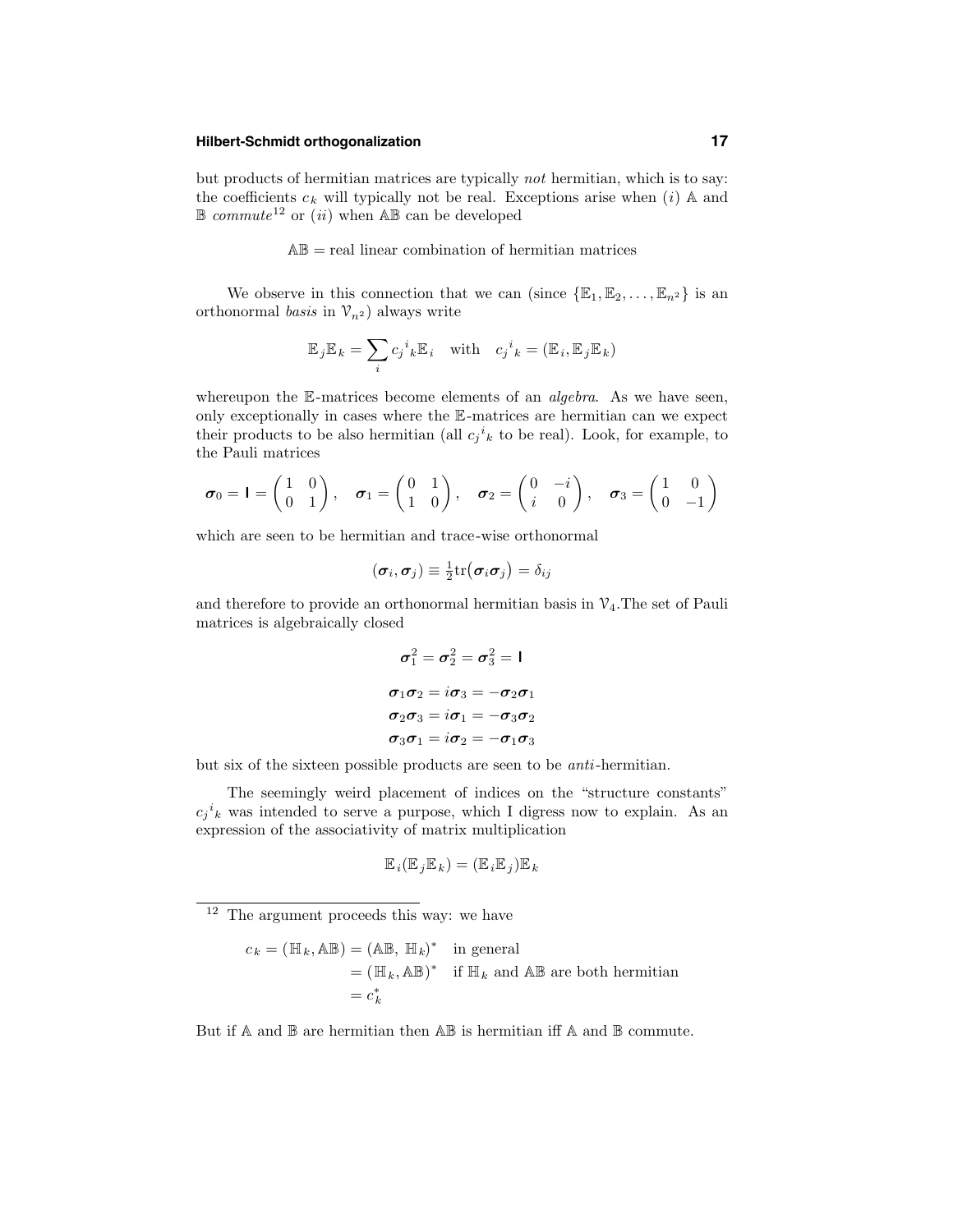but products of hermitian matrices are typically *not* hermitian, which is to say: the coefficients $c_k$ will typically not be real. Exceptions arise when (*i*) $\mathbb{A}$ and $\mathbb{B}$ *commute*[12] or (*ii*) when $\mathbb{AB}$ can be developed

$$\mathbb{AB} = \text{real linear combination of hermitian matrices}$$

We observe in this connection that we can (since $\{\mathbb{E}_1, \mathbb{E}_2, \ldots, \mathbb{E}_{n^2}\}$ is an orthonormal *basis* in $\mathcal{V}_{n^2}$) always write

$$\mathbb{E}_j\mathbb{E}_k = \sum_i c_j{}^i{}_k \mathbb{E}_i \quad \text{with} \quad c_j{}^i{}_k = (\mathbb{E}_i, \mathbb{E}_j\mathbb{E}_k)$$

whereupon the $\mathbb{E}$-matrices become elements of an *algebra*. As we have seen, only exceptionally in cases where the $\mathbb{E}$-matrices are hermitian can we expect their products to be also hermitian (all $c_j{}^i{}_k$ to be real). Look, for example, to the Pauli matrices

$$\boldsymbol{\sigma}_0 = \mathsf{I} = \begin{pmatrix} 1 & 0 \\ 0 & 1 \end{pmatrix}, \quad \boldsymbol{\sigma}_1 = \begin{pmatrix} 0 & 1 \\ 1 & 0 \end{pmatrix}, \quad \boldsymbol{\sigma}_2 = \begin{pmatrix} 0 & -i \\ i & 0 \end{pmatrix}, \quad \boldsymbol{\sigma}_3 = \begin{pmatrix} 1 & 0 \\ 0 & -1 \end{pmatrix}$$

which are seen to be hermitian and trace-wise orthonormal

$$(\boldsymbol{\sigma}_i, \boldsymbol{\sigma}_j) \equiv \tfrac{1}{2}\text{tr}\big(\boldsymbol{\sigma}_i\boldsymbol{\sigma}_j\big) = \delta_{ij}$$

and therefore to provide an orthonormal hermitian basis in $\mathcal{V}_4$.The set of Pauli matrices is algebraically closed

$$\boldsymbol{\sigma}_1^2 = \boldsymbol{\sigma}_2^2 = \boldsymbol{\sigma}_3^2 = \mathsf{I}$$

$$\begin{aligned}
\boldsymbol{\sigma}_1\boldsymbol{\sigma}_2 &= i\boldsymbol{\sigma}_3 = -\boldsymbol{\sigma}_2\boldsymbol{\sigma}_1 \\
\boldsymbol{\sigma}_2\boldsymbol{\sigma}_3 &= i\boldsymbol{\sigma}_1 = -\boldsymbol{\sigma}_3\boldsymbol{\sigma}_2 \\
\boldsymbol{\sigma}_3\boldsymbol{\sigma}_1 &= i\boldsymbol{\sigma}_2 = -\boldsymbol{\sigma}_1\boldsymbol{\sigma}_3
\end{aligned}$$

but six of the sixteen possible products are seen to be *anti*-hermitian.

The seemingly weird placement of indices on the "structure constants" $c_j{}^i{}_k$ was intended to serve a purpose, which I digress now to explain. As an expression of the associativity of matrix multiplication

$$\mathbb{E}_i(\mathbb{E}_j\mathbb{E}_k) = (\mathbb{E}_i\mathbb{E}_j)\mathbb{E}_k$$

---

[12] The argument proceeds this way: we have

$$\begin{aligned}
c_k = (\mathbb{H}_k, \mathbb{AB}) &= (\mathbb{AB},\ \mathbb{H}_k)^* \quad \text{in general} \\
&= (\mathbb{H}_k, \mathbb{AB})^* \quad \text{if } \mathbb{H}_k \text{ and } \mathbb{AB} \text{ are both hermitian} \\
&= c_k^*
\end{aligned}$$

But if $\mathbb{A}$ and $\mathbb{B}$ are hermitian then $\mathbb{AB}$ is hermitian iff $\mathbb{A}$ and $\mathbb{B}$ commute.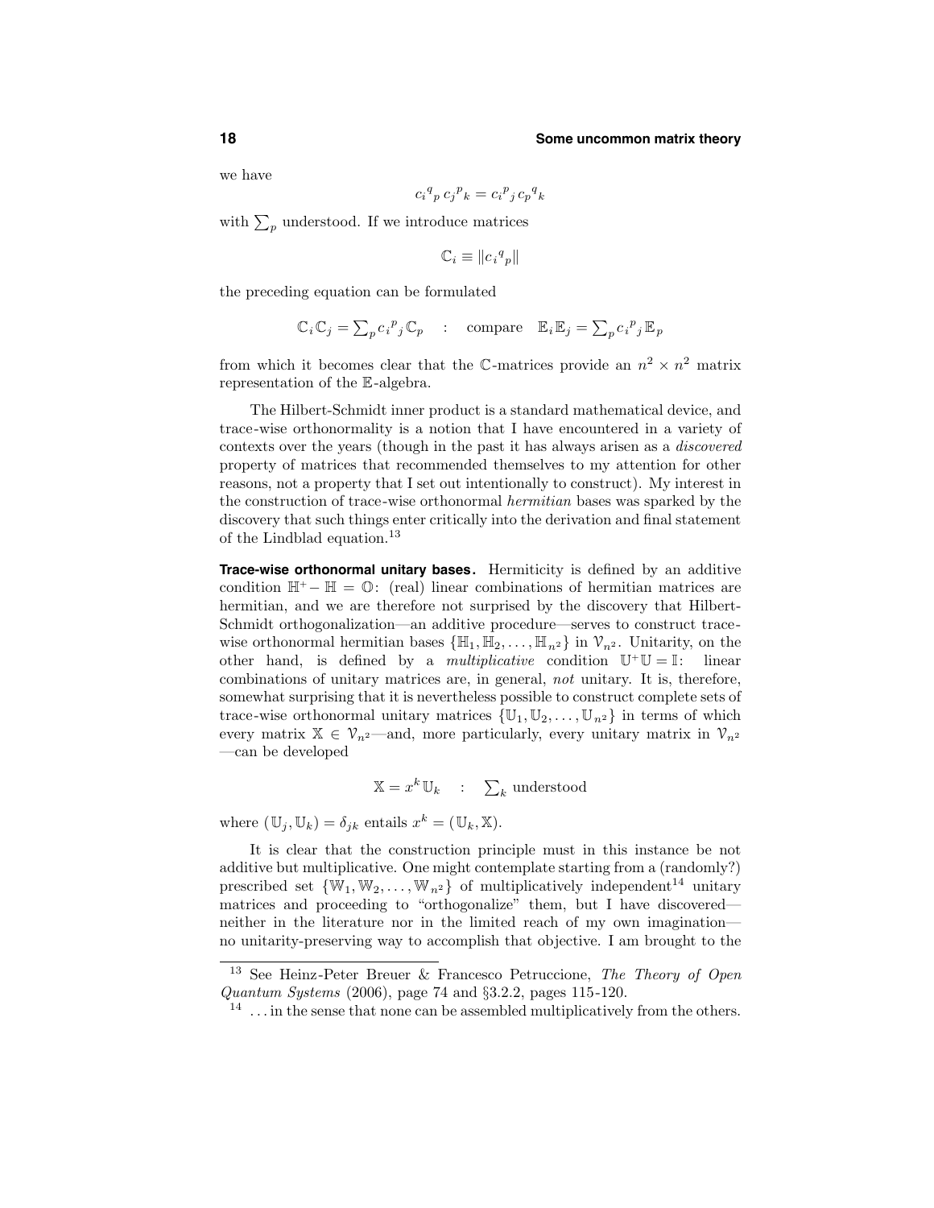we have

$$c_i{}^q{}_p\, c_j{}^p{}_k = c_i{}^p{}_j\, c_p{}^q{}_k$$

with $\sum_p$ understood. If we introduce matrices

$$\mathbb{C}_i \equiv \| c_i{}^q{}_p \|$$

the preceding equation can be formulated

$$\mathbb{C}_i\,\mathbb{C}_j = \textstyle\sum_p c_i{}^p{}_j\,\mathbb{C}_p \quad : \quad \text{compare} \quad \mathbb{E}_i\,\mathbb{E}_j = \textstyle\sum_p c_i{}^p{}_j\,\mathbb{E}_p$$

from which it becomes clear that the $\mathbb{C}$-matrices provide an $n^2 \times n^2$ matrix representation of the $\mathbb{E}$-algebra.

The Hilbert-Schmidt inner product is a standard mathematical device, and trace-wise orthonormality is a notion that I have encountered in a variety of contexts over the years (though in the past it has always arisen as a *discovered* property of matrices that recommended themselves to my attention for other reasons, not a property that I set out intentionally to construct). My interest in the construction of trace-wise orthonormal *hermitian* bases was sparked by the discovery that such things enter critically into the derivation and final statement of the Lindblad equation.[13]

**Trace-wise orthonormal unitary bases.** Hermiticity is defined by an additive condition $\mathbb{H}^+ - \mathbb{H} = \mathbb{O}$: (real) linear combinations of hermitian matrices are hermitian, and we are therefore not surprised by the discovery that Hilbert-Schmidt orthogonalization—an additive procedure—serves to construct trace-wise orthonormal hermitian bases $\{\mathbb{H}_1, \mathbb{H}_2, \ldots, \mathbb{H}_{n^2}\}$ in $\mathcal{V}_{n^2}$. Unitarity, on the other hand, is defined by a *multiplicative* condition $\mathbb{U}^+\mathbb{U} = \mathbb{I}$: linear combinations of unitary matrices are, in general, *not* unitary. It is, therefore, somewhat surprising that it is nevertheless possible to construct complete sets of trace-wise orthonormal unitary matrices $\{\mathbb{U}_1, \mathbb{U}_2, \ldots, \mathbb{U}_{n^2}\}$ in terms of which every matrix $\mathbb{X} \in \mathcal{V}_{n^2}$—and, more particularly, every unitary matrix in $\mathcal{V}_{n^2}$—can be developed

$$\mathbb{X} = x^k\,\mathbb{U}_k \quad : \quad \textstyle\sum_k \text{ understood}$$

where $(\mathbb{U}_j, \mathbb{U}_k) = \delta_{jk}$ entails $x^k = (\mathbb{U}_k, \mathbb{X})$.

It is clear that the construction principle must in this instance be not additive but multiplicative. One might contemplate starting from a (randomly?) prescribed set $\{\mathbb{W}_1, \mathbb{W}_2, \ldots, \mathbb{W}_{n^2}\}$ of multiplicatively independent[14] unitary matrices and proceeding to "orthogonalize" them, but I have discovered—neither in the literature nor in the limited reach of my own imagination—no unitarity-preserving way to accomplish that objective. I am brought to the

---

[13] See Heinz-Peter Breuer & Francesco Petruccione, *The Theory of Open Quantum Systems* (2006), page 74 and §3.2.2, pages 115-120.

[14] ...in the sense that none can be assembled multiplicatively from the others.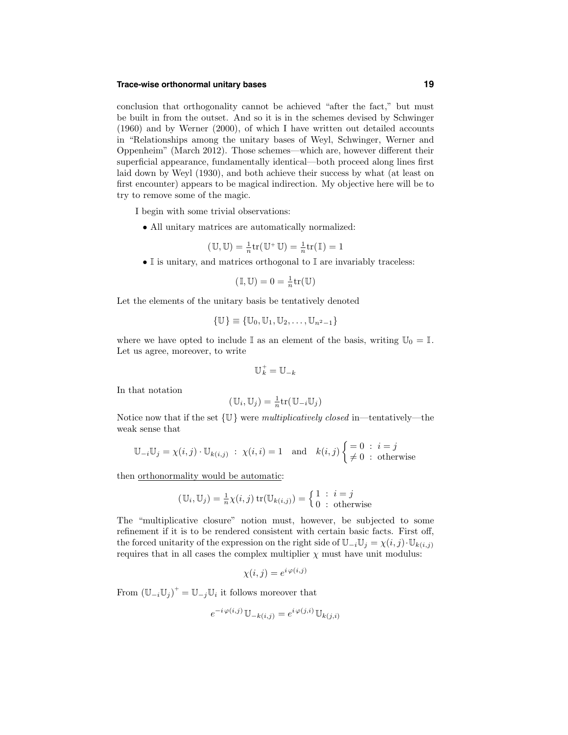conclusion that orthogonality cannot be achieved "after the fact," but must be built in from the outset. And so it is in the schemes devised by Schwinger (1960) and by Werner (2000), of which I have written out detailed accounts in "Relationships among the unitary bases of Weyl, Schwinger, Werner and Oppenheim" (March 2012). Those schemes—which are, however different their superficial appearance, fundamentally identical—both proceed along lines first laid down by Weyl (1930), and both achieve their success by what (at least on first encounter) appears to be magical indirection. My objective here will be to try to remove some of the magic.

I begin with some trivial observations:

- All unitary matrices are automatically normalized:

$$(\mathbb{U},\mathbb{U}) = \tfrac{1}{n}\mathrm{tr}(\mathbb{U}^+\,\mathbb{U}) = \tfrac{1}{n}\mathrm{tr}(\mathbb{I}) = 1$$

- $\mathbb{I}$ is unitary, and matrices orthogonal to $\mathbb{I}$ are invariably traceless:

$$(\mathbb{I},\mathbb{U}) = 0 = \tfrac{1}{n}\mathrm{tr}(\mathbb{U})$$

Let the elements of the unitary basis be tentatively denoted

$$\{\mathbb{U}\} \equiv \{\mathbb{U}_0, \mathbb{U}_1, \mathbb{U}_2, \ldots, \mathbb{U}_{n^2-1}\}$$

where we have opted to include $\mathbb{I}$ as an element of the basis, writing $\mathbb{U}_0 = \mathbb{I}$. Let us agree, moreover, to write

$$\mathbb{U}_k^+ = \mathbb{U}_{-k}$$

In that notation

$$(\mathbb{U}_i, \mathbb{U}_j) = \tfrac{1}{n}\mathrm{tr}(\mathbb{U}_{-i}\mathbb{U}_j)$$

Notice now that if the set $\{\mathbb{U}\}$ were *multiplicatively closed* in—tentatively—the weak sense that

$$\mathbb{U}_{-i}\mathbb{U}_j = \chi(i,j)\cdot\mathbb{U}_{k(i,j)} \;:\; \chi(i,i) = 1 \quad\text{and}\quad k(i,j)\begin{cases} = 0 \;:\; i = j \\ \neq 0 \;:\; \text{otherwise}\end{cases}$$

then orthonormality would be automatic:

$$(\mathbb{U}_i, \mathbb{U}_j) = \tfrac{1}{n}\chi(i,j)\,\mathrm{tr}(\mathbb{U}_{k(i,j)}) = \begin{cases} 1 \;:\; i = j \\ 0 \;:\; \text{otherwise}\end{cases}$$

The "multiplicative closure" notion must, however, be subjected to some refinement if it is to be rendered consistent with certain basic facts. First off, the forced unitarity of the expression on the right side of $\mathbb{U}_{-i}\mathbb{U}_j = \chi(i,j)\cdot\mathbb{U}_{k(i,j)}$ requires that in all cases the complex multiplier $\chi$ must have unit modulus:

$$\chi(i,j) = e^{i\,\varphi(i,j)}$$

From $(\mathbb{U}_{-i}\mathbb{U}_j)^+ = \mathbb{U}_{-j}\mathbb{U}_i$ it follows moreover that

$$e^{-i\,\varphi(i,j)}\,\mathbb{U}_{-k(i,j)} = e^{i\,\varphi(j,i)}\,\mathbb{U}_{k(j,i)}$$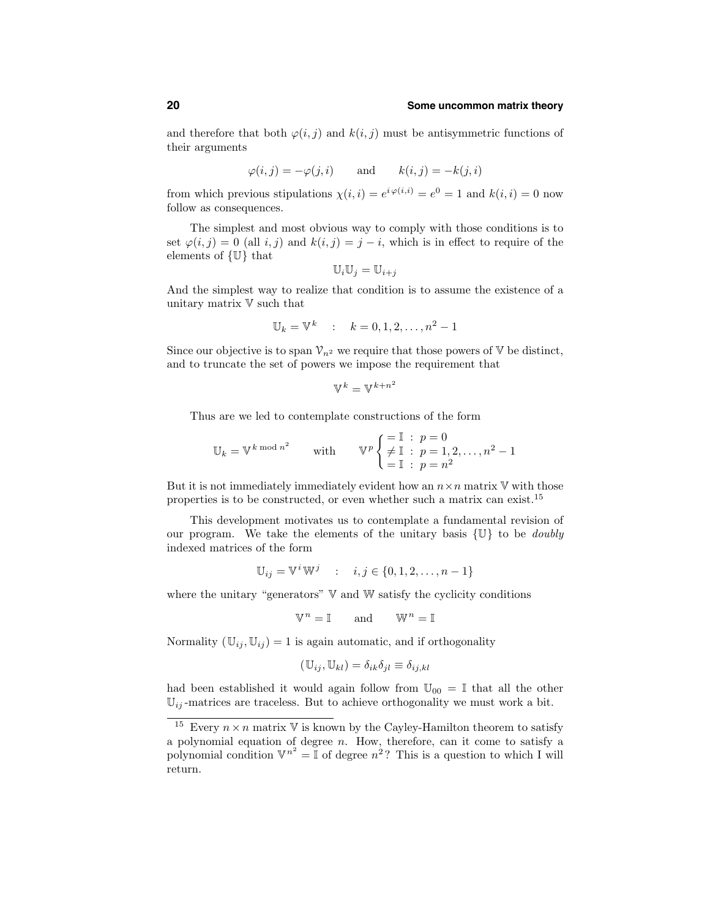and therefore that both $\varphi(i,j)$ and $k(i,j)$ must be antisymmetric functions of their arguments

$$\varphi(i,j) = -\varphi(j,i) \qquad \text{and} \qquad k(i,j) = -k(j,i)$$

from which previous stipulations $\chi(i,i) = e^{i\,\varphi(i,i)} = e^0 = 1$ and $k(i,i) = 0$ now follow as consequences.

The simplest and most obvious way to comply with those conditions is to set $\varphi(i,j) = 0$ (all $i,j$) and $k(i,j) = j - i$, which is in effect to require of the elements of $\{\mathbb{U}\}$ that

$$\mathbb{U}_i\mathbb{U}_j = \mathbb{U}_{i+j}$$

And the simplest way to realize that condition is to assume the existence of a unitary matrix $\mathbb{V}$ such that

$$\mathbb{U}_k = \mathbb{V}^k \quad : \quad k = 0, 1, 2, \ldots, n^2 - 1$$

Since our objective is to span $\mathcal{V}_{n^2}$ we require that those powers of $\mathbb{V}$ be distinct, and to truncate the set of powers we impose the requirement that

$$\mathbb{V}^k = \mathbb{V}^{k+n^2}$$

Thus are we led to contemplate constructions of the form

$$\mathbb{U}_k = \mathbb{V}^{k \bmod n^2} \qquad \text{with} \qquad \mathbb{V}^p \begin{cases} = \mathbb{I} \ : \ p = 0 \\ \neq \mathbb{I} \ : \ p = 1, 2, \ldots, n^2 - 1 \\ = \mathbb{I} \ : \ p = n^2 \end{cases}$$

But it is not immediately immediately evident how an $n \times n$ matrix $\mathbb{V}$ with those properties is to be constructed, or even whether such a matrix can exist.[15]

This development motivates us to contemplate a fundamental revision of our program. We take the elements of the unitary basis $\{\mathbb{U}\}$ to be *doubly* indexed matrices of the form

$$\mathbb{U}_{ij} = \mathbb{V}^i\mathbb{W}^j \quad : \quad i,j \in \{0, 1, 2, \ldots, n-1\}$$

where the unitary "generators" $\mathbb{V}$ and $\mathbb{W}$ satisfy the cyclicity conditions

$$\mathbb{V}^n = \mathbb{I} \qquad \text{and} \qquad \mathbb{W}^n = \mathbb{I}$$

Normality $(\mathbb{U}_{ij}, \mathbb{U}_{ij}) = 1$ is again automatic, and if orthogonality

$$(\mathbb{U}_{ij}, \mathbb{U}_{kl}) = \delta_{ik}\delta_{jl} \equiv \delta_{ij,kl}$$

had been established it would again follow from $\mathbb{U}_{00} = \mathbb{I}$ that all the other $\mathbb{U}_{ij}$-matrices are traceless. But to achieve orthogonality we must work a bit.

---

[15] Every $n \times n$ matrix $\mathbb{V}$ is known by the Cayley-Hamilton theorem to satisfy a polynomial equation of degree $n$. How, therefore, can it come to satisfy a polynomial condition $\mathbb{V}^{n^2} = \mathbb{I}$ of degree $n^2$? This is a question to which I will return.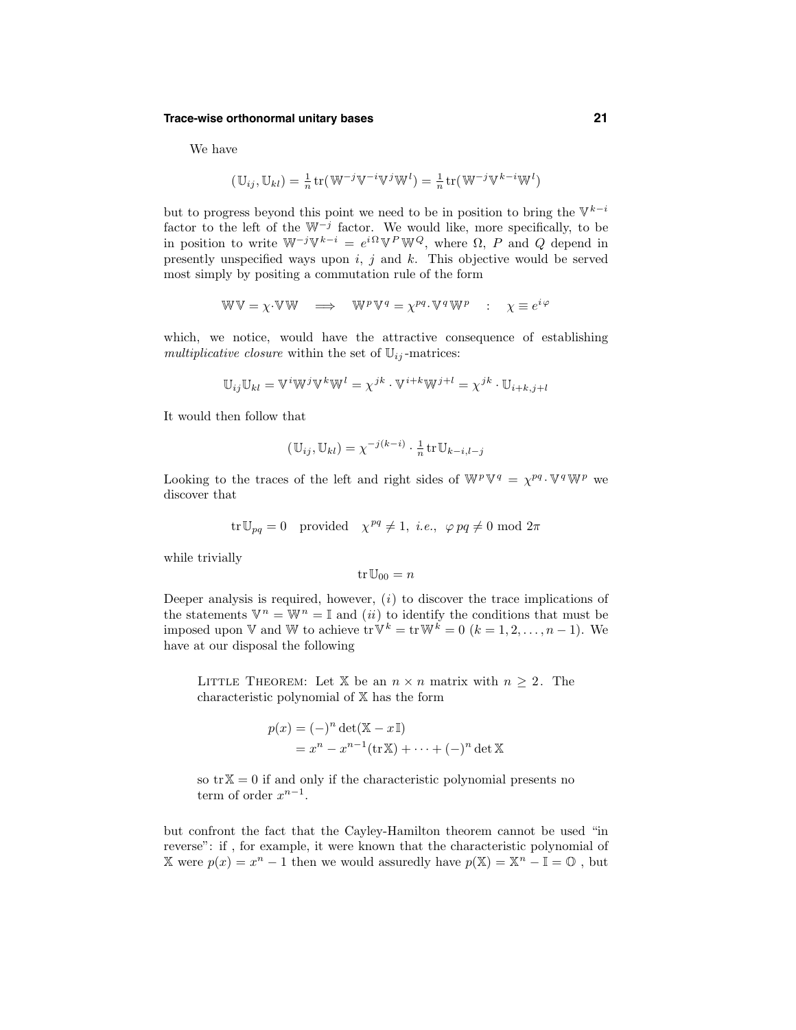We have

$$(\mathbb{U}_{ij}, \mathbb{U}_{kl}) = \tfrac{1}{n}\,\text{tr}(\mathbb{W}^{-j}\mathbb{V}^{-i}\mathbb{V}^{j}\mathbb{W}^{l}) = \tfrac{1}{n}\,\text{tr}(\mathbb{W}^{-j}\mathbb{V}^{k-i}\mathbb{W}^{l})$$

but to progress beyond this point we need to be in position to bring the $\mathbb{V}^{k-i}$ factor to the left of the $\mathbb{W}^{-j}$ factor. We would like, more specifically, to be in position to write $\mathbb{W}^{-j}\mathbb{V}^{k-i} = e^{i\Omega}\,\mathbb{V}^{P}\,\mathbb{W}^{Q}$, where $\Omega$, $P$ and $Q$ depend in presently unspecified ways upon $i$, $j$ and $k$. This objective would be served most simply by positing a commutation rule of the form

$$\mathbb{W}\mathbb{V} = \chi\cdot\mathbb{V}\mathbb{W} \quad\Longrightarrow\quad \mathbb{W}^{p}\,\mathbb{V}^{q} = \chi^{pq}\cdot\mathbb{V}^{q}\,\mathbb{W}^{p} \quad : \quad \chi \equiv e^{i\varphi}$$

which, we notice, would have the attractive consequence of establishing *multiplicative closure* within the set of $\mathbb{U}_{ij}$-matrices:

$$\mathbb{U}_{ij}\mathbb{U}_{kl} = \mathbb{V}^{i}\mathbb{W}^{j}\mathbb{V}^{k}\mathbb{W}^{l} = \chi^{jk}\cdot\mathbb{V}^{i+k}\mathbb{W}^{j+l} = \chi^{jk}\cdot\mathbb{U}_{i+k,j+l}$$

It would then follow that

$$(\mathbb{U}_{ij}, \mathbb{U}_{kl}) = \chi^{-j(k-i)}\cdot\tfrac{1}{n}\,\text{tr}\,\mathbb{U}_{k-i,l-j}$$

Looking to the traces of the left and right sides of $\mathbb{W}^{p}\mathbb{V}^{q} = \chi^{pq}\cdot\mathbb{V}^{q}\mathbb{W}^{p}$ we discover that

$$\text{tr}\,\mathbb{U}_{pq} = 0 \quad\text{provided}\quad \chi^{pq} \neq 1,\ \textit{i.e.},\ \varphi\, pq \neq 0 \bmod 2\pi$$

while trivially

$$\text{tr}\,\mathbb{U}_{00} = n$$

Deeper analysis is required, however, ($i$) to discover the trace implications of the statements $\mathbb{V}^{n} = \mathbb{W}^{n} = \mathbb{I}$ and ($ii$) to identify the conditions that must be imposed upon $\mathbb{V}$ and $\mathbb{W}$ to achieve $\text{tr}\,\mathbb{V}^{k} = \text{tr}\,\mathbb{W}^{k} = 0$ $(k = 1, 2, \ldots, n-1)$. We have at our disposal the following

> Little Theorem: Let $\mathbb{X}$ be an $n\times n$ matrix with $n \geq 2$. The characteristic polynomial of $\mathbb{X}$ has the form
>
> $$\begin{aligned} p(x) &= (-)^{n}\det(\mathbb{X} - x\,\mathbb{I}) \\ &= x^{n} - x^{n-1}(\text{tr}\,\mathbb{X}) + \cdots + (-)^{n}\det\mathbb{X} \end{aligned}$$
>
> so $\text{tr}\,\mathbb{X} = 0$ if and only if the characteristic polynomial presents no term of order $x^{n-1}$.

but confront the fact that the Cayley-Hamilton theorem cannot be used "in reverse": if , for example, it were known that the characteristic polynomial of $\mathbb{X}$ were $p(x) = x^{n} - 1$ then we would assuredly have $p(\mathbb{X}) = \mathbb{X}^{n} - \mathbb{I} = \mathbb{O}$ , but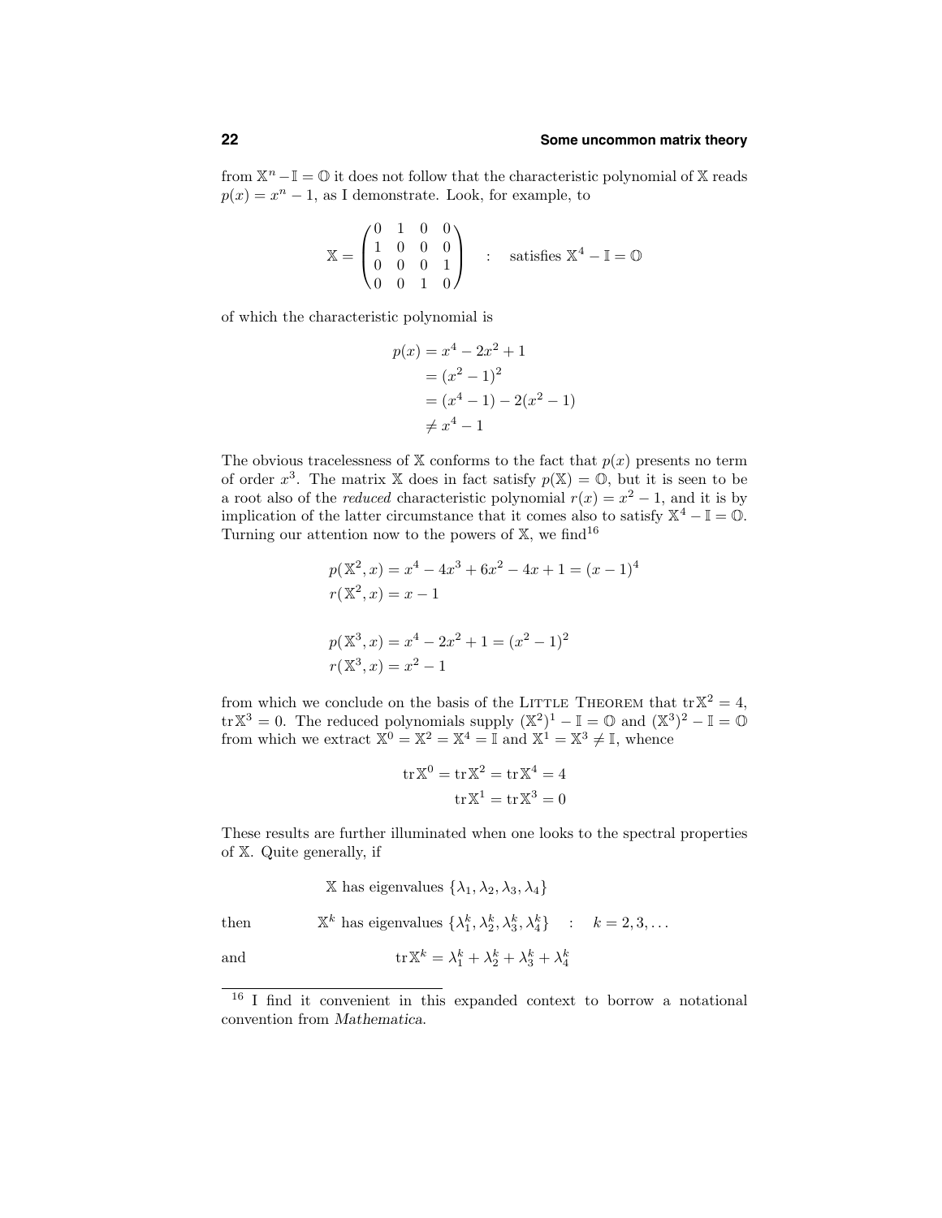from $\mathbb{X}^n - \mathbb{I} = \mathbb{O}$ it does not follow that the characteristic polynomial of $\mathbb{X}$ reads $p(x) = x^n - 1$, as I demonstrate. Look, for example, to

$$\mathbb{X} = \begin{pmatrix} 0 & 1 & 0 & 0 \\ 1 & 0 & 0 & 0 \\ 0 & 0 & 0 & 1 \\ 0 & 0 & 1 & 0 \end{pmatrix} \quad : \quad \text{satisfies } \mathbb{X}^4 - \mathbb{I} = \mathbb{O}$$

of which the characteristic polynomial is

$$\begin{aligned} p(x) &= x^4 - 2x^2 + 1 \\ &= (x^2 - 1)^2 \\ &= (x^4 - 1) - 2(x^2 - 1) \\ &\neq x^4 - 1 \end{aligned}$$

The obvious tracelessness of $\mathbb{X}$ conforms to the fact that $p(x)$ presents no term of order $x^3$. The matrix $\mathbb{X}$ does in fact satisfy $p(\mathbb{X}) = \mathbb{O}$, but it is seen to be a root also of the *reduced* characteristic polynomial $r(x) = x^2 - 1$, and it is by implication of the latter circumstance that it comes also to satisfy $\mathbb{X}^4 - \mathbb{I} = \mathbb{O}$. Turning our attention now to the powers of $\mathbb{X}$, we find[16]

$$\begin{aligned} p(\mathbb{X}^2, x) &= x^4 - 4x^3 + 6x^2 - 4x + 1 = (x - 1)^4 \\ r(\mathbb{X}^2, x) &= x - 1 \end{aligned}$$

$$\begin{aligned} p(\mathbb{X}^3, x) &= x^4 - 2x^2 + 1 = (x^2 - 1)^2 \\ r(\mathbb{X}^3, x) &= x^2 - 1 \end{aligned}$$

from which we conclude on the basis of the LITTLE THEOREM that $\operatorname{tr}\mathbb{X}^2 = 4$, $\operatorname{tr}\mathbb{X}^3 = 0$. The reduced polynomials supply $(\mathbb{X}^2)^1 - \mathbb{I} = \mathbb{O}$ and $(\mathbb{X}^3)^2 - \mathbb{I} = \mathbb{O}$ from which we extract $\mathbb{X}^0 = \mathbb{X}^2 = \mathbb{X}^4 = \mathbb{I}$ and $\mathbb{X}^1 = \mathbb{X}^3 \neq \mathbb{I}$, whence

$$\begin{aligned} \operatorname{tr}\mathbb{X}^0 = \operatorname{tr}\mathbb{X}^2 = \operatorname{tr}\mathbb{X}^4 &= 4 \\ \operatorname{tr}\mathbb{X}^1 = \operatorname{tr}\mathbb{X}^3 &= 0 \end{aligned}$$

These results are further illuminated when one looks to the spectral properties of $\mathbb{X}$. Quite generally, if

$$\mathbb{X} \text{ has eigenvalues } \{\lambda_1, \lambda_2, \lambda_3, \lambda_4\}$$

then $\qquad \mathbb{X}^k$ has eigenvalues $\{\lambda_1^k, \lambda_2^k, \lambda_3^k, \lambda_4^k\} \quad : \quad k = 2, 3, \ldots$

and $\qquad \operatorname{tr}\mathbb{X}^k = \lambda_1^k + \lambda_2^k + \lambda_3^k + \lambda_4^k$

---

[16] I find it convenient in this expanded context to borrow a notational convention from *Mathematica*.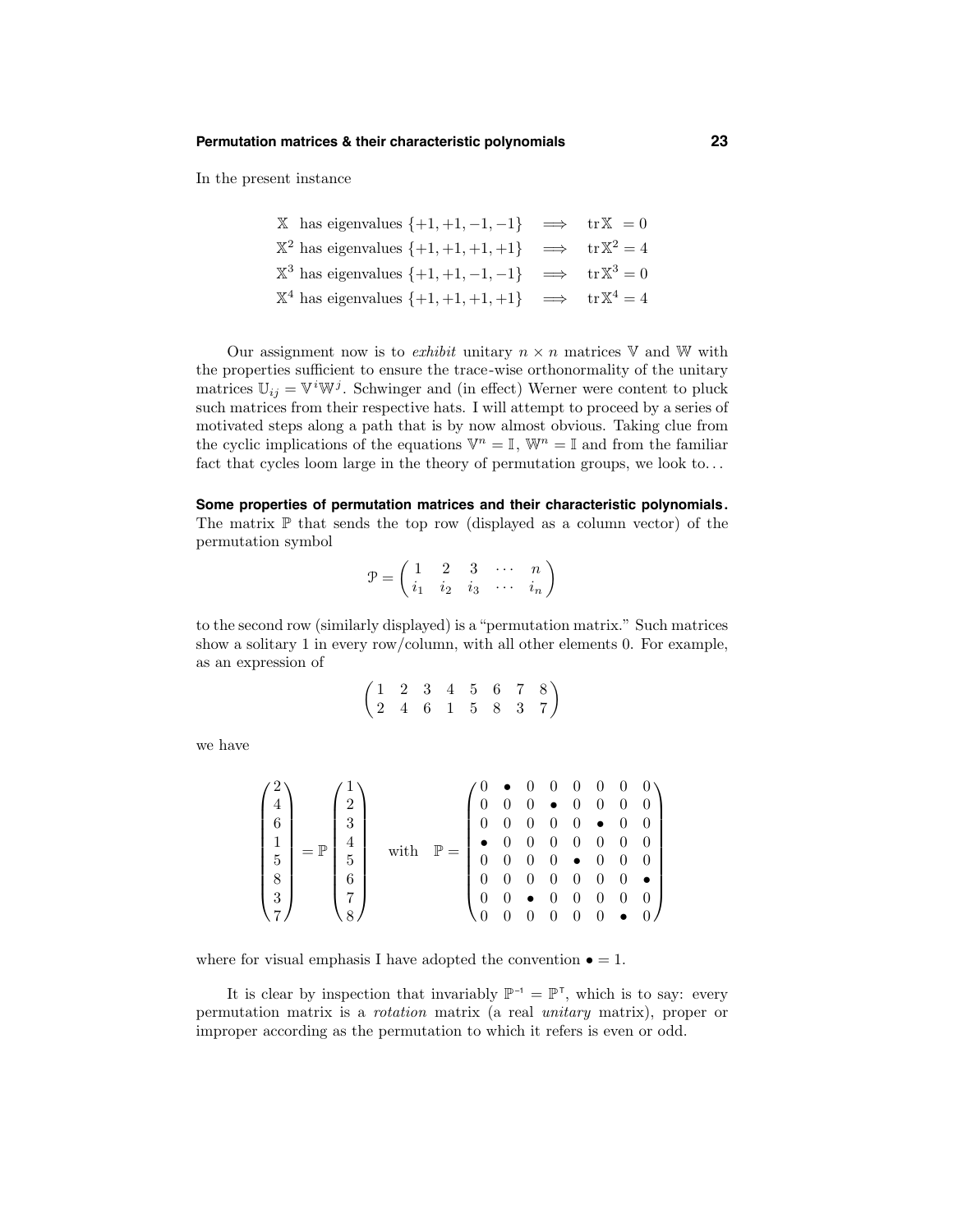In the present instance

$$
\begin{aligned}
&\mathbb{X} \ \text{ has eigenvalues } \{+1,+1,-1,-1\} &&\Longrightarrow &&\text{tr}\,\mathbb{X} \ = 0\\
&\mathbb{X}^2 \text{ has eigenvalues } \{+1,+1,+1,+1\} &&\Longrightarrow &&\text{tr}\,\mathbb{X}^2 = 4\\
&\mathbb{X}^3 \text{ has eigenvalues } \{+1,+1,-1,-1\} &&\Longrightarrow &&\text{tr}\,\mathbb{X}^3 = 0\\
&\mathbb{X}^4 \text{ has eigenvalues } \{+1,+1,+1,+1\} &&\Longrightarrow &&\text{tr}\,\mathbb{X}^4 = 4
\end{aligned}
$$

Our assignment now is to *exhibit* unitary $n \times n$ matrices $\mathbb{V}$ and $\mathbb{W}$ with the properties sufficient to ensure the trace-wise orthonormality of the unitary matrices $\mathbb{U}_{ij} = \mathbb{V}^i\mathbb{W}^j$. Schwinger and (in effect) Werner were content to pluck such matrices from their respective hats. I will attempt to proceed by a series of motivated steps along a path that is by now almost obvious. Taking clue from the cyclic implications of the equations $\mathbb{V}^n = \mathbb{I}$, $\mathbb{W}^n = \mathbb{I}$ and from the familiar fact that cycles loom large in the theory of permutation groups, we look to…

**Some properties of permutation matrices and their characteristic polynomials.** The matrix $\mathbb{P}$ that sends the top row (displayed as a column vector) of the permutation symbol

$$
\mathcal{P} = \begin{pmatrix} 1 & 2 & 3 & \cdots & n \\ i_1 & i_2 & i_3 & \cdots & i_n \end{pmatrix}
$$

to the second row (similarly displayed) is a "permutation matrix." Such matrices show a solitary 1 in every row/column, with all other elements 0. For example, as an expression of

$$
\begin{pmatrix} 1 & 2 & 3 & 4 & 5 & 6 & 7 & 8 \\ 2 & 4 & 6 & 1 & 5 & 8 & 3 & 7 \end{pmatrix}
$$

we have

$$
\begin{pmatrix} 2\\4\\6\\1\\5\\8\\3\\7 \end{pmatrix} = \mathbb{P} \begin{pmatrix} 1\\2\\3\\4\\5\\6\\7\\8 \end{pmatrix} \quad \text{with} \quad \mathbb{P} = \begin{pmatrix}
0 & \bullet & 0 & 0 & 0 & 0 & 0 & 0\\
0 & 0 & 0 & \bullet & 0 & 0 & 0 & 0\\
0 & 0 & 0 & 0 & 0 & \bullet & 0 & 0\\
\bullet & 0 & 0 & 0 & 0 & 0 & 0 & 0\\
0 & 0 & 0 & 0 & \bullet & 0 & 0 & 0\\
0 & 0 & 0 & 0 & 0 & 0 & 0 & \bullet\\
0 & 0 & \bullet & 0 & 0 & 0 & 0 & 0\\
0 & 0 & 0 & 0 & 0 & 0 & \bullet & 0
\end{pmatrix}
$$

where for visual emphasis I have adopted the convention $\bullet = 1$.

It is clear by inspection that invariably $\mathbb{P}^{-1} = \mathbb{P}^{\mathsf{T}}$, which is to say: every permutation matrix is a *rotation* matrix (a real *unitary* matrix), proper or improper according as the permutation to which it refers is even or odd.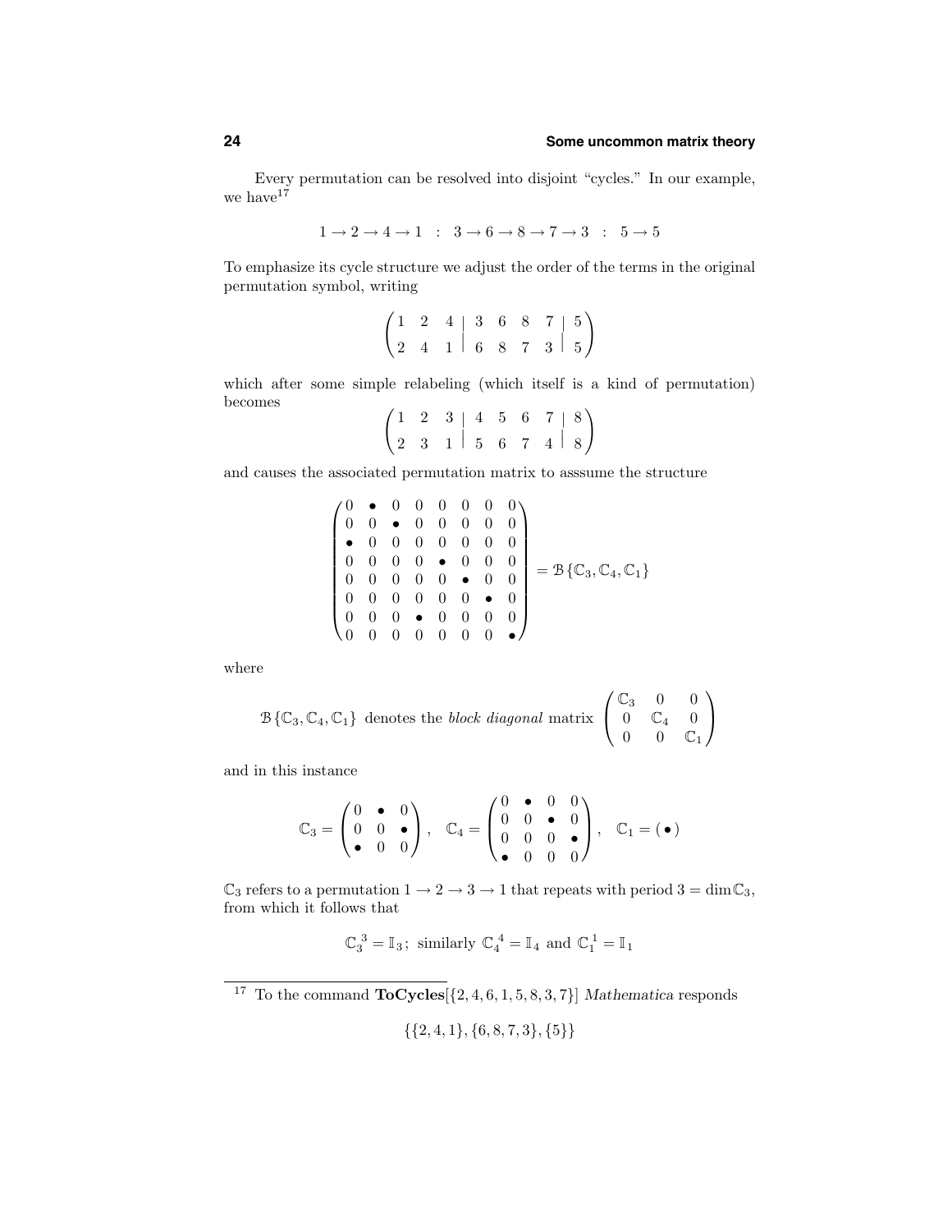Every permutation can be resolved into disjoint "cycles." In our example, we have[17]

$$1 \to 2 \to 4 \to 1 \quad : \quad 3 \to 6 \to 8 \to 7 \to 3 \quad : \quad 5 \to 5$$

To emphasize its cycle structure we adjust the order of the terms in the original permutation symbol, writing

$$\begin{pmatrix} 1 & 2 & 4 & | & 3 & 6 & 8 & 7 & | & 5 \\ 2 & 4 & 1 & | & 6 & 8 & 7 & 3 & | & 5 \end{pmatrix}$$

which after some simple relabeling (which itself is a kind of permutation) becomes

$$\begin{pmatrix} 1 & 2 & 3 & | & 4 & 5 & 6 & 7 & | & 8 \\ 2 & 3 & 1 & | & 5 & 6 & 7 & 4 & | & 8 \end{pmatrix}$$

and causes the associated permutation matrix to asssume the structure

$$\begin{pmatrix} 0 & \bullet & 0 & 0 & 0 & 0 & 0 & 0 \\ 0 & 0 & \bullet & 0 & 0 & 0 & 0 & 0 \\ \bullet & 0 & 0 & 0 & 0 & 0 & 0 & 0 \\ 0 & 0 & 0 & 0 & \bullet & 0 & 0 & 0 \\ 0 & 0 & 0 & 0 & 0 & \bullet & 0 & 0 \\ 0 & 0 & 0 & 0 & 0 & 0 & \bullet & 0 \\ 0 & 0 & 0 & \bullet & 0 & 0 & 0 & 0 \\ 0 & 0 & 0 & 0 & 0 & 0 & 0 & \bullet \end{pmatrix} = \mathcal{B}\{\mathbb{C}_3, \mathbb{C}_4, \mathbb{C}_1\}$$

where

$$\mathcal{B}\{\mathbb{C}_3, \mathbb{C}_4, \mathbb{C}_1\} \text{ denotes the } \textit{block diagonal} \text{ matrix } \begin{pmatrix} \mathbb{C}_3 & 0 & 0 \\ 0 & \mathbb{C}_4 & 0 \\ 0 & 0 & \mathbb{C}_1 \end{pmatrix}$$

and in this instance

$$\mathbb{C}_3 = \begin{pmatrix} 0 & \bullet & 0 \\ 0 & 0 & \bullet \\ \bullet & 0 & 0 \end{pmatrix}, \quad \mathbb{C}_4 = \begin{pmatrix} 0 & \bullet & 0 & 0 \\ 0 & 0 & \bullet & 0 \\ 0 & 0 & 0 & \bullet \\ \bullet & 0 & 0 & 0 \end{pmatrix}, \quad \mathbb{C}_1 = (\,\bullet\,)$$

$\mathbb{C}_3$ refers to a permutation $1 \to 2 \to 3 \to 1$ that repeats with period $3 = \dim \mathbb{C}_3$, from which it follows that

$$\mathbb{C}_3^{\;3} = \mathbb{I}_3\,; \text{ similarly } \mathbb{C}_4^{\;4} = \mathbb{I}_4 \text{ and } \mathbb{C}_1^{\;1} = \mathbb{I}_1$$

---

[17] To the command **ToCycles**$[\{2,4,6,1,5,8,3,7\}]$ *Mathematica* responds

$$\{\{2,4,1\},\{6,8,7,3\},\{5\}\}$$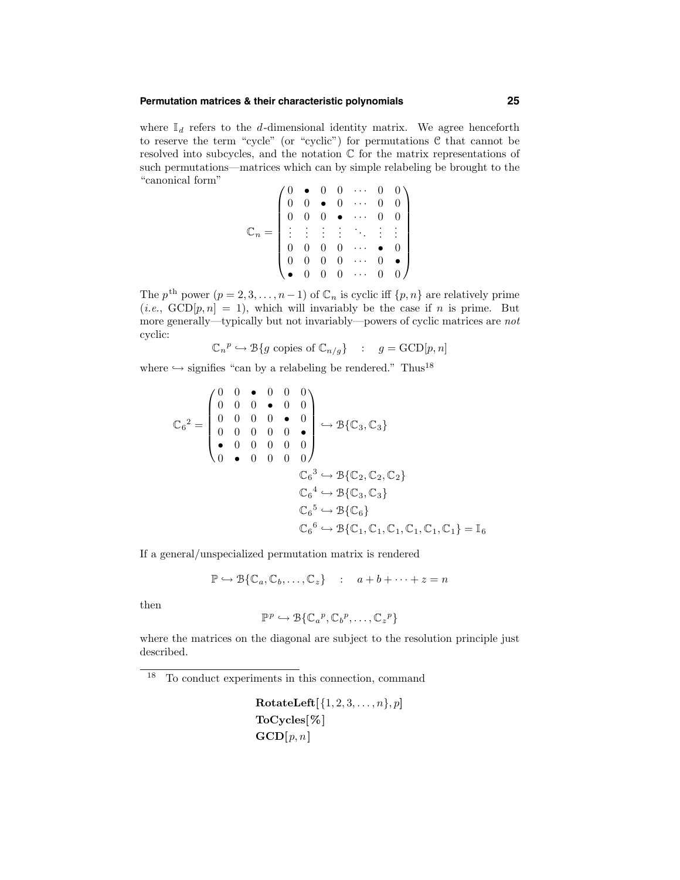where $\mathbb{I}_d$ refers to the $d$-dimensional identity matrix. We agree henceforth to reserve the term "cycle" (or "cyclic") for permutations $\mathcal{C}$ that cannot be resolved into subcycles, and the notation $\mathbb{C}$ for the matrix representations of such permutations—matrices which can by simple relabeling be brought to the "canonical form"

$$\mathbb{C}_n = \begin{pmatrix} 0 & \bullet & 0 & 0 & \cdots & 0 & 0 \\ 0 & 0 & \bullet & 0 & \cdots & 0 & 0 \\ 0 & 0 & 0 & \bullet & \cdots & 0 & 0 \\ \vdots & \vdots & \vdots & \vdots & \ddots & \vdots & \vdots \\ 0 & 0 & 0 & 0 & \cdots & \bullet & 0 \\ 0 & 0 & 0 & 0 & \cdots & 0 & \bullet \\ \bullet & 0 & 0 & 0 & \cdots & 0 & 0 \end{pmatrix}$$

The $p^{\text{th}}$ power $(p = 2, 3, \ldots, n-1)$ of $\mathbb{C}_n$ is cyclic iff $\{p, n\}$ are relatively prime (*i.e.*, $\text{GCD}[p, n] = 1$), which will invariably be the case if $n$ is prime. But more generally—typically but not invariably—powers of cyclic matrices are *not* cyclic:

$$\mathbb{C}_n{}^p \hookrightarrow \mathcal{B}\{g \text{ copies of } \mathbb{C}_{n/g}\} \quad : \quad g = \text{GCD}[p, n]$$

where $\hookrightarrow$ signifies "can by a relabeling be rendered." Thus[18]

$$\mathbb{C}_6{}^2 = \begin{pmatrix} 0 & 0 & \bullet & 0 & 0 & 0 \\ 0 & 0 & 0 & \bullet & 0 & 0 \\ 0 & 0 & 0 & 0 & \bullet & 0 \\ 0 & 0 & 0 & 0 & 0 & \bullet \\ \bullet & 0 & 0 & 0 & 0 & 0 \\ 0 & \bullet & 0 & 0 & 0 & 0 \end{pmatrix} \hookrightarrow \mathcal{B}\{\mathbb{C}_3, \mathbb{C}_3\}$$

$$\begin{aligned} \mathbb{C}_6{}^3 &\hookrightarrow \mathcal{B}\{\mathbb{C}_2, \mathbb{C}_2, \mathbb{C}_2\} \\ \mathbb{C}_6{}^4 &\hookrightarrow \mathcal{B}\{\mathbb{C}_3, \mathbb{C}_3\} \\ \mathbb{C}_6{}^5 &\hookrightarrow \mathcal{B}\{\mathbb{C}_6\} \\ \mathbb{C}_6{}^6 &\hookrightarrow \mathcal{B}\{\mathbb{C}_1, \mathbb{C}_1, \mathbb{C}_1, \mathbb{C}_1, \mathbb{C}_1, \mathbb{C}_1\} = \mathbb{I}_6 \end{aligned}$$

If a general/unspecialized permutation matrix is rendered

$$\mathbb{P} \hookrightarrow \mathcal{B}\{\mathbb{C}_a, \mathbb{C}_b, \ldots, \mathbb{C}_z\} \quad : \quad a + b + \cdots + z = n$$

then

$$\mathbb{P}^p \hookrightarrow \mathcal{B}\{\mathbb{C}_a{}^p, \mathbb{C}_b{}^p, \ldots, \mathbb{C}_z{}^p\}$$

where the matrices on the diagonal are subject to the resolution principle just described.

---

[18] To conduct experiments in this connection, command

**RotateLeft**$[\{1, 2, 3, \ldots, n\}, p]$
**ToCycles[%]**
**GCD**$[p, n]$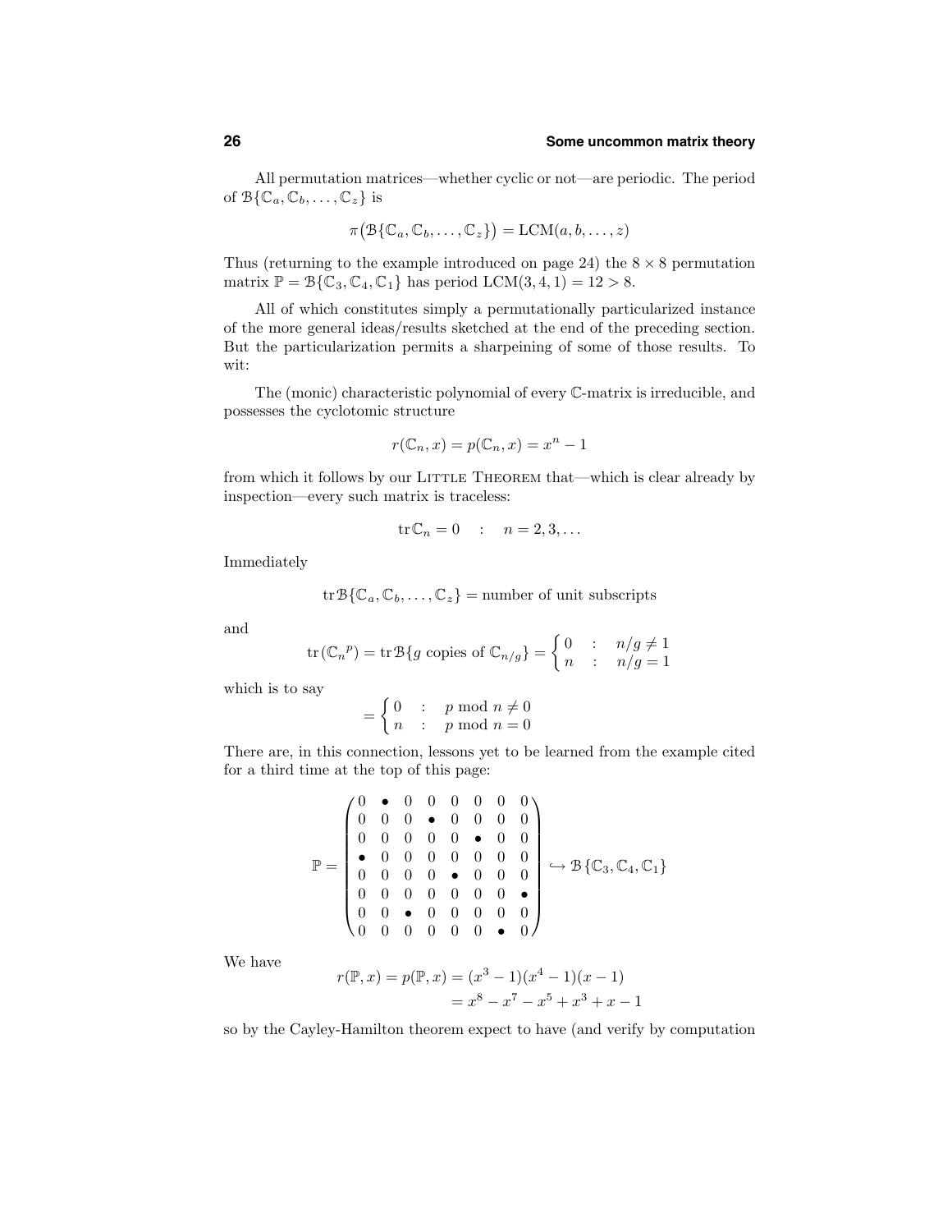All permutation matrices—whether cyclic or not—are periodic. The period of $\mathcal{B}\{\mathbb{C}_a, \mathbb{C}_b, \ldots, \mathbb{C}_z\}$ is

$$\pi\big(\mathcal{B}\{\mathbb{C}_a, \mathbb{C}_b, \ldots, \mathbb{C}_z\}\big) = \text{LCM}(a, b, \ldots, z)$$

Thus (returning to the example introduced on page 24) the $8 \times 8$ permutation matrix $\mathbb{P} = \mathcal{B}\{\mathbb{C}_3, \mathbb{C}_4, \mathbb{C}_1\}$ has period $\text{LCM}(3, 4, 1) = 12 > 8$.

All of which constitutes simply a permutationally particularized instance of the more general ideas/results sketched at the end of the preceding section. But the particularization permits a sharpeining of some of those results. To wit:

The (monic) characteristic polynomial of every $\mathbb{C}$-matrix is irreducible, and possesses the cyclotomic structure

$$r(\mathbb{C}_n, x) = p(\mathbb{C}_n, x) = x^n - 1$$

from which it follows by our LITTLE THEOREM that—which is clear already by inspection—every such matrix is traceless:

$$\text{tr}\,\mathbb{C}_n = 0 \quad : \quad n = 2, 3, \ldots$$

Immediately

$$\text{tr}\,\mathcal{B}\{\mathbb{C}_a, \mathbb{C}_b, \ldots, \mathbb{C}_z\} = \text{number of unit subscripts}$$

and

$$\text{tr}\,(\mathbb{C}_n{}^p) = \text{tr}\,\mathcal{B}\{g \text{ copies of } \mathbb{C}_{n/g}\} = \begin{cases} 0 & : \quad n/g \neq 1 \\ n & : \quad n/g = 1 \end{cases}$$

which is to say

$$= \begin{cases} 0 & : \quad p \bmod n \neq 0 \\ n & : \quad p \bmod n = 0 \end{cases}$$

There are, in this connection, lessons yet to be learned from the example cited for a third time at the top of this page:

$$\mathbb{P} = \begin{pmatrix} 0 & \bullet & 0 & 0 & 0 & 0 & 0 & 0 \\ 0 & 0 & 0 & \bullet & 0 & 0 & 0 & 0 \\ 0 & 0 & 0 & 0 & 0 & \bullet & 0 & 0 \\ \bullet & 0 & 0 & 0 & 0 & 0 & 0 & 0 \\ 0 & 0 & 0 & 0 & \bullet & 0 & 0 & 0 \\ 0 & 0 & 0 & 0 & 0 & 0 & 0 & \bullet \\ 0 & 0 & \bullet & 0 & 0 & 0 & 0 & 0 \\ 0 & 0 & 0 & 0 & 0 & 0 & \bullet & 0 \end{pmatrix} \hookrightarrow \mathcal{B}\{\mathbb{C}_3, \mathbb{C}_4, \mathbb{C}_1\}$$

We have

$$\begin{aligned} r(\mathbb{P}, x) = p(\mathbb{P}, x) &= (x^3 - 1)(x^4 - 1)(x - 1) \\ &= x^8 - x^7 - x^5 + x^3 + x - 1 \end{aligned}$$

so by the Cayley-Hamilton theorem expect to have (and verify by computation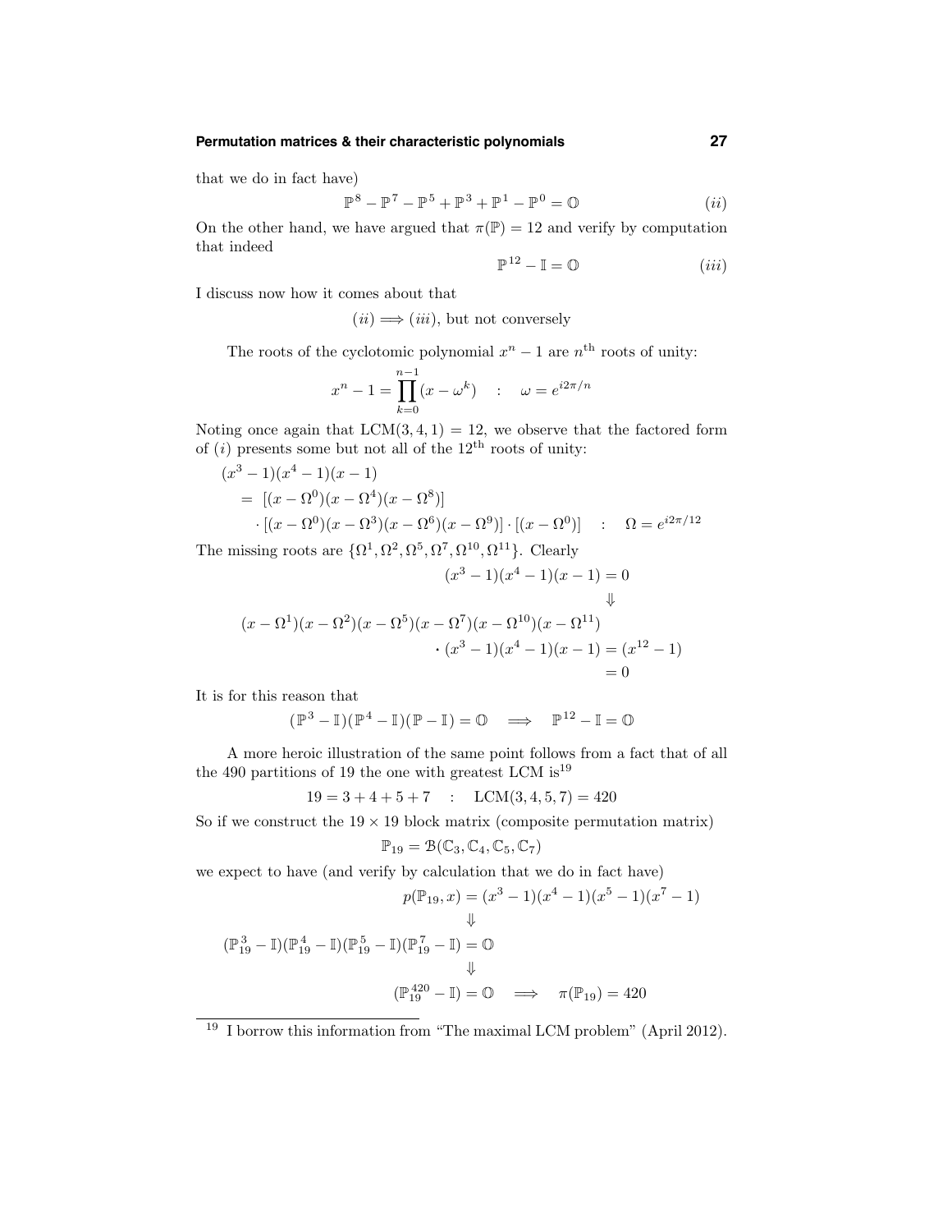that we do in fact have)

$$\mathbb{P}^8 - \mathbb{P}^7 - \mathbb{P}^5 + \mathbb{P}^3 + \mathbb{P}^1 - \mathbb{P}^0 = \mathbb{O} \qquad (ii)$$

On the other hand, we have argued that $\pi(\mathbb{P}) = 12$ and verify by computation that indeed

$$\mathbb{P}^{12} - \mathbb{I} = \mathbb{O} \qquad (iii)$$

I discuss now how it comes about that

$$(ii) \Longrightarrow (iii), \text{ but not conversely}$$

The roots of the cyclotomic polynomial $x^n - 1$ are $n^{\text{th}}$ roots of unity:

$$x^n - 1 = \prod_{k=0}^{n-1}(x - \omega^k) \quad : \quad \omega = e^{i2\pi/n}$$

Noting once again that $\text{LCM}(3,4,1) = 12$, we observe that the factored form of $(i)$ presents some but not all of the $12^{\text{th}}$ roots of unity:

$$\begin{aligned}
&(x^3-1)(x^4-1)(x-1)\\
&\quad = [(x-\Omega^0)(x-\Omega^4)(x-\Omega^8)]\\
&\qquad \cdot [(x-\Omega^0)(x-\Omega^3)(x-\Omega^6)(x-\Omega^9)] \cdot [(x-\Omega^0)] \quad : \quad \Omega = e^{i2\pi/12}
\end{aligned}$$

The missing roots are $\{\Omega^1, \Omega^2, \Omega^5, \Omega^7, \Omega^{10}, \Omega^{11}\}$. Clearly

$$\begin{aligned}
(x^3-1)(x^4-1)(x-1) &= 0\\
&\Downarrow\\
(x-\Omega^1)(x-\Omega^2)(x-\Omega^5)(x-\Omega^7)(x-\Omega^{10})(x-\Omega^{11})&\\
\cdot (x^3-1)(x^4-1)(x-1) &= (x^{12}-1)\\
&= 0
\end{aligned}$$

It is for this reason that

$$(\mathbb{P}^3 - \mathbb{I})(\mathbb{P}^4 - \mathbb{I})(\mathbb{P} - \mathbb{I}) = \mathbb{O} \quad \Longrightarrow \quad \mathbb{P}^{12} - \mathbb{I} = \mathbb{O}$$

A more heroic illustration of the same point follows from a fact that of all the 490 partitions of 19 the one with greatest LCM is[19]

$$19 = 3 + 4 + 5 + 7 \quad : \quad \text{LCM}(3,4,5,7) = 420$$

So if we construct the $19 \times 19$ block matrix (composite permutation matrix)

$$\mathbb{P}_{19} = \mathcal{B}(\mathbb{C}_3, \mathbb{C}_4, \mathbb{C}_5, \mathbb{C}_7)$$

we expect to have (and verify by calculation that we do in fact have)

$$\begin{aligned}
p(\mathbb{P}_{19}, x) &= (x^3-1)(x^4-1)(x^5-1)(x^7-1)\\
&\Downarrow\\
(\mathbb{P}_{19}^3 - \mathbb{I})(\mathbb{P}_{19}^4 - \mathbb{I})(\mathbb{P}_{19}^5 - \mathbb{I})(\mathbb{P}_{19}^7 - \mathbb{I}) &= \mathbb{O}\\
&\Downarrow\\
(\mathbb{P}_{19}^{420} - \mathbb{I}) = \mathbb{O} \quad &\Longrightarrow \quad \pi(\mathbb{P}_{19}) = 420
\end{aligned}$$

---

[19] I borrow this information from "The maximal LCM problem" (April 2012).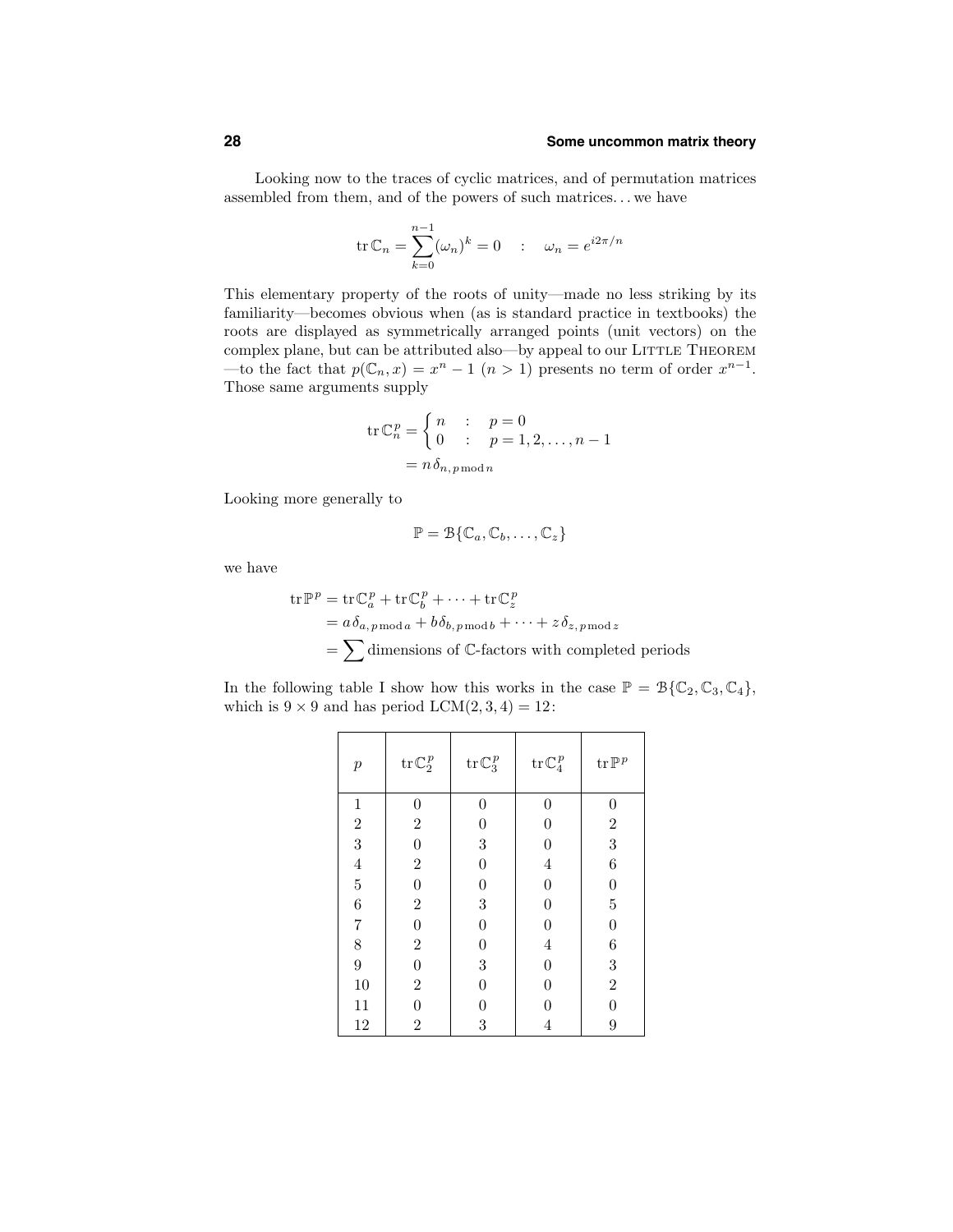Looking now to the traces of cyclic matrices, and of permutation matrices assembled from them, and of the powers of such matrices... we have

$$\operatorname{tr}\mathbb{C}_n = \sum_{k=0}^{n-1}(\omega_n)^k = 0 \quad : \quad \omega_n = e^{i2\pi/n}$$

This elementary property of the roots of unity—made no less striking by its familiarity—becomes obvious when (as is standard practice in textbooks) the roots are displayed as symmetrically arranged points (unit vectors) on the complex plane, but can be attributed also—by appeal to our LITTLE THEOREM —to the fact that $p(\mathbb{C}_n, x) = x^n - 1$ $(n > 1)$ presents no term of order $x^{n-1}$. Those same arguments supply

$$\begin{aligned}\operatorname{tr}\mathbb{C}_n^p &= \begin{cases} n & : \quad p = 0 \\ 0 & : \quad p = 1, 2, \ldots, n-1 \end{cases} \\ &= n\,\delta_{n,\,p \bmod n}\end{aligned}$$

Looking more generally to

$$\mathbb{P} = \mathcal{B}\{\mathbb{C}_a, \mathbb{C}_b, \ldots, \mathbb{C}_z\}$$

we have

$$\begin{aligned}\operatorname{tr}\mathbb{P}^p &= \operatorname{tr}\mathbb{C}_a^p + \operatorname{tr}\mathbb{C}_b^p + \cdots + \operatorname{tr}\mathbb{C}_z^p \\ &= a\,\delta_{a,\,p \bmod a} + b\delta_{b,\,p \bmod b} + \cdots + z\,\delta_{z,\,p \bmod z} \\ &= \sum \text{dimensions of } \mathbb{C}\text{-factors with completed periods}\end{aligned}$$

In the following table I show how this works in the case $\mathbb{P} = \mathcal{B}\{\mathbb{C}_2, \mathbb{C}_3, \mathbb{C}_4\}$, which is $9 \times 9$ and has period $\text{LCM}(2, 3, 4) = 12$:

| $p$ | $\operatorname{tr}\mathbb{C}_2^p$ | $\operatorname{tr}\mathbb{C}_3^p$ | $\operatorname{tr}\mathbb{C}_4^p$ | $\operatorname{tr}\mathbb{P}^p$ |
|---|---|---|---|---|
| 1 | 0 | 0 | 0 | 0 |
| 2 | 2 | 0 | 0 | 2 |
| 3 | 0 | 3 | 0 | 3 |
| 4 | 2 | 0 | 4 | 6 |
| 5 | 0 | 0 | 0 | 0 |
| 6 | 2 | 3 | 0 | 5 |
| 7 | 0 | 0 | 0 | 0 |
| 8 | 2 | 0 | 4 | 6 |
| 9 | 0 | 3 | 0 | 3 |
| 10 | 2 | 0 | 0 | 2 |
| 11 | 0 | 0 | 0 | 0 |
| 12 | 2 | 3 | 4 | 9 |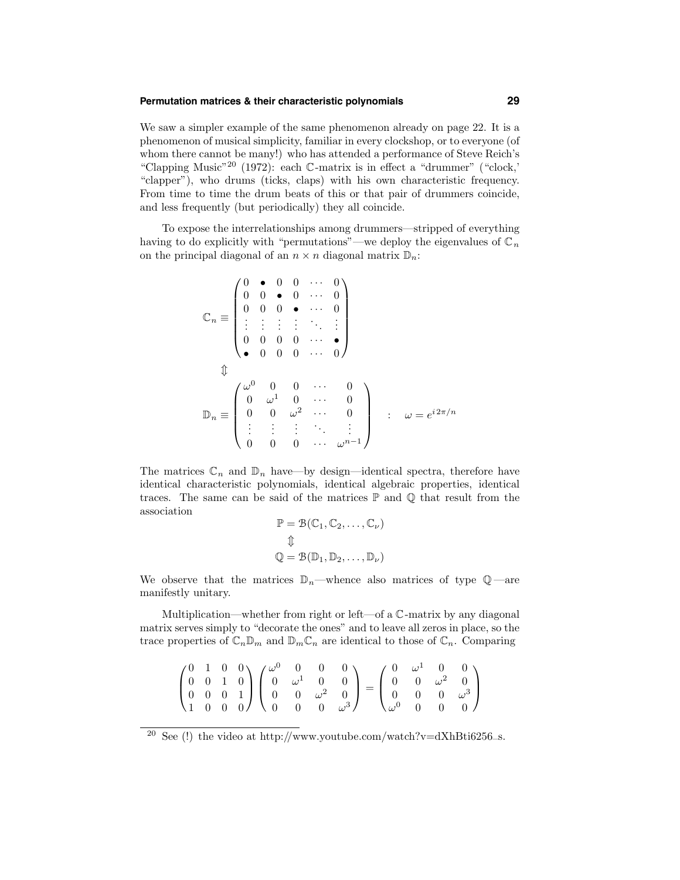We saw a simpler example of the same phenomenon already on page 22. It is a phenomenon of musical simplicity, familiar in every clockshop, or to everyone (of whom there cannot be many!) who has attended a performance of Steve Reich's "Clapping Music"[20] (1972): each $\mathbb{C}$-matrix is in effect a "drummer" ("clock,' "clapper"), who drums (ticks, claps) with his own characteristic frequency. From time to time the drum beats of this or that pair of drummers coincide, and less frequently (but periodically) they all coincide.

To expose the interrelationships among drummers—stripped of everything having to do explicitly with "permutations"—we deploy the eigenvalues of $\mathbb{C}_n$ on the principal diagonal of an $n \times n$ diagonal matrix $\mathbb{D}_n$:

$$
\mathbb{C}_n \equiv \begin{pmatrix} 0 & \bullet & 0 & 0 & \cdots & 0 \\ 0 & 0 & \bullet & 0 & \cdots & 0 \\ 0 & 0 & 0 & \bullet & \cdots & 0 \\ \vdots & \vdots & \vdots & \vdots & \ddots & \vdots \\ 0 & 0 & 0 & 0 & \cdots & \bullet \\ \bullet & 0 & 0 & 0 & \cdots & 0 \end{pmatrix}
$$

$$
\Updownarrow
$$

$$
\mathbb{D}_n \equiv \begin{pmatrix} \omega^0 & 0 & 0 & \cdots & 0 \\ 0 & \omega^1 & 0 & \cdots & 0 \\ 0 & 0 & \omega^2 & \cdots & 0 \\ \vdots & \vdots & \vdots & \ddots & \vdots \\ 0 & 0 & 0 & \cdots & \omega^{n-1} \end{pmatrix} \quad : \quad \omega = e^{i\,2\pi/n}
$$

The matrices $\mathbb{C}_n$ and $\mathbb{D}_n$ have—by design—identical spectra, therefore have identical characteristic polynomials, identical algebraic properties, identical traces. The same can be said of the matrices $\mathbb{P}$ and $\mathbb{Q}$ that result from the association

$$
\begin{gathered}
\mathbb{P} = \mathcal{B}(\mathbb{C}_1, \mathbb{C}_2, \ldots, \mathbb{C}_\nu) \\
\Updownarrow \\
\mathbb{Q} = \mathcal{B}(\mathbb{D}_1, \mathbb{D}_2, \ldots, \mathbb{D}_\nu)
\end{gathered}
$$

We observe that the matrices $\mathbb{D}_n$—whence also matrices of type $\mathbb{Q}$—are manifestly unitary.

Multiplication—whether from right or left—of a $\mathbb{C}$-matrix by any diagonal matrix serves simply to "decorate the ones" and to leave all zeros in place, so the trace properties of $\mathbb{C}_n\mathbb{D}_m$ and $\mathbb{D}_m\mathbb{C}_n$ are identical to those of $\mathbb{C}_n$. Comparing

$$
\begin{pmatrix} 0 & 1 & 0 & 0 \\ 0 & 0 & 1 & 0 \\ 0 & 0 & 0 & 1 \\ 1 & 0 & 0 & 0 \end{pmatrix} \begin{pmatrix} \omega^0 & 0 & 0 & 0 \\ 0 & \omega^1 & 0 & 0 \\ 0 & 0 & \omega^2 & 0 \\ 0 & 0 & 0 & \omega^3 \end{pmatrix} = \begin{pmatrix} 0 & \omega^1 & 0 & 0 \\ 0 & 0 & \omega^2 & 0 \\ 0 & 0 & 0 & \omega^3 \\ \omega^0 & 0 & 0 & 0 \end{pmatrix}
$$

---

[20] See (!) the video at http://www.youtube.com/watch?v=dXhBti6256_s.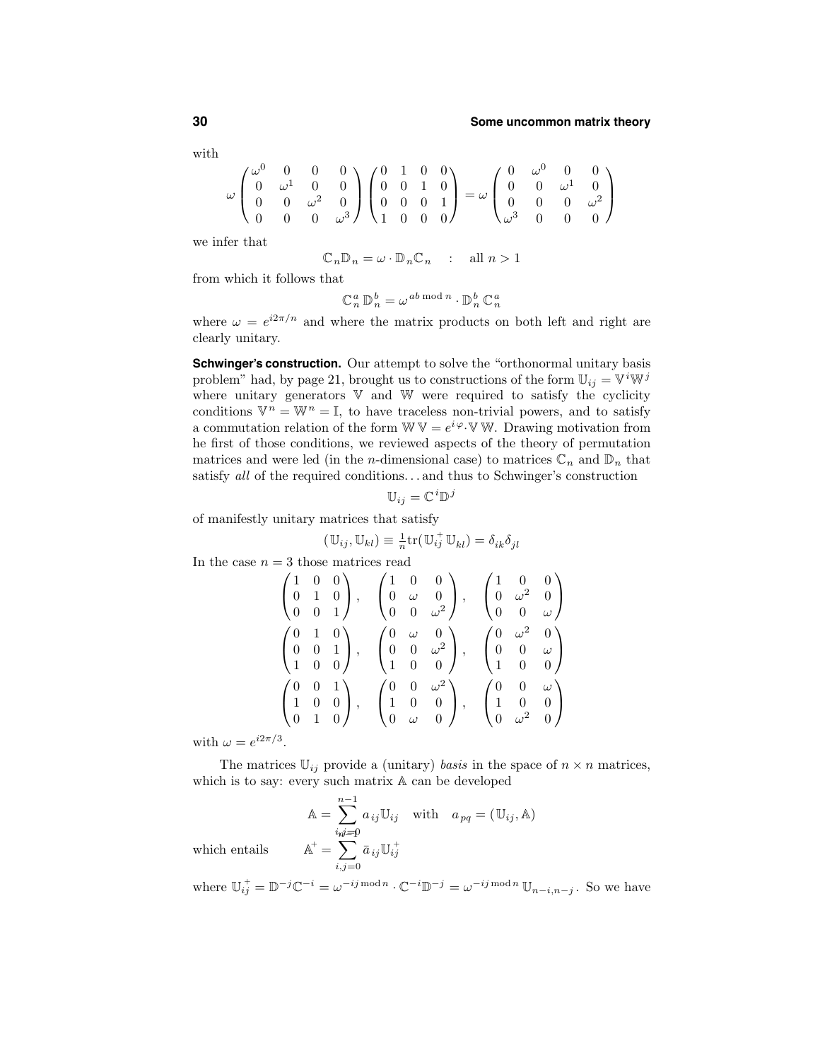with

$$\omega \begin{pmatrix} \omega^0 & 0 & 0 & 0 \\ 0 & \omega^1 & 0 & 0 \\ 0 & 0 & \omega^2 & 0 \\ 0 & 0 & 0 & \omega^3 \end{pmatrix} \begin{pmatrix} 0 & 1 & 0 & 0 \\ 0 & 0 & 1 & 0 \\ 0 & 0 & 0 & 1 \\ 1 & 0 & 0 & 0 \end{pmatrix} = \omega \begin{pmatrix} 0 & \omega^0 & 0 & 0 \\ 0 & 0 & \omega^1 & 0 \\ 0 & 0 & 0 & \omega^2 \\ \omega^3 & 0 & 0 & 0 \end{pmatrix}$$

we infer that

$$\mathbb{C}_n \mathbb{D}_n = \omega \cdot \mathbb{D}_n \mathbb{C}_n \quad : \quad \text{all } n > 1$$

from which it follows that

$$\mathbb{C}_n^{\,a} \, \mathbb{D}_n^{\,b} = \omega^{ab \bmod n} \cdot \mathbb{D}_n^{\,b} \, \mathbb{C}_n^{\,a}$$

where $\omega = e^{i2\pi/n}$ and where the matrix products on both left and right are clearly unitary.

**Schwinger's construction.** Our attempt to solve the "orthonormal unitary basis problem" had, by page 21, brought us to constructions of the form $\mathbb{U}_{ij} = \mathbb{V}^i \mathbb{W}^j$ where unitary generators $\mathbb{V}$ and $\mathbb{W}$ were required to satisfy the cyclicity conditions $\mathbb{V}^n = \mathbb{W}^n = \mathbb{I}$, to have traceless non-trivial powers, and to satisfy a commutation relation of the form $\mathbb{W}\,\mathbb{V} = e^{i\varphi} \cdot \mathbb{V}\,\mathbb{W}$. Drawing motivation from he first of those conditions, we reviewed aspects of the theory of permutation matrices and were led (in the $n$-dimensional case) to matrices $\mathbb{C}_n$ and $\mathbb{D}_n$ that satisfy *all* of the required conditions. . . and thus to Schwinger's construction

$$\mathbb{U}_{ij} = \mathbb{C}^i \mathbb{D}^j$$

of manifestly unitary matrices that satisfy

$$(\mathbb{U}_{ij}, \mathbb{U}_{kl}) \equiv \tfrac{1}{n} \text{tr}(\mathbb{U}_{ij}^{+} \, \mathbb{U}_{kl}) = \delta_{ik} \delta_{jl}$$

In the case $n = 3$ those matrices read

$$\begin{pmatrix} 1 & 0 & 0 \\ 0 & 1 & 0 \\ 0 & 0 & 1 \end{pmatrix}, \quad \begin{pmatrix} 1 & 0 & 0 \\ 0 & \omega & 0 \\ 0 & 0 & \omega^2 \end{pmatrix}, \quad \begin{pmatrix} 1 & 0 & 0 \\ 0 & \omega^2 & 0 \\ 0 & 0 & \omega \end{pmatrix}$$

$$\begin{pmatrix} 0 & 1 & 0 \\ 0 & 0 & 1 \\ 1 & 0 & 0 \end{pmatrix}, \quad \begin{pmatrix} 0 & \omega & 0 \\ 0 & 0 & \omega^2 \\ 1 & 0 & 0 \end{pmatrix}, \quad \begin{pmatrix} 0 & \omega^2 & 0 \\ 0 & 0 & \omega \\ 1 & 0 & 0 \end{pmatrix}$$

$$\begin{pmatrix} 0 & 0 & 1 \\ 1 & 0 & 0 \\ 0 & 1 & 0 \end{pmatrix}, \quad \begin{pmatrix} 0 & 0 & \omega^2 \\ 1 & 0 & 0 \\ 0 & \omega & 0 \end{pmatrix}, \quad \begin{pmatrix} 0 & 0 & \omega \\ 1 & 0 & 0 \\ 0 & \omega^2 & 0 \end{pmatrix}$$

with $\omega = e^{i2\pi/3}$.

The matrices $\mathbb{U}_{ij}$ provide a (unitary) *basis* in the space of $n \times n$ matrices, which is to say: every such matrix $\mathbb{A}$ can be developed

$$\mathbb{A} = \sum_{i,j=0}^{n-1} a_{ij} \mathbb{U}_{ij} \quad \text{with} \quad a_{pq} = (\mathbb{U}_{ij}, \mathbb{A})$$

which entails

$$\mathbb{A}^{+} = \sum_{i,j=0} \bar{a}_{ij} \mathbb{U}_{ij}^{+}$$

where $\mathbb{U}_{ij}^{+} = \mathbb{D}^{-j}\mathbb{C}^{-i} = \omega^{-ij \bmod n} \cdot \mathbb{C}^{-i}\mathbb{D}^{-j} = \omega^{-ij \bmod n}\, \mathbb{U}_{n-i,n-j}$. So we have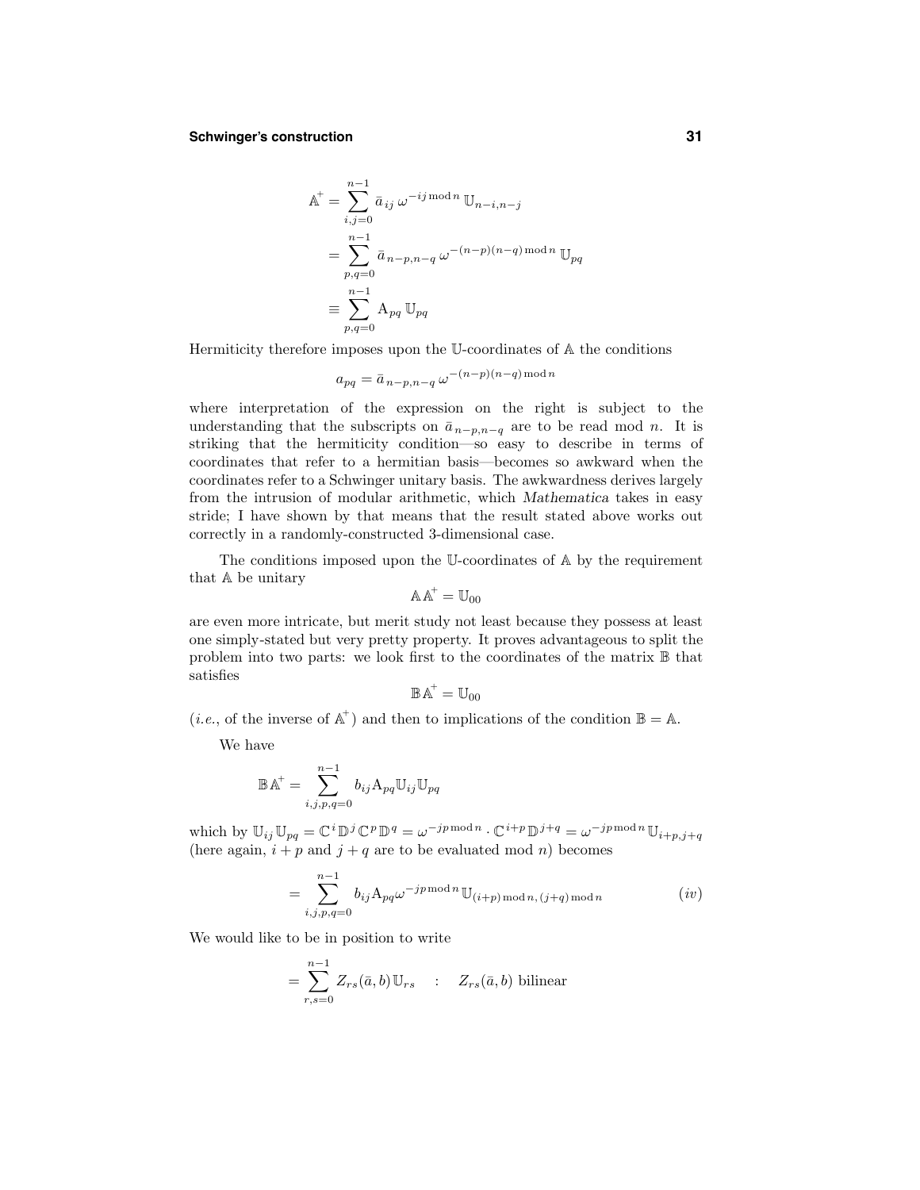$$
\begin{aligned}
\mathbb{A}^+ &= \sum_{i,j=0}^{n-1} \bar{a}_{ij}\, \omega^{-ij \bmod n}\, \mathbb{U}_{n-i,n-j} \\
&= \sum_{p,q=0}^{n-1} \bar{a}_{n-p,n-q}\, \omega^{-(n-p)(n-q) \bmod n}\, \mathbb{U}_{pq} \\
&\equiv \sum_{p,q=0}^{n-1} \mathrm{A}_{pq}\, \mathbb{U}_{pq}
\end{aligned}
$$

Hermiticity therefore imposes upon the $\mathbb{U}$-coordinates of $\mathbb{A}$ the conditions

$$
a_{pq} = \bar{a}_{n-p,n-q}\, \omega^{-(n-p)(n-q) \bmod n}
$$

where interpretation of the expression on the right is subject to the understanding that the subscripts on $\bar{a}_{n-p,n-q}$ are to be read mod $n$. It is striking that the hermiticity condition—so easy to describe in terms of coordinates that refer to a hermitian basis—becomes so awkward when the coordinates refer to a Schwinger unitary basis. The awkwardness derives largely from the intrusion of modular arithmetic, which *Mathematica* takes in easy stride; I have shown by that means that the result stated above works out correctly in a randomly-constructed 3-dimensional case.

The conditions imposed upon the $\mathbb{U}$-coordinates of $\mathbb{A}$ by the requirement that $\mathbb{A}$ be unitary

$$
\mathbb{A}\,\mathbb{A}^+ = \mathbb{U}_{00}
$$

are even more intricate, but merit study not least because they possess at least one simply-stated but very pretty property. It proves advantageous to split the problem into two parts: we look first to the coordinates of the matrix $\mathbb{B}$ that satisfies

$$
\mathbb{B}\,\mathbb{A}^+ = \mathbb{U}_{00}
$$

(*i.e.*, of the inverse of $\mathbb{A}^+$) and then to implications of the condition $\mathbb{B} = \mathbb{A}$.

We have

$$
\mathbb{B}\,\mathbb{A}^+ = \sum_{i,j,p,q=0}^{n-1} b_{ij} \mathrm{A}_{pq} \mathbb{U}_{ij} \mathbb{U}_{pq}
$$

which by $\mathbb{U}_{ij}\,\mathbb{U}_{pq} = \mathbb{C}^i\,\mathbb{D}^j\,\mathbb{C}^p\,\mathbb{D}^q = \omega^{-jp \bmod n} \cdot \mathbb{C}^{i+p}\,\mathbb{D}^{j+q} = \omega^{-jp \bmod n}\,\mathbb{U}_{i+p,j+q}$ (here again, $i+p$ and $j+q$ are to be evaluated mod $n$) becomes

$$
= \sum_{i,j,p,q=0}^{n-1} b_{ij} \mathrm{A}_{pq} \omega^{-jp \bmod n}\, \mathbb{U}_{(i+p) \bmod n,\,(j+q) \bmod n} \tag{iv}
$$

We would like to be in position to write

$$
= \sum_{r,s=0}^{n-1} Z_{rs}(\bar{a}, b)\, \mathbb{U}_{rs} \quad : \quad Z_{rs}(\bar{a}, b) \text{ bilinear}
$$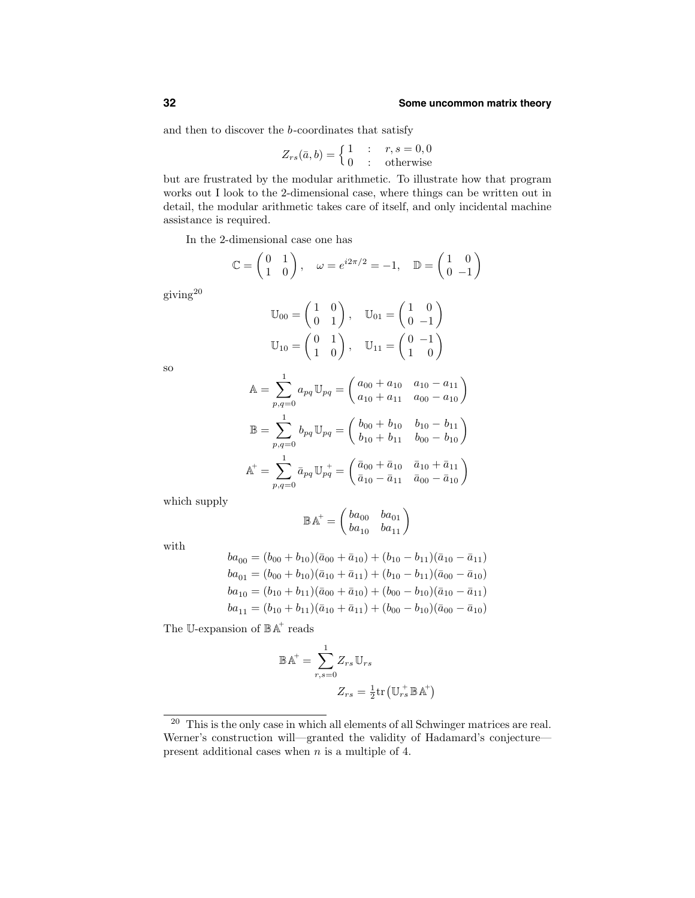and then to discover the $b$-coordinates that satisfy

$$Z_{rs}(\bar{a}, b) = \begin{cases} 1 & : \quad r,s = 0,0 \\ 0 & : \quad \text{otherwise} \end{cases}$$

but are frustrated by the modular arithmetic. To illustrate how that program works out I look to the 2-dimensional case, where things can be written out in detail, the modular arithmetic takes care of itself, and only incidental machine assistance is required.

In the 2-dimensional case one has

$$\mathbb{C} = \begin{pmatrix} 0 & 1 \\ 1 & 0 \end{pmatrix}, \quad \omega = e^{i2\pi/2} = -1, \quad \mathbb{D} = \begin{pmatrix} 1 & 0 \\ 0 & -1 \end{pmatrix}$$

giving[20]

$$\mathbb{U}_{00} = \begin{pmatrix} 1 & 0 \\ 0 & 1 \end{pmatrix}, \quad \mathbb{U}_{01} = \begin{pmatrix} 1 & 0 \\ 0 & -1 \end{pmatrix}$$
$$\mathbb{U}_{10} = \begin{pmatrix} 0 & 1 \\ 1 & 0 \end{pmatrix}, \quad \mathbb{U}_{11} = \begin{pmatrix} 0 & -1 \\ 1 & 0 \end{pmatrix}$$

so

$$\mathbb{A} = \sum_{p,q=0}^{1} a_{pq}\,\mathbb{U}_{pq} = \begin{pmatrix} a_{00} + a_{10} & a_{10} - a_{11} \\ a_{10} + a_{11} & a_{00} - a_{10} \end{pmatrix}$$

$$\mathbb{B} = \sum_{p,q=0}^{1} b_{pq}\,\mathbb{U}_{pq} = \begin{pmatrix} b_{00} + b_{10} & b_{10} - b_{11} \\ b_{10} + b_{11} & b_{00} - b_{10} \end{pmatrix}$$

$$\mathbb{A}^{+} = \sum_{p,q=0}^{1} \bar{a}_{pq}\,\mathbb{U}_{pq}^{+} = \begin{pmatrix} \bar{a}_{00} + \bar{a}_{10} & \bar{a}_{10} + \bar{a}_{11} \\ \bar{a}_{10} - \bar{a}_{11} & \bar{a}_{00} - \bar{a}_{10} \end{pmatrix}$$

which supply

$$\mathbb{B}\,\mathbb{A}^{+} = \begin{pmatrix} ba_{00} & ba_{01} \\ ba_{10} & ba_{11} \end{pmatrix}$$

with

$$\begin{aligned}
ba_{00} &= (b_{00} + b_{10})(\bar{a}_{00} + \bar{a}_{10}) + (b_{10} - b_{11})(\bar{a}_{10} - \bar{a}_{11}) \\
ba_{01} &= (b_{00} + b_{10})(\bar{a}_{10} + \bar{a}_{11}) + (b_{10} - b_{11})(\bar{a}_{00} - \bar{a}_{10}) \\
ba_{10} &= (b_{10} + b_{11})(\bar{a}_{00} + \bar{a}_{10}) + (b_{00} - b_{10})(\bar{a}_{10} - \bar{a}_{11}) \\
ba_{11} &= (b_{10} + b_{11})(\bar{a}_{10} + \bar{a}_{11}) + (b_{00} - b_{10})(\bar{a}_{00} - \bar{a}_{10})
\end{aligned}$$

The $\mathbb{U}$-expansion of $\mathbb{B}\,\mathbb{A}^{+}$ reads

$$\mathbb{B}\,\mathbb{A}^{+} = \sum_{r,s=0}^{1} Z_{rs}\,\mathbb{U}_{rs}$$
$$Z_{rs} = \tfrac{1}{2}\mathrm{tr}\big(\mathbb{U}_{rs}^{+}\,\mathbb{B}\,\mathbb{A}^{+}\big)$$

---

[20] This is the only case in which all elements of all Schwinger matrices are real. Werner's construction will—granted the validity of Hadamard's conjecture—present additional cases when $n$ is a multiple of 4.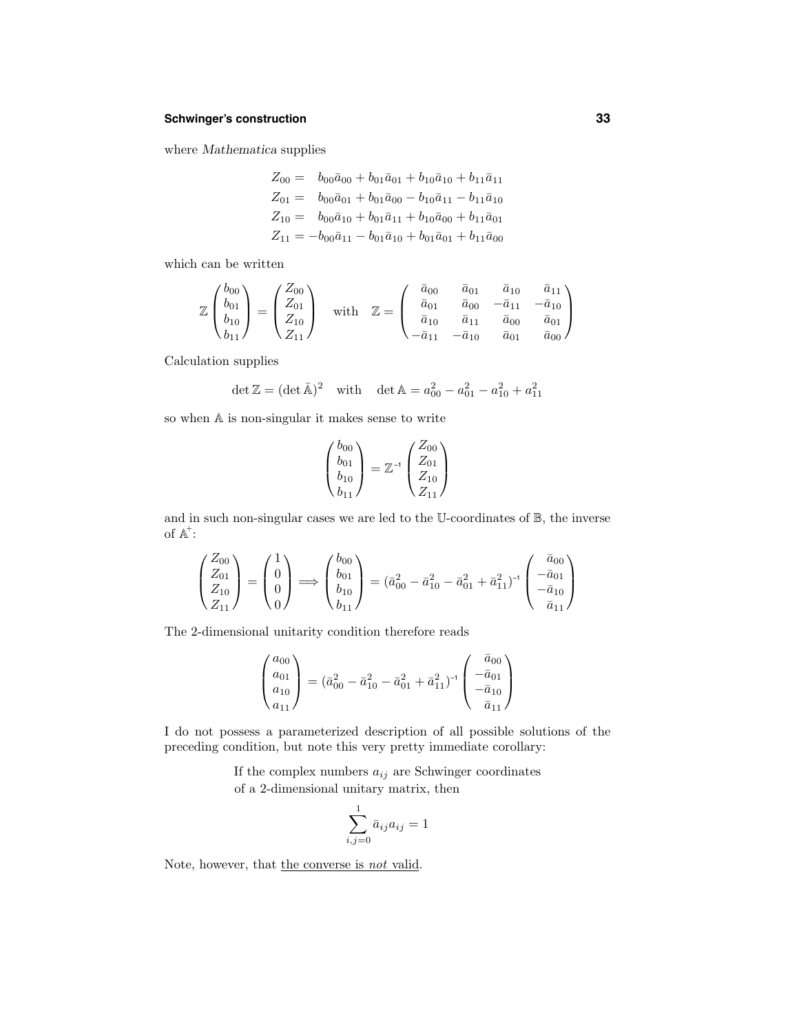where *Mathematica* supplies

$$
\begin{aligned}
Z_{00} &= \phantom{-}b_{00}\bar{a}_{00} + b_{01}\bar{a}_{01} + b_{10}\bar{a}_{10} + b_{11}\bar{a}_{11}\\
Z_{01} &= \phantom{-}b_{00}\bar{a}_{01} + b_{01}\bar{a}_{00} - b_{10}\bar{a}_{11} - b_{11}\bar{a}_{10}\\
Z_{10} &= \phantom{-}b_{00}\bar{a}_{10} + b_{01}\bar{a}_{11} + b_{10}\bar{a}_{00} + b_{11}\bar{a}_{01}\\
Z_{11} &= -b_{00}\bar{a}_{11} - b_{01}\bar{a}_{10} + b_{01}\bar{a}_{01} + b_{11}\bar{a}_{00}
\end{aligned}
$$

which can be written

$$
\mathbb{Z}\begin{pmatrix} b_{00}\\ b_{01}\\ b_{10}\\ b_{11}\end{pmatrix} = \begin{pmatrix} Z_{00}\\ Z_{01}\\ Z_{10}\\ Z_{11}\end{pmatrix} \quad\text{with}\quad \mathbb{Z} = \begin{pmatrix} \bar{a}_{00} & \bar{a}_{01} & \bar{a}_{10} & \bar{a}_{11}\\ \bar{a}_{01} & \bar{a}_{00} & -\bar{a}_{11} & -\bar{a}_{10}\\ \bar{a}_{10} & \bar{a}_{11} & \bar{a}_{00} & \bar{a}_{01}\\ -\bar{a}_{11} & -\bar{a}_{10} & \bar{a}_{01} & \bar{a}_{00}\end{pmatrix}
$$

Calculation supplies

$$
\det\mathbb{Z} = (\det\bar{\mathbb{A}})^2 \quad\text{with}\quad \det\mathbb{A} = a_{00}^2 - a_{01}^2 - a_{10}^2 + a_{11}^2
$$

so when $\mathbb{A}$ is non-singular it makes sense to write

$$
\begin{pmatrix} b_{00}\\ b_{01}\\ b_{10}\\ b_{11}\end{pmatrix} = \mathbb{Z}^{-1}\begin{pmatrix} Z_{00}\\ Z_{01}\\ Z_{10}\\ Z_{11}\end{pmatrix}
$$

and in such non-singular cases we are led to the $\mathbb{U}$-coordinates of $\mathbb{B}$, the inverse of $\mathbb{A}^{+}$:

$$
\begin{pmatrix} Z_{00}\\ Z_{01}\\ Z_{10}\\ Z_{11}\end{pmatrix} = \begin{pmatrix} 1\\ 0\\ 0\\ 0\end{pmatrix} \Longrightarrow \begin{pmatrix} b_{00}\\ b_{01}\\ b_{10}\\ b_{11}\end{pmatrix} = (\bar{a}_{00}^2 - \bar{a}_{10}^2 - \bar{a}_{01}^2 + \bar{a}_{11}^2)^{-1}\begin{pmatrix} \bar{a}_{00}\\ -\bar{a}_{01}\\ -\bar{a}_{10}\\ \bar{a}_{11}\end{pmatrix}
$$

The 2-dimensional unitarity condition therefore reads

$$
\begin{pmatrix} a_{00}\\ a_{01}\\ a_{10}\\ a_{11}\end{pmatrix} = (\bar{a}_{00}^2 - \bar{a}_{10}^2 - \bar{a}_{01}^2 + \bar{a}_{11}^2)^{-1}\begin{pmatrix} \bar{a}_{00}\\ -\bar{a}_{01}\\ -\bar{a}_{10}\\ \bar{a}_{11}\end{pmatrix}
$$

I do not possess a parameterized description of all possible solutions of the preceding condition, but note this very pretty immediate corollary:

> If the complex numbers $a_{ij}$ are Schwinger coordinates of a 2-dimensional unitary matrix, then
>
> $$\sum_{i,j=0}^{1}\bar{a}_{ij}a_{ij} = 1$$

Note, however, that the converse is *not* valid.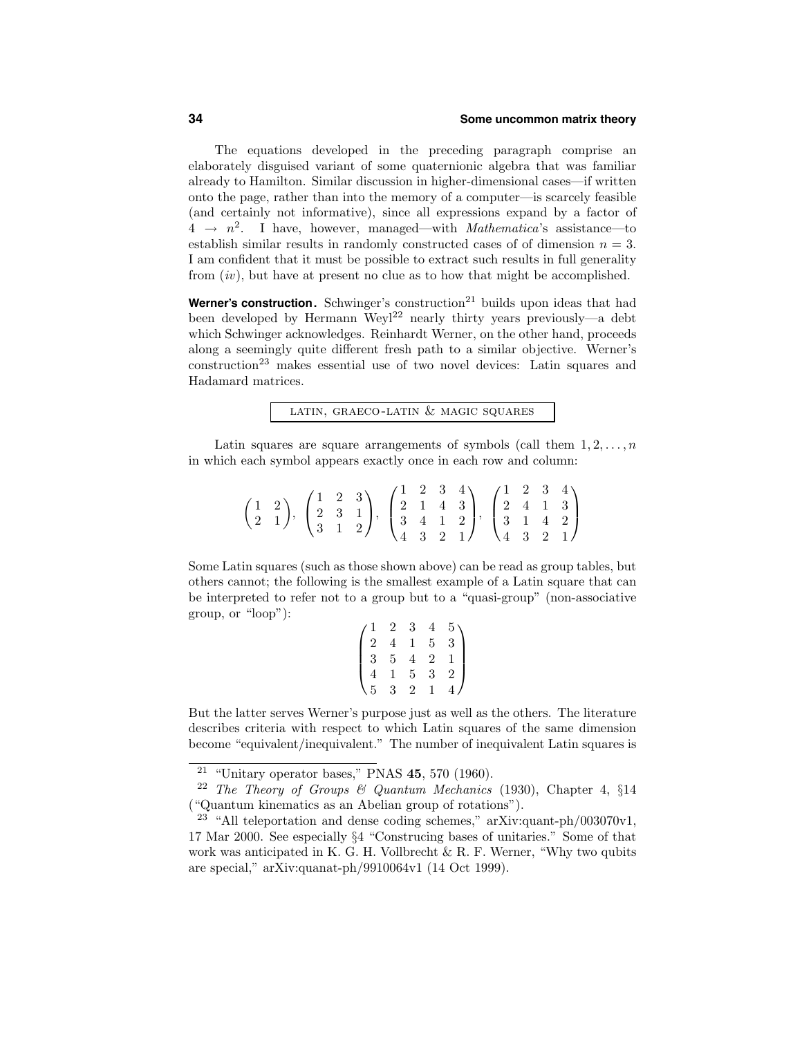The equations developed in the preceding paragraph comprise an elaborately disguised variant of some quaternionic algebra that was familiar already to Hamilton. Similar discussion in higher-dimensional cases—if written onto the page, rather than into the memory of a computer—is scarcely feasible (and certainly not informative), since all expressions expand by a factor of $4 \to n^2$. I have, however, managed—with *Mathematica*'s assistance—to establish similar results in randomly constructed cases of of dimension $n = 3$. I am confident that it must be possible to extract such results in full generality from (*iv*), but have at present no clue as to how that might be accomplished.

**Werner's construction.** Schwinger's construction[21] builds upon ideas that had been developed by Hermann Weyl[22] nearly thirty years previously—a debt which Schwinger acknowledges. Reinhardt Werner, on the other hand, proceeds along a seemingly quite different fresh path to a similar objective. Werner's construction[23] makes essential use of two novel devices: Latin squares and Hadamard matrices.

LATIN, GRAECO-LATIN & MAGIC SQUARES

Latin squares are square arrangements of symbols (call them $1, 2, \ldots, n$ in which each symbol appears exactly once in each row and column:

$$\begin{pmatrix} 1 & 2 \\ 2 & 1 \end{pmatrix}, \; \begin{pmatrix} 1 & 2 & 3 \\ 2 & 3 & 1 \\ 3 & 1 & 2 \end{pmatrix}, \; \begin{pmatrix} 1 & 2 & 3 & 4 \\ 2 & 1 & 4 & 3 \\ 3 & 4 & 1 & 2 \\ 4 & 3 & 2 & 1 \end{pmatrix}, \; \begin{pmatrix} 1 & 2 & 3 & 4 \\ 2 & 4 & 1 & 3 \\ 3 & 1 & 4 & 2 \\ 4 & 3 & 2 & 1 \end{pmatrix}$$

Some Latin squares (such as those shown above) can be read as group tables, but others cannot; the following is the smallest example of a Latin square that can be interpreted to refer not to a group but to a "quasi-group" (non-associative group, or "loop"):

$$\begin{pmatrix} 1 & 2 & 3 & 4 & 5 \\ 2 & 4 & 1 & 5 & 3 \\ 3 & 5 & 4 & 2 & 1 \\ 4 & 1 & 5 & 3 & 2 \\ 5 & 3 & 2 & 1 & 4 \end{pmatrix}$$

But the latter serves Werner's purpose just as well as the others. The literature describes criteria with respect to which Latin squares of the same dimension become "equivalent/inequivalent." The number of inequivalent Latin squares is

---

[21] "Unitary operator bases," PNAS **45**, 570 (1960).

[22] *The Theory of Groups & Quantum Mechanics* (1930), Chapter 4, §14 ("Quantum kinematics as an Abelian group of rotations").

[23] "All teleportation and dense coding schemes," arXiv:quant-ph/003070v1, 17 Mar 2000. See especially §4 "Construcing bases of unitaries." Some of that work was anticipated in K. G. H. Vollbrecht & R. F. Werner, "Why two qubits are special," arXiv:quanat-ph/9910064v1 (14 Oct 1999).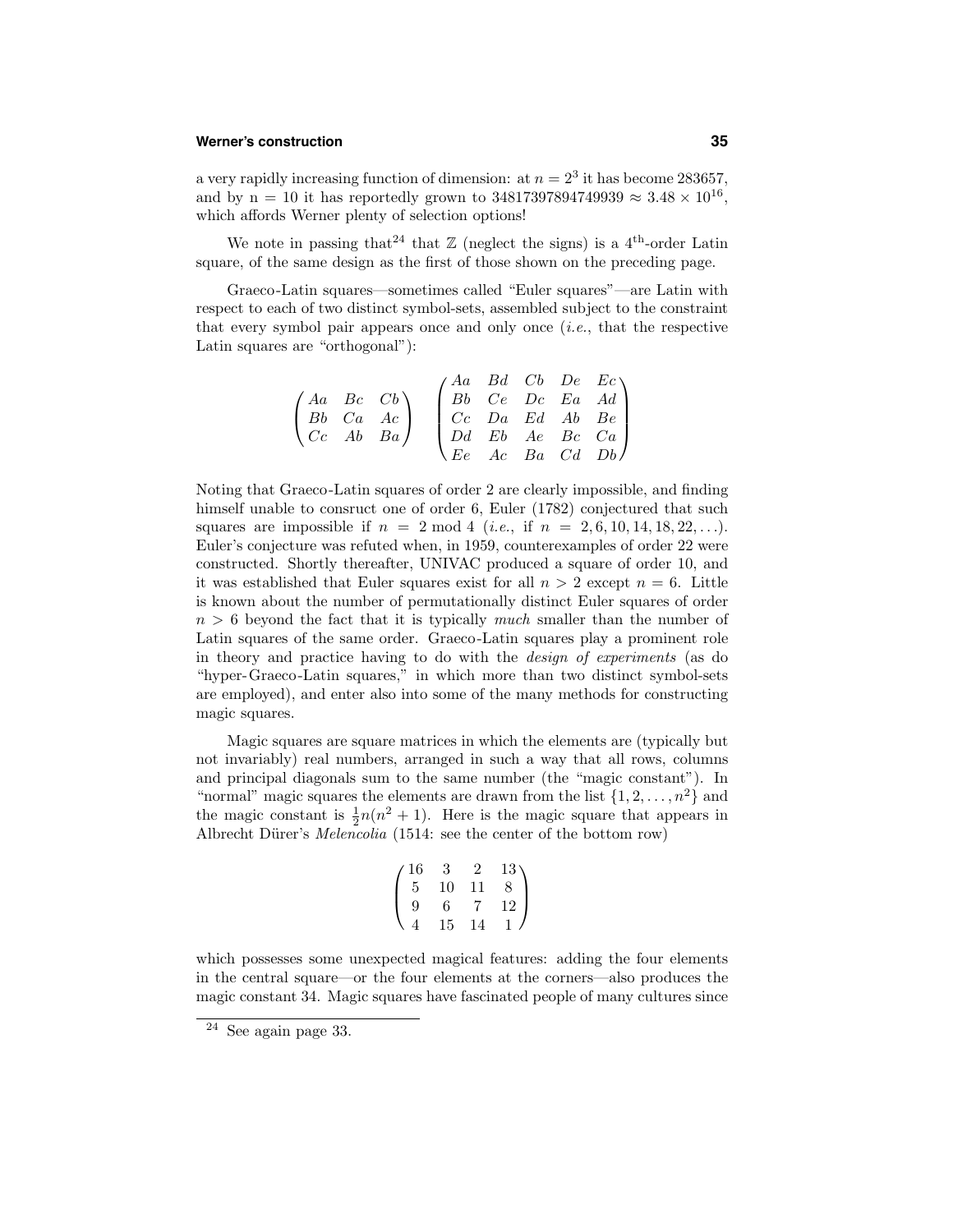a very rapidly increasing function of dimension: at $n = 2^3$ it has become 283657, and by n = 10 it has reportedly grown to $34817397894749939 \approx 3.48 \times 10^{16}$, which affords Werner plenty of selection options!

We note in passing that[24] that $\mathbb{Z}$ (neglect the signs) is a $4^{\text{th}}$-order Latin square, of the same design as the first of those shown on the preceding page.

Graeco-Latin squares—sometimes called "Euler squares"—are Latin with respect to each of two distinct symbol-sets, assembled subject to the constraint that every symbol pair appears once and only once (*i.e.*, that the respective Latin squares are "orthogonal"):

$$\begin{pmatrix} Aa & Bc & Cb \\ Bb & Ca & Ac \\ Cc & Ab & Ba \end{pmatrix} \quad \begin{pmatrix} Aa & Bd & Cb & De & Ec \\ Bb & Ce & Dc & Ea & Ad \\ Cc & Da & Ed & Ab & Be \\ Dd & Eb & Ae & Bc & Ca \\ Ee & Ac & Ba & Cd & Db \end{pmatrix}$$

Noting that Graeco-Latin squares of order 2 are clearly impossible, and finding himself unable to consruct one of order 6, Euler (1782) conjectured that such squares are impossible if $n = 2 \bmod 4$ (*i.e.*, if $n = 2, 6, 10, 14, 18, 22, \ldots$). Euler's conjecture was refuted when, in 1959, counterexamples of order 22 were constructed. Shortly thereafter, UNIVAC produced a square of order 10, and it was established that Euler squares exist for all $n > 2$ except $n = 6$. Little is known about the number of permutationally distinct Euler squares of order $n > 6$ beyond the fact that it is typically *much* smaller than the number of Latin squares of the same order. Graeco-Latin squares play a prominent role in theory and practice having to do with the *design of experiments* (as do "hyper-Graeco-Latin squares," in which more than two distinct symbol-sets are employed), and enter also into some of the many methods for constructing magic squares.

Magic squares are square matrices in which the elements are (typically but not invariably) real numbers, arranged in such a way that all rows, columns and principal diagonals sum to the same number (the "magic constant"). In "normal" magic squares the elements are drawn from the list $\{1, 2, \ldots, n^2\}$ and the magic constant is $\frac{1}{2}n(n^2 + 1)$. Here is the magic square that appears in Albrecht Dürer's *Melencolia* (1514: see the center of the bottom row)

$$\begin{pmatrix} 16 & 3 & 2 & 13 \\ 5 & 10 & 11 & 8 \\ 9 & 6 & 7 & 12 \\ 4 & 15 & 14 & 1 \end{pmatrix}$$

which possesses some unexpected magical features: adding the four elements in the central square—or the four elements at the corners—also produces the magic constant 34. Magic squares have fascinated people of many cultures since

[24] See again page 33.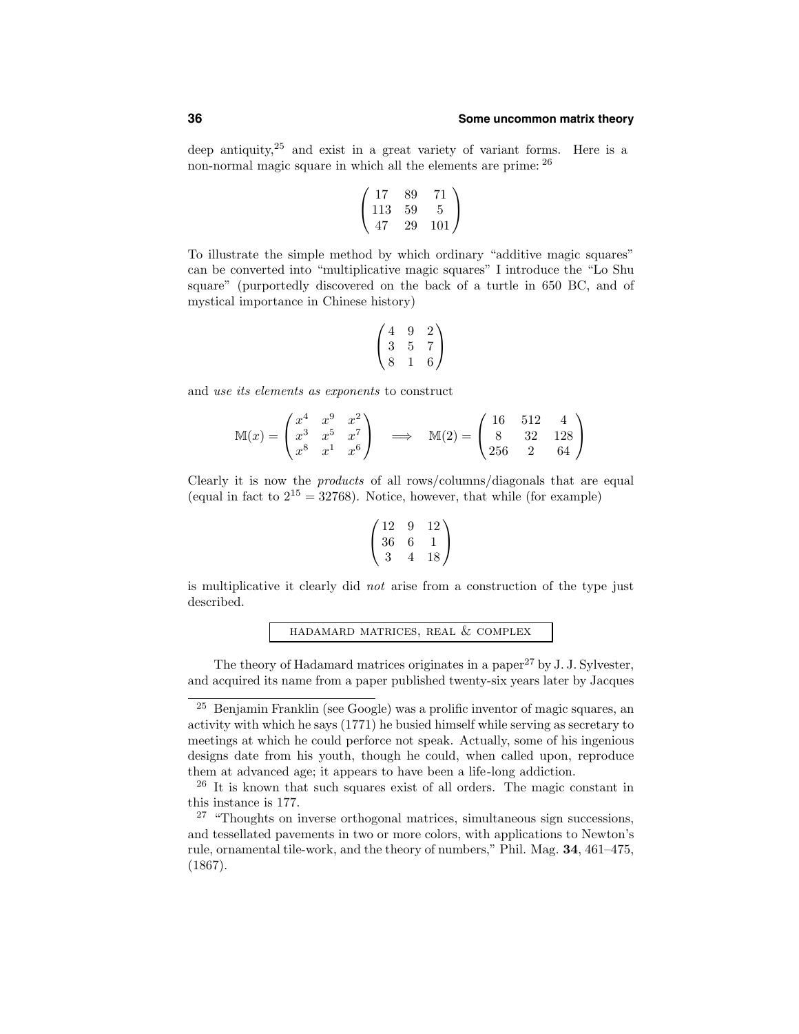deep antiquity,[25] and exist in a great variety of variant forms. Here is a non-normal magic square in which all the elements are prime: [26]

$$\begin{pmatrix} 17 & 89 & 71 \\ 113 & 59 & 5 \\ 47 & 29 & 101 \end{pmatrix}$$

To illustrate the simple method by which ordinary "additive magic squares" can be converted into "multiplicative magic squares" I introduce the "Lo Shu square" (purportedly discovered on the back of a turtle in 650 BC, and of mystical importance in Chinese history)

$$\begin{pmatrix} 4 & 9 & 2 \\ 3 & 5 & 7 \\ 8 & 1 & 6 \end{pmatrix}$$

and *use its elements as exponents* to construct

$$\mathbb{M}(x) = \begin{pmatrix} x^4 & x^9 & x^2 \\ x^3 & x^5 & x^7 \\ x^8 & x^1 & x^6 \end{pmatrix} \quad \Longrightarrow \quad \mathbb{M}(2) = \begin{pmatrix} 16 & 512 & 4 \\ 8 & 32 & 128 \\ 256 & 2 & 64 \end{pmatrix}$$

Clearly it is now the *products* of all rows/columns/diagonals that are equal (equal in fact to $2^{15} = 32768$). Notice, however, that while (for example)

$$\begin{pmatrix} 12 & 9 & 12 \\ 36 & 6 & 1 \\ 3 & 4 & 18 \end{pmatrix}$$

is multiplicative it clearly did *not* arise from a construction of the type just described.

## HADAMARD MATRICES, REAL & COMPLEX

The theory of Hadamard matrices originates in a paper[27] by J. J. Sylvester, and acquired its name from a paper published twenty-six years later by Jacques

---

[25] Benjamin Franklin (see Google) was a prolific inventor of magic squares, an activity with which he says (1771) he busied himself while serving as secretary to meetings at which he could perforce not speak. Actually, some of his ingenious designs date from his youth, though he could, when called upon, reproduce them at advanced age; it appears to have been a life-long addiction.

[26] It is known that such squares exist of all orders. The magic constant in this instance is 177.

[27] "Thoughts on inverse orthogonal matrices, simultaneous sign successions, and tessellated pavements in two or more colors, with applications to Newton's rule, ornamental tile-work, and the theory of numbers," Phil. Mag. **34**, 461–475, (1867).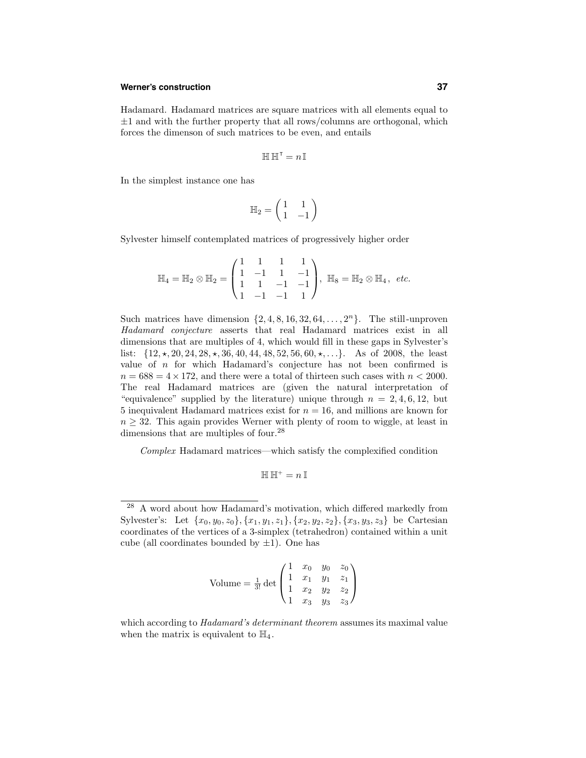Hadamard. Hadamard matrices are square matrices with all elements equal to $\pm 1$ and with the further property that all rows/columns are orthogonal, which forces the dimenson of such matrices to be even, and entails

$$\mathbb{H}\,\mathbb{H}^{\mathsf{T}} = n\,\mathbb{I}$$

In the simplest instance one has

$$\mathbb{H}_2 = \begin{pmatrix} 1 & 1 \\ 1 & -1 \end{pmatrix}$$

Sylvester himself contemplated matrices of progressively higher order

$$\mathbb{H}_4 = \mathbb{H}_2 \otimes \mathbb{H}_2 = \begin{pmatrix} 1 & 1 & 1 & 1 \\ 1 & -1 & 1 & -1 \\ 1 & 1 & -1 & -1 \\ 1 & -1 & -1 & 1 \end{pmatrix}, \;\; \mathbb{H}_8 = \mathbb{H}_2 \otimes \mathbb{H}_4\,, \;\; etc.$$

Such matrices have dimension $\{2, 4, 8, 16, 32, 64, \ldots, 2^n\}$. The still-unproven *Hadamard conjecture* asserts that real Hadamard matrices exist in all dimensions that are multiples of 4, which would fill in these gaps in Sylvester's list: $\{12, \star, 20, 24, 28, \star, 36, 40, 44, 48, 52, 56, 60, \star, \ldots\}$. As of 2008, the least value of $n$ for which Hadamard's conjecture has not been confirmed is $n = 688 = 4 \times 172$, and there were a total of thirteen such cases with $n < 2000$. The real Hadamard matrices are (given the natural interpretation of "equivalence" supplied by the literature) unique through $n = 2, 4, 6, 12$, but 5 inequivalent Hadamard matrices exist for $n = 16$, and millions are known for $n \geq 32$. This again provides Werner with plenty of room to wiggle, at least in dimensions that are multiples of four.[28]

*Complex* Hadamard matrices—which satisfy the complexified condition

$$\mathbb{H}\,\mathbb{H}^{+} = n\,\mathbb{I}$$

---

[28] A word about how Hadamard's motivation, which differed markedly from Sylvester's: Let $\{x_0, y_0, z_0\}, \{x_1, y_1, z_1\}, \{x_2, y_2, z_2\}, \{x_3, y_3, z_3\}$ be Cartesian coordinates of the vertices of a 3-simplex (tetrahedron) contained within a unit cube (all coordinates bounded by $\pm 1$). One has

$$\text{Volume} = \tfrac{1}{3!} \det \begin{pmatrix} 1 & x_0 & y_0 & z_0 \\ 1 & x_1 & y_1 & z_1 \\ 1 & x_2 & y_2 & z_2 \\ 1 & x_3 & y_3 & z_3 \end{pmatrix}$$

which according to *Hadamard's determinant theorem* assumes its maximal value when the matrix is equivalent to $\mathbb{H}_4$.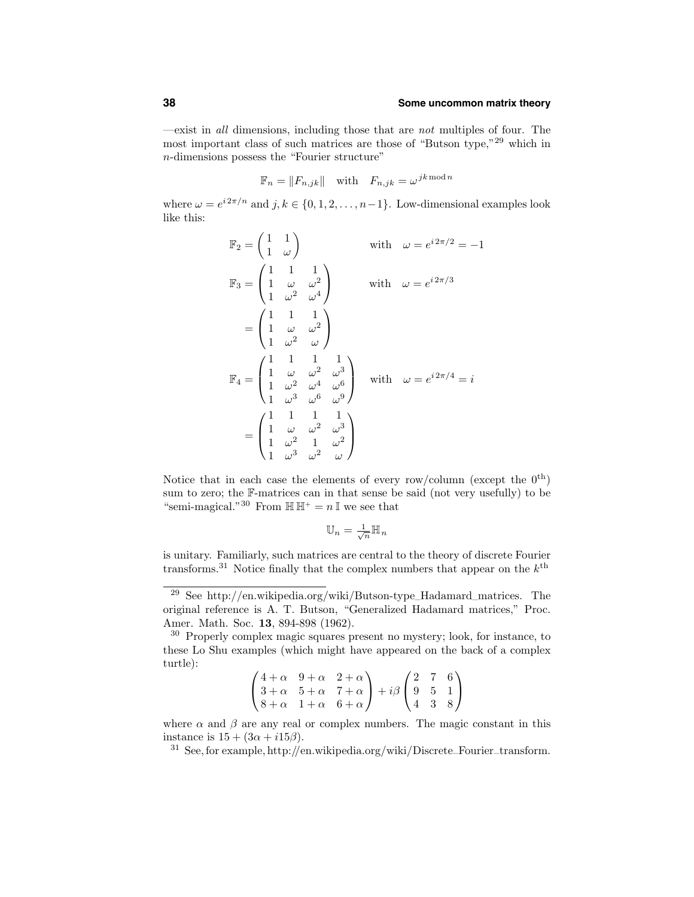—exist in *all* dimensions, including those that are *not* multiples of four. The most important class of such matrices are those of "Butson type,"[29] which in $n$-dimensions possess the "Fourier structure"

$$\mathbb{F}_n = \|F_{n,jk}\| \quad \text{with} \quad F_{n,jk} = \omega^{jk \bmod n}$$

where $\omega = e^{i\,2\pi/n}$ and $j,k \in \{0,1,2,\ldots,n-1\}$. Low-dimensional examples look like this:

$$\mathbb{F}_2 = \begin{pmatrix} 1 & 1 \\ 1 & \omega \end{pmatrix} \qquad\qquad \text{with} \quad \omega = e^{i\,2\pi/2} = -1$$

$$\mathbb{F}_3 = \begin{pmatrix} 1 & 1 & 1 \\ 1 & \omega & \omega^2 \\ 1 & \omega^2 & \omega^4 \end{pmatrix} \qquad \text{with} \quad \omega = e^{i\,2\pi/3}$$

$$= \begin{pmatrix} 1 & 1 & 1 \\ 1 & \omega & \omega^2 \\ 1 & \omega^2 & \omega \end{pmatrix}$$

$$\mathbb{F}_4 = \begin{pmatrix} 1 & 1 & 1 & 1 \\ 1 & \omega & \omega^2 & \omega^3 \\ 1 & \omega^2 & \omega^4 & \omega^6 \\ 1 & \omega^3 & \omega^6 & \omega^9 \end{pmatrix} \quad \text{with} \quad \omega = e^{i\,2\pi/4} = i$$

$$= \begin{pmatrix} 1 & 1 & 1 & 1 \\ 1 & \omega & \omega^2 & \omega^3 \\ 1 & \omega^2 & 1 & \omega^2 \\ 1 & \omega^3 & \omega^2 & \omega \end{pmatrix}$$

Notice that in each case the elements of every row/column (except the $0^{\text{th}}$) sum to zero; the $\mathbb{F}$-matrices can in that sense be said (not very usefully) to be "semi-magical."[30] From $\mathbb{H}\,\mathbb{H}^{+} = n\,\mathbb{I}$ we see that

$$\mathbb{U}_n = \tfrac{1}{\sqrt{n}}\mathbb{H}_n$$

is unitary. Familiarly, such matrices are central to the theory of discrete Fourier transforms.[31] Notice finally that the complex numbers that appear on the $k^{\text{th}}$

---

[29] See http://en.wikipedia.org/wiki/Butson-type_Hadamard_matrices. The original reference is A. T. Butson, "Generalized Hadamard matrices," Proc. Amer. Math. Soc. **13**, 894-898 (1962).

[30] Properly complex magic squares present no mystery; look, for instance, to these Lo Shu examples (which might have appeared on the back of a complex turtle):

$$\begin{pmatrix} 4+\alpha & 9+\alpha & 2+\alpha \\ 3+\alpha & 5+\alpha & 7+\alpha \\ 8+\alpha & 1+\alpha & 6+\alpha \end{pmatrix} + i\beta \begin{pmatrix} 2 & 7 & 6 \\ 9 & 5 & 1 \\ 4 & 3 & 8 \end{pmatrix}$$

where $\alpha$ and $\beta$ are any real or complex numbers. The magic constant in this instance is $15 + (3\alpha + i15\beta)$.

[31] See, for example, http://en.wikipedia.org/wiki/Discrete_Fourier_transform.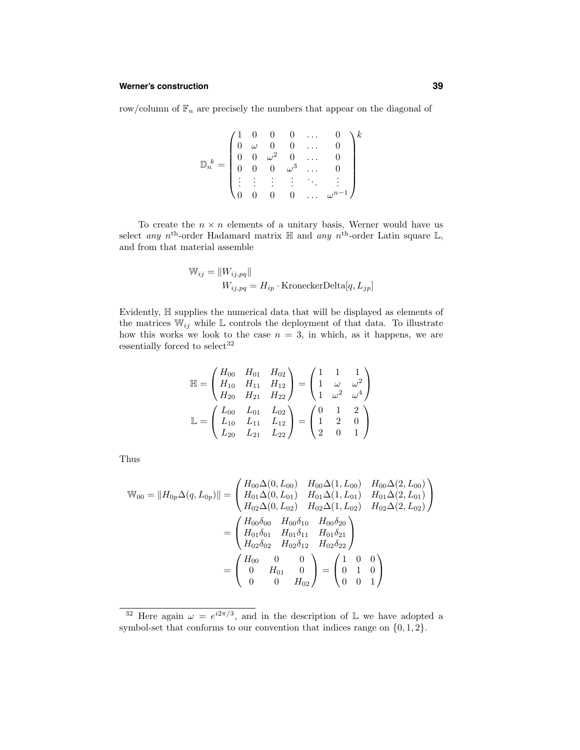row/column of $\mathbb{F}_n$ are precisely the numbers that appear on the diagonal of

$$\mathbb{D}_n{}^k = \begin{pmatrix} 1 & 0 & 0 & 0 & \dots & 0 \\ 0 & \omega & 0 & 0 & \dots & 0 \\ 0 & 0 & \omega^2 & 0 & \dots & 0 \\ 0 & 0 & 0 & \omega^3 & \dots & 0 \\ \vdots & \vdots & \vdots & \vdots & \ddots & \vdots \\ 0 & 0 & 0 & 0 & \dots & \omega^{n-1} \end{pmatrix}^k$$

To create the $n \times n$ elements of a unitary basis, Werner would have us select *any* $n^{\text{th}}$-order Hadamard matrix $\mathbb{H}$ and *any* $n^{\text{th}}$-order Latin square $\mathbb{L}$, and from that material assemble

$$\begin{aligned} \mathbb{W}_{ij} &= \|W_{ij,pq}\| \\ &\qquad W_{ij,pq} = H_{ip} \cdot \text{KroneckerDelta}[q, L_{jp}] \end{aligned}$$

Evidently, $\mathbb{H}$ supplies the numerical data that will be displayed as elements of the matrices $\mathbb{W}_{ij}$ while $\mathbb{L}$ controls the deployment of that data. To illustrate how this works we look to the case $n = 3$, in which, as it happens, we are essentially forced to select[32]

$$\mathbb{H} = \begin{pmatrix} H_{00} & H_{01} & H_{02} \\ H_{10} & H_{11} & H_{12} \\ H_{20} & H_{21} & H_{22} \end{pmatrix} = \begin{pmatrix} 1 & 1 & 1 \\ 1 & \omega & \omega^2 \\ 1 & \omega^2 & \omega^4 \end{pmatrix}$$

$$\mathbb{L} = \begin{pmatrix} L_{00} & L_{01} & L_{02} \\ L_{10} & L_{11} & L_{12} \\ L_{20} & L_{21} & L_{22} \end{pmatrix} = \begin{pmatrix} 0 & 1 & 2 \\ 1 & 2 & 0 \\ 2 & 0 & 1 \end{pmatrix}$$

Thus

$$\begin{aligned} \mathbb{W}_{00} = \|H_{0p}\Delta(q, L_{0p})\| &= \begin{pmatrix} H_{00}\Delta(0, L_{00}) & H_{00}\Delta(1, L_{00}) & H_{00}\Delta(2, L_{00}) \\ H_{01}\Delta(0, L_{01}) & H_{01}\Delta(1, L_{01}) & H_{01}\Delta(2, L_{01}) \\ H_{02}\Delta(0, L_{02}) & H_{02}\Delta(1, L_{02}) & H_{02}\Delta(2, L_{02}) \end{pmatrix} \\ &= \begin{pmatrix} H_{00}\delta_{00} & H_{00}\delta_{10} & H_{00}\delta_{20} \\ H_{01}\delta_{01} & H_{01}\delta_{11} & H_{01}\delta_{21} \\ H_{02}\delta_{02} & H_{02}\delta_{12} & H_{02}\delta_{22} \end{pmatrix} \\ &= \begin{pmatrix} H_{00} & 0 & 0 \\ 0 & H_{01} & 0 \\ 0 & 0 & H_{02} \end{pmatrix} = \begin{pmatrix} 1 & 0 & 0 \\ 0 & 1 & 0 \\ 0 & 0 & 1 \end{pmatrix} \end{aligned}$$

---

[32] Here again $\omega = e^{i2\pi/3}$, and in the description of $\mathbb{L}$ we have adopted a symbol-set that conforms to our convention that indices range on $\{0, 1, 2\}$.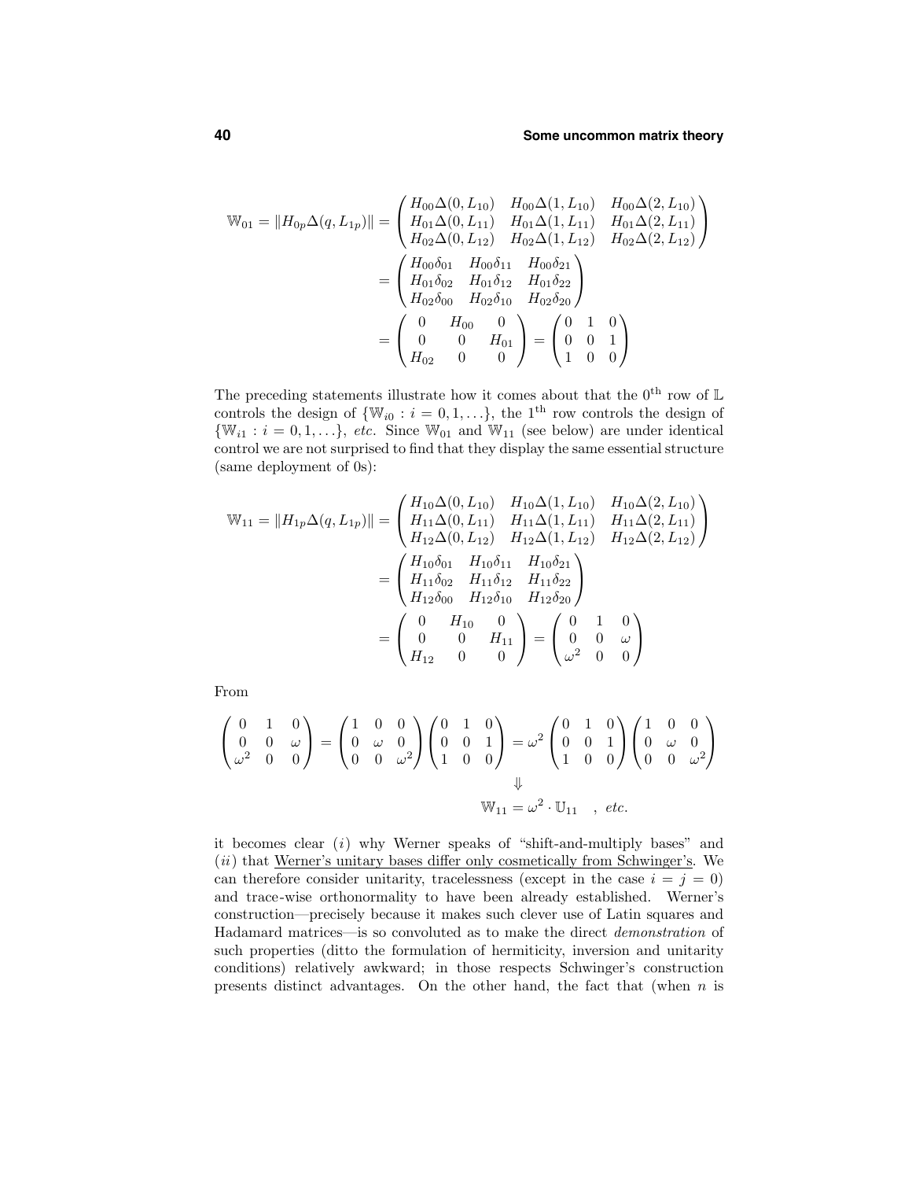$$
\begin{aligned}
\mathbb{W}_{01} = \|H_{0p}\Delta(q, L_{1p})\| &= \begin{pmatrix} H_{00}\Delta(0, L_{10}) & H_{00}\Delta(1, L_{10}) & H_{00}\Delta(2, L_{10}) \\ H_{01}\Delta(0, L_{11}) & H_{01}\Delta(1, L_{11}) & H_{01}\Delta(2, L_{11}) \\ H_{02}\Delta(0, L_{12}) & H_{02}\Delta(1, L_{12}) & H_{02}\Delta(2, L_{12}) \end{pmatrix} \\
&= \begin{pmatrix} H_{00}\delta_{01} & H_{00}\delta_{11} & H_{00}\delta_{21} \\ H_{01}\delta_{02} & H_{01}\delta_{12} & H_{01}\delta_{22} \\ H_{02}\delta_{00} & H_{02}\delta_{10} & H_{02}\delta_{20} \end{pmatrix} \\
&= \begin{pmatrix} 0 & H_{00} & 0 \\ 0 & 0 & H_{01} \\ H_{02} & 0 & 0 \end{pmatrix} = \begin{pmatrix} 0 & 1 & 0 \\ 0 & 0 & 1 \\ 1 & 0 & 0 \end{pmatrix}
\end{aligned}
$$

The preceding statements illustrate how it comes about that the $0^{\text{th}}$ row of $\mathbb{L}$ controls the design of $\{\mathbb{W}_{i0} : i = 0, 1, \ldots\}$, the $1^{\text{th}}$ row controls the design of $\{\mathbb{W}_{i1} : i = 0, 1, \ldots\}$, *etc.* Since $\mathbb{W}_{01}$ and $\mathbb{W}_{11}$ (see below) are under identical control we are not surprised to find that they display the same essential structure (same deployment of 0s):

$$
\begin{aligned}
\mathbb{W}_{11} = \|H_{1p}\Delta(q, L_{1p})\| &= \begin{pmatrix} H_{10}\Delta(0, L_{10}) & H_{10}\Delta(1, L_{10}) & H_{10}\Delta(2, L_{10}) \\ H_{11}\Delta(0, L_{11}) & H_{11}\Delta(1, L_{11}) & H_{11}\Delta(2, L_{11}) \\ H_{12}\Delta(0, L_{12}) & H_{12}\Delta(1, L_{12}) & H_{12}\Delta(2, L_{12}) \end{pmatrix} \\
&= \begin{pmatrix} H_{10}\delta_{01} & H_{10}\delta_{11} & H_{10}\delta_{21} \\ H_{11}\delta_{02} & H_{11}\delta_{12} & H_{11}\delta_{22} \\ H_{12}\delta_{00} & H_{12}\delta_{10} & H_{12}\delta_{20} \end{pmatrix} \\
&= \begin{pmatrix} 0 & H_{10} & 0 \\ 0 & 0 & H_{11} \\ H_{12} & 0 & 0 \end{pmatrix} = \begin{pmatrix} 0 & 1 & 0 \\ 0 & 0 & \omega \\ \omega^2 & 0 & 0 \end{pmatrix}
\end{aligned}
$$

From

$$
\begin{pmatrix} 0 & 1 & 0 \\ 0 & 0 & \omega \\ \omega^2 & 0 & 0 \end{pmatrix} = \begin{pmatrix} 1 & 0 & 0 \\ 0 & \omega & 0 \\ 0 & 0 & \omega^2 \end{pmatrix} \begin{pmatrix} 0 & 1 & 0 \\ 0 & 0 & 1 \\ 1 & 0 & 0 \end{pmatrix} = \omega^2 \begin{pmatrix} 0 & 1 & 0 \\ 0 & 0 & 1 \\ 1 & 0 & 0 \end{pmatrix} \begin{pmatrix} 1 & 0 & 0 \\ 0 & \omega & 0 \\ 0 & 0 & \omega^2 \end{pmatrix}
$$

$$
\Downarrow
$$

$$
\mathbb{W}_{11} = \omega^2 \cdot \mathbb{U}_{11} \quad , \; \textit{etc.}
$$

it becomes clear $(i)$ why Werner speaks of "shift-and-multiply bases" and $(ii)$ that Werner's unitary bases differ only cosmetically from Schwinger's. We can therefore consider unitarity, tracelessness (except in the case $i = j = 0$) and trace-wise orthonormality to have been already established. Werner's construction—precisely because it makes such clever use of Latin squares and Hadamard matrices—is so convoluted as to make the direct *demonstration* of such properties (ditto the formulation of hermiticity, inversion and unitarity conditions) relatively awkward; in those respects Schwinger's construction presents distinct advantages. On the other hand, the fact that (when $n$ is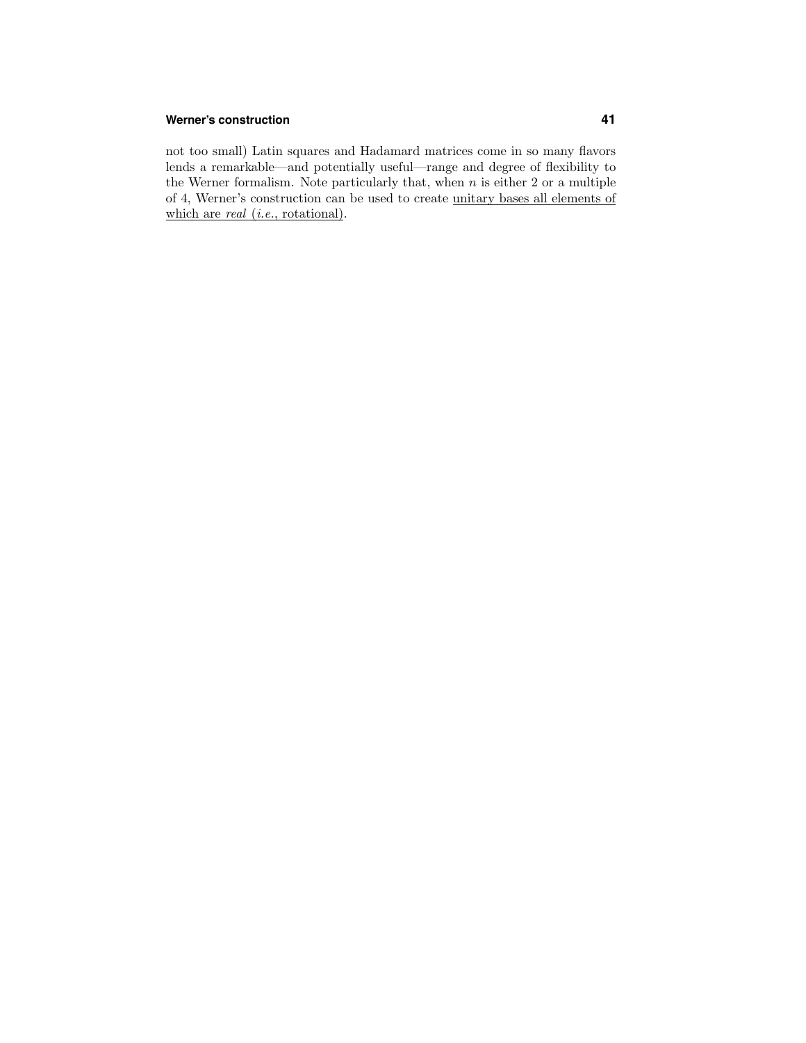not too small) Latin squares and Hadamard matrices come in so many flavors lends a remarkable—and potentially useful—range and degree of flexibility to the Werner formalism. Note particularly that, when $n$ is either 2 or a multiple of 4, Werner's construction can be used to create <u>unitary bases all elements of which are *real* (*i.e.*, rotational)</u>.